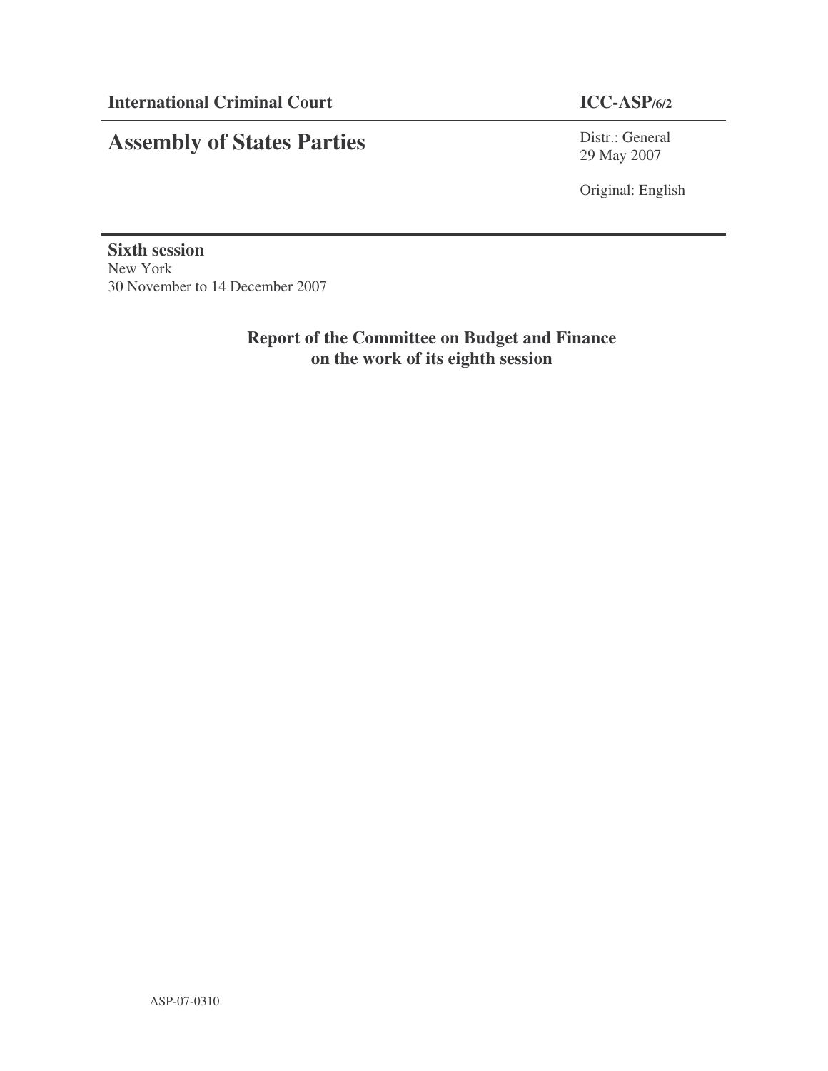**International Criminal Court** | **ICC-ASP/6/2**

# Assembly of States Parties

Distr.: General
29 May 2007

Original: English

**Sixth session**
New York
30 November to 14 December 2007

## Report of the Committee on Budget and Finance on the work of its eighth session

ASP-07-0310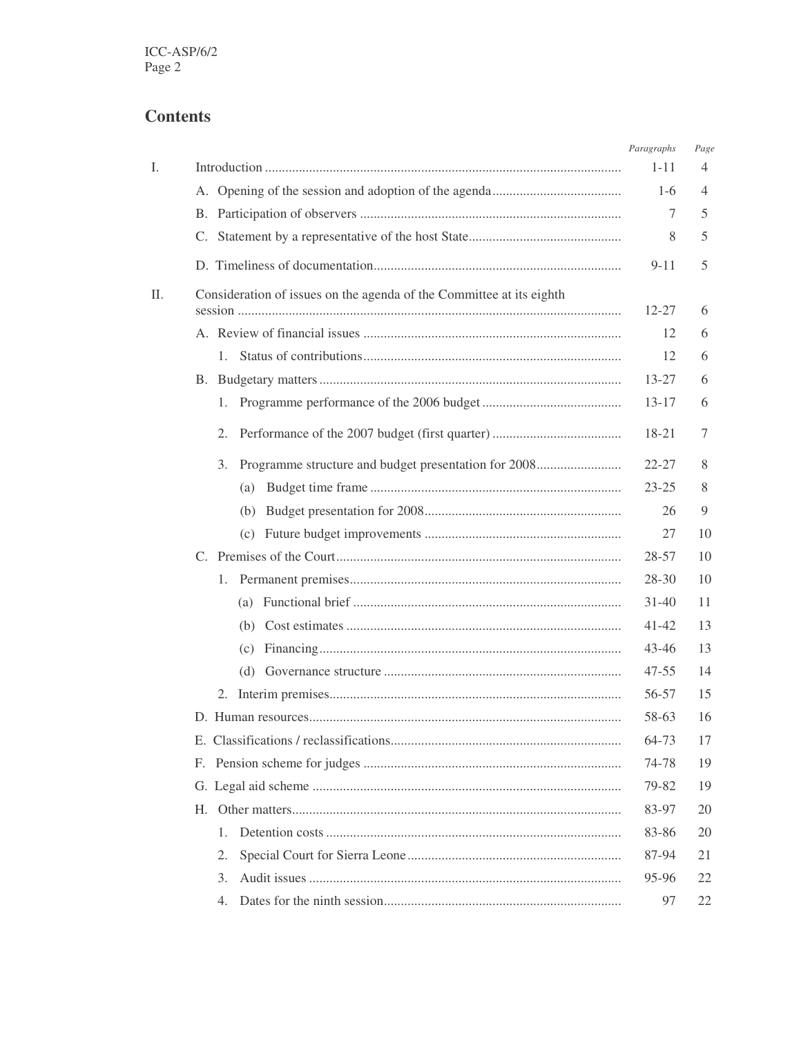## Contents

| | | Paragraphs | Page |
|---|---|---|---|
| I. | Introduction | 1-11 | 4 |
| | A. Opening of the session and adoption of the agenda | 1-6 | 4 |
| | B. Participation of observers | 7 | 5 |
| | C. Statement by a representative of the host State | 8 | 5 |
| | D. Timeliness of documentation | 9-11 | 5 |
| II. | Consideration of issues on the agenda of the Committee at its eighth session | 12-27 | 6 |
| | A. Review of financial issues | 12 | 6 |
| | 1. Status of contributions | 12 | 6 |
| | B. Budgetary matters | 13-27 | 6 |
| | 1. Programme performance of the 2006 budget | 13-17 | 6 |
| | 2. Performance of the 2007 budget (first quarter) | 18-21 | 7 |
| | 3. Programme structure and budget presentation for 2008 | 22-27 | 8 |
| | (a) Budget time frame | 23-25 | 8 |
| | (b) Budget presentation for 2008 | 26 | 9 |
| | (c) Future budget improvements | 27 | 10 |
| | C. Premises of the Court | 28-57 | 10 |
| | 1. Permanent premises | 28-30 | 10 |
| | (a) Functional brief | 31-40 | 11 |
| | (b) Cost estimates | 41-42 | 13 |
| | (c) Financing | 43-46 | 13 |
| | (d) Governance structure | 47-55 | 14 |
| | 2. Interim premises | 56-57 | 15 |
| | D. Human resources | 58-63 | 16 |
| | E. Classifications / reclassifications | 64-73 | 17 |
| | F. Pension scheme for judges | 74-78 | 19 |
| | G. Legal aid scheme | 79-82 | 19 |
| | H. Other matters | 83-97 | 20 |
| | 1. Detention costs | 83-86 | 20 |
| | 2. Special Court for Sierra Leone | 87-94 | 21 |
| | 3. Audit issues | 95-96 | 22 |
| | 4. Dates for the ninth session | 97 | 22 |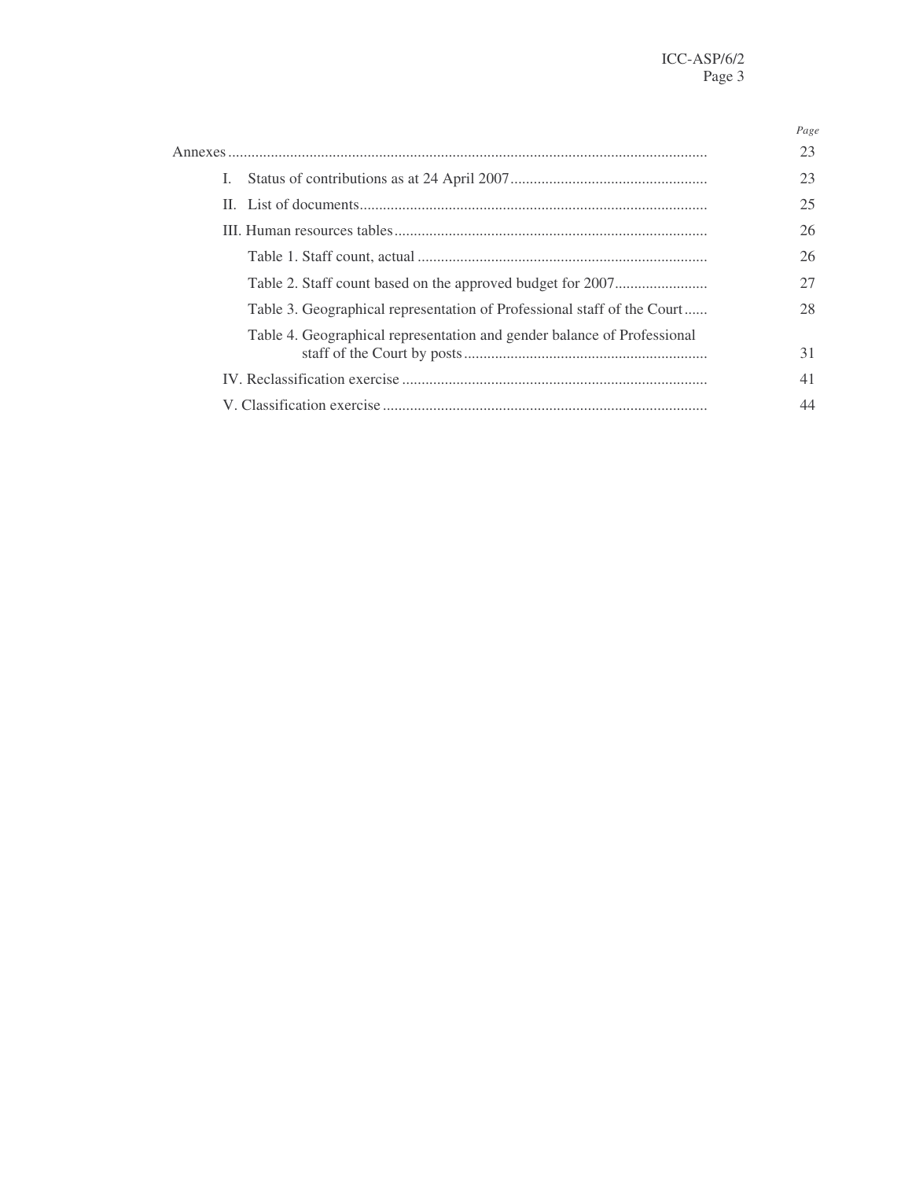| | Page |
|---|---|
| Annexes | 23 |
| I. Status of contributions as at 24 April 2007 | 23 |
| II. List of documents | 25 |
| III. Human resources tables | 26 |
| Table 1. Staff count, actual | 26 |
| Table 2. Staff count based on the approved budget for 2007 | 27 |
| Table 3. Geographical representation of Professional staff of the Court | 28 |
| Table 4. Geographical representation and gender balance of Professional staff of the Court by posts | 31 |
| IV. Reclassification exercise | 41 |
| V. Classification exercise | 44 |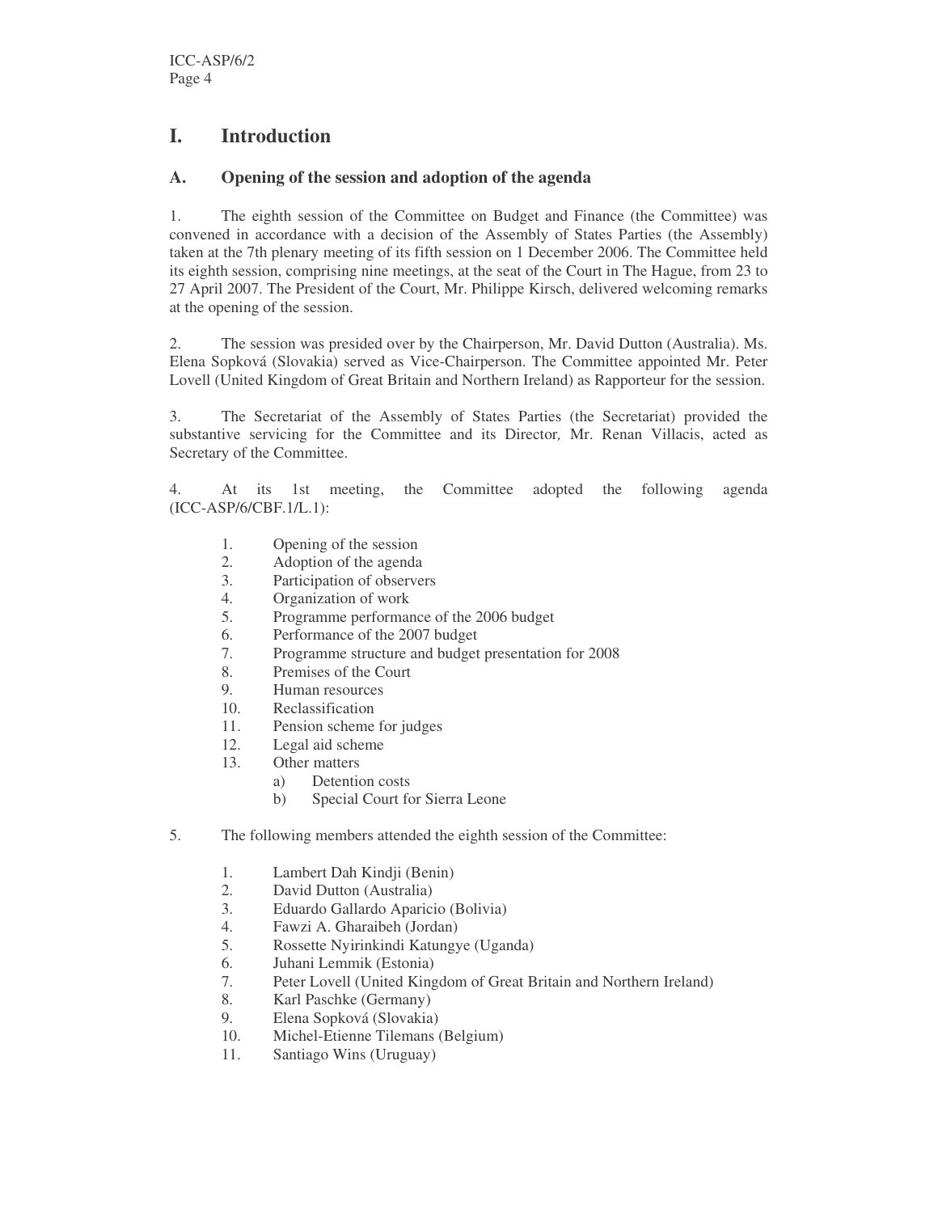# I. Introduction

## A. Opening of the session and adoption of the agenda

1. The eighth session of the Committee on Budget and Finance (the Committee) was convened in accordance with a decision of the Assembly of States Parties (the Assembly) taken at the 7th plenary meeting of its fifth session on 1 December 2006. The Committee held its eighth session, comprising nine meetings, at the seat of the Court in The Hague, from 23 to 27 April 2007. The President of the Court, Mr. Philippe Kirsch, delivered welcoming remarks at the opening of the session.

2. The session was presided over by the Chairperson, Mr. David Dutton (Australia). Ms. Elena Sopková (Slovakia) served as Vice-Chairperson. The Committee appointed Mr. Peter Lovell (United Kingdom of Great Britain and Northern Ireland) as Rapporteur for the session.

3. The Secretariat of the Assembly of States Parties (the Secretariat) provided the substantive servicing for the Committee and its Director, Mr. Renan Villacis, acted as Secretary of the Committee.

4. At its 1st meeting, the Committee adopted the following agenda (ICC-ASP/6/CBF.1/L.1):

1. Opening of the session
2. Adoption of the agenda
3. Participation of observers
4. Organization of work
5. Programme performance of the 2006 budget
6. Performance of the 2007 budget
7. Programme structure and budget presentation for 2008
8. Premises of the Court
9. Human resources
10. Reclassification
11. Pension scheme for judges
12. Legal aid scheme
13. Other matters
    a) Detention costs
    b) Special Court for Sierra Leone

5. The following members attended the eighth session of the Committee:

1. Lambert Dah Kindji (Benin)
2. David Dutton (Australia)
3. Eduardo Gallardo Aparicio (Bolivia)
4. Fawzi A. Gharaibeh (Jordan)
5. Rossette Nyirinkindi Katungye (Uganda)
6. Juhani Lemmik (Estonia)
7. Peter Lovell (United Kingdom of Great Britain and Northern Ireland)
8. Karl Paschke (Germany)
9. Elena Sopková (Slovakia)
10. Michel-Etienne Tilemans (Belgium)
11. Santiago Wins (Uruguay)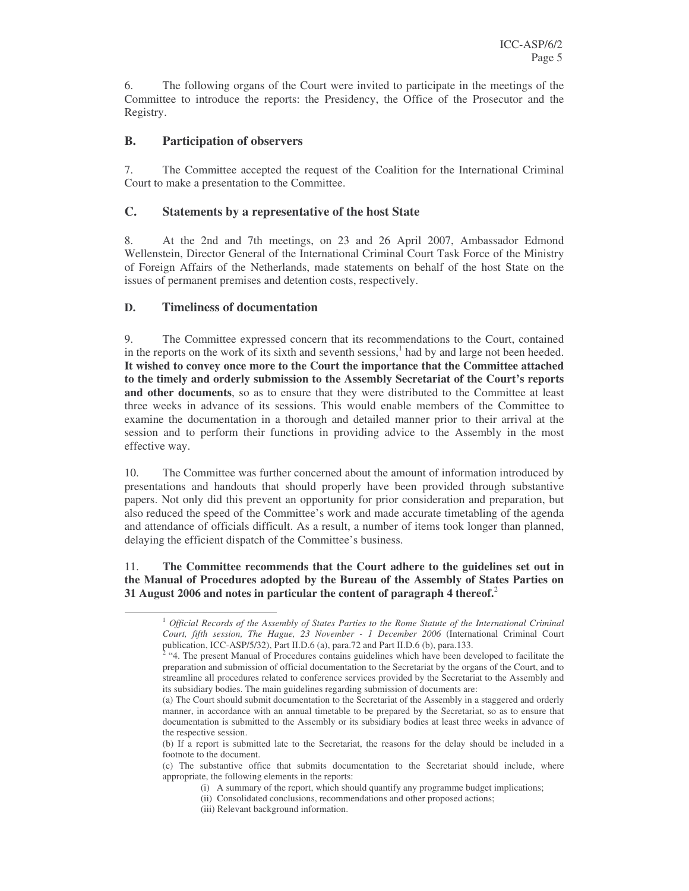6. The following organs of the Court were invited to participate in the meetings of the Committee to introduce the reports: the Presidency, the Office of the Prosecutor and the Registry.

## B. Participation of observers

7. The Committee accepted the request of the Coalition for the International Criminal Court to make a presentation to the Committee.

## C. Statements by a representative of the host State

8. At the 2nd and 7th meetings, on 23 and 26 April 2007, Ambassador Edmond Wellenstein, Director General of the International Criminal Court Task Force of the Ministry of Foreign Affairs of the Netherlands, made statements on behalf of the host State on the issues of permanent premises and detention costs, respectively.

## D. Timeliness of documentation

9. The Committee expressed concern that its recommendations to the Court, contained in the reports on the work of its sixth and seventh sessions,[1] had by and large not been heeded. **It wished to convey once more to the Court the importance that the Committee attached to the timely and orderly submission to the Assembly Secretariat of the Court's reports and other documents**, so as to ensure that they were distributed to the Committee at least three weeks in advance of its sessions. This would enable members of the Committee to examine the documentation in a thorough and detailed manner prior to their arrival at the session and to perform their functions in providing advice to the Assembly in the most effective way.

10. The Committee was further concerned about the amount of information introduced by presentations and handouts that should properly have been provided through substantive papers. Not only did this prevent an opportunity for prior consideration and preparation, but also reduced the speed of the Committee's work and made accurate timetabling of the agenda and attendance of officials difficult. As a result, a number of items took longer than planned, delaying the efficient dispatch of the Committee's business.

11. **The Committee recommends that the Court adhere to the guidelines set out in the Manual of Procedures adopted by the Bureau of the Assembly of States Parties on 31 August 2006 and notes in particular the content of paragraph 4 thereof.**[2]

---

[1] *Official Records of the Assembly of States Parties to the Rome Statute of the International Criminal Court, fifth session, The Hague, 23 November - 1 December 2006* (International Criminal Court publication, ICC-ASP/5/32), Part II.D.6 (a), para.72 and Part II.D.6 (b), para.133.

[2] "4. The present Manual of Procedures contains guidelines which have been developed to facilitate the preparation and submission of official documentation to the Secretariat by the organs of the Court, and to streamline all procedures related to conference services provided by the Secretariat to the Assembly and its subsidiary bodies. The main guidelines regarding submission of documents are:

(a) The Court should submit documentation to the Secretariat of the Assembly in a staggered and orderly manner, in accordance with an annual timetable to be prepared by the Secretariat, so as to ensure that documentation is submitted to the Assembly or its subsidiary bodies at least three weeks in advance of the respective session.

(b) If a report is submitted late to the Secretariat, the reasons for the delay should be included in a footnote to the document.

(c) The substantive office that submits documentation to the Secretariat should include, where appropriate, the following elements in the reports:

(i) A summary of the report, which should quantify any programme budget implications;

(ii) Consolidated conclusions, recommendations and other proposed actions;

(iii) Relevant background information.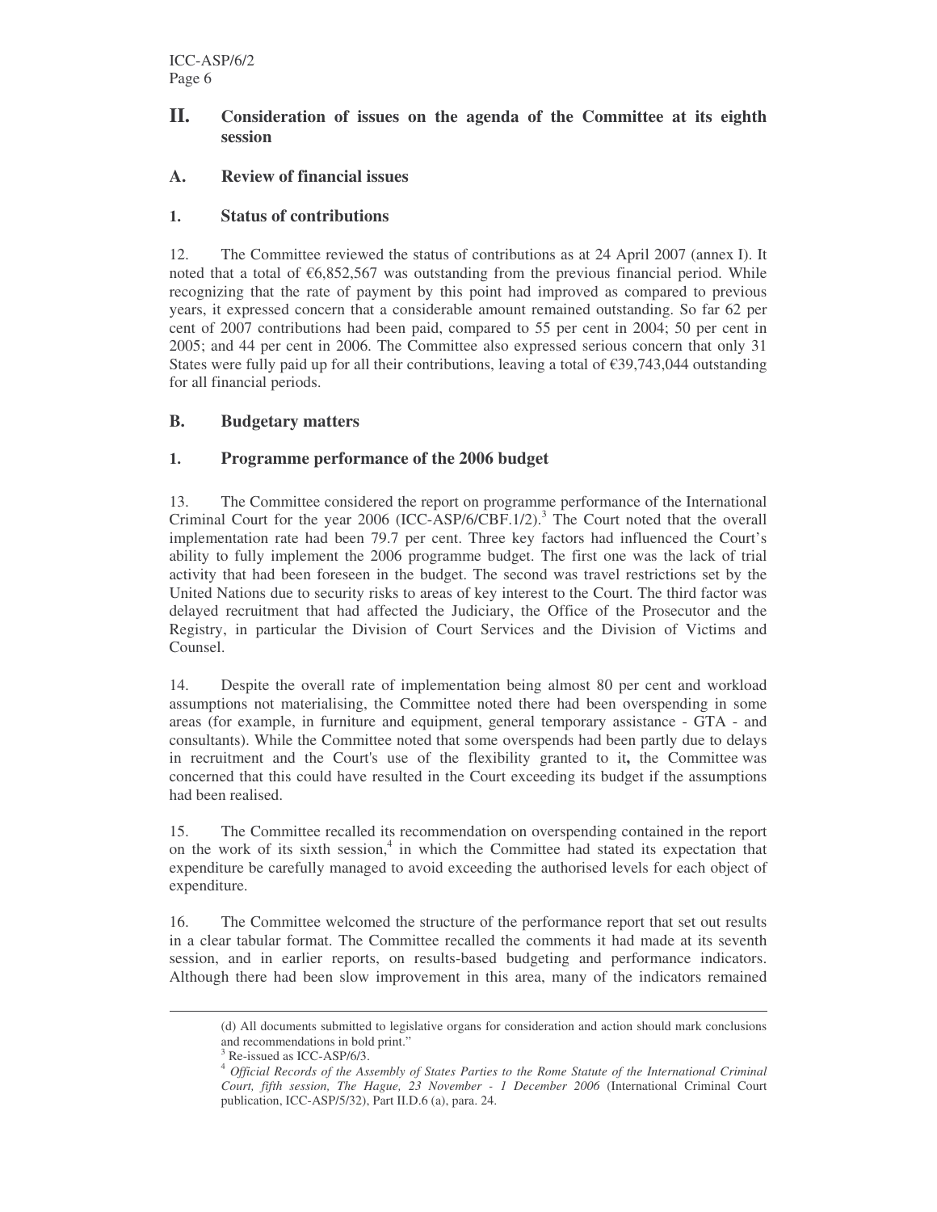## II. Consideration of issues on the agenda of the Committee at its eighth session

### A. Review of financial issues

#### 1. Status of contributions

12. The Committee reviewed the status of contributions as at 24 April 2007 (annex I). It noted that a total of €6,852,567 was outstanding from the previous financial period. While recognizing that the rate of payment by this point had improved as compared to previous years, it expressed concern that a considerable amount remained outstanding. So far 62 per cent of 2007 contributions had been paid, compared to 55 per cent in 2004; 50 per cent in 2005; and 44 per cent in 2006. The Committee also expressed serious concern that only 31 States were fully paid up for all their contributions, leaving a total of €39,743,044 outstanding for all financial periods.

### B. Budgetary matters

#### 1. Programme performance of the 2006 budget

13. The Committee considered the report on programme performance of the International Criminal Court for the year 2006 (ICC-ASP/6/CBF.1/2).[3] The Court noted that the overall implementation rate had been 79.7 per cent. Three key factors had influenced the Court's ability to fully implement the 2006 programme budget. The first one was the lack of trial activity that had been foreseen in the budget. The second was travel restrictions set by the United Nations due to security risks to areas of key interest to the Court. The third factor was delayed recruitment that had affected the Judiciary, the Office of the Prosecutor and the Registry, in particular the Division of Court Services and the Division of Victims and Counsel.

14. Despite the overall rate of implementation being almost 80 per cent and workload assumptions not materialising, the Committee noted there had been overspending in some areas (for example, in furniture and equipment, general temporary assistance - GTA - and consultants). While the Committee noted that some overspends had been partly due to delays in recruitment and the Court's use of the flexibility granted to it**,** the Committee was concerned that this could have resulted in the Court exceeding its budget if the assumptions had been realised.

15. The Committee recalled its recommendation on overspending contained in the report on the work of its sixth session,[4] in which the Committee had stated its expectation that expenditure be carefully managed to avoid exceeding the authorised levels for each object of expenditure.

16. The Committee welcomed the structure of the performance report that set out results in a clear tabular format. The Committee recalled the comments it had made at its seventh session, and in earlier reports, on results-based budgeting and performance indicators. Although there had been slow improvement in this area, many of the indicators remained

---

(d) All documents submitted to legislative organs for consideration and action should mark conclusions and recommendations in bold print."

[3] Re-issued as ICC-ASP/6/3.

[4] *Official Records of the Assembly of States Parties to the Rome Statute of the International Criminal Court, fifth session, The Hague, 23 November - 1 December 2006* (International Criminal Court publication, ICC-ASP/5/32), Part II.D.6 (a), para. 24.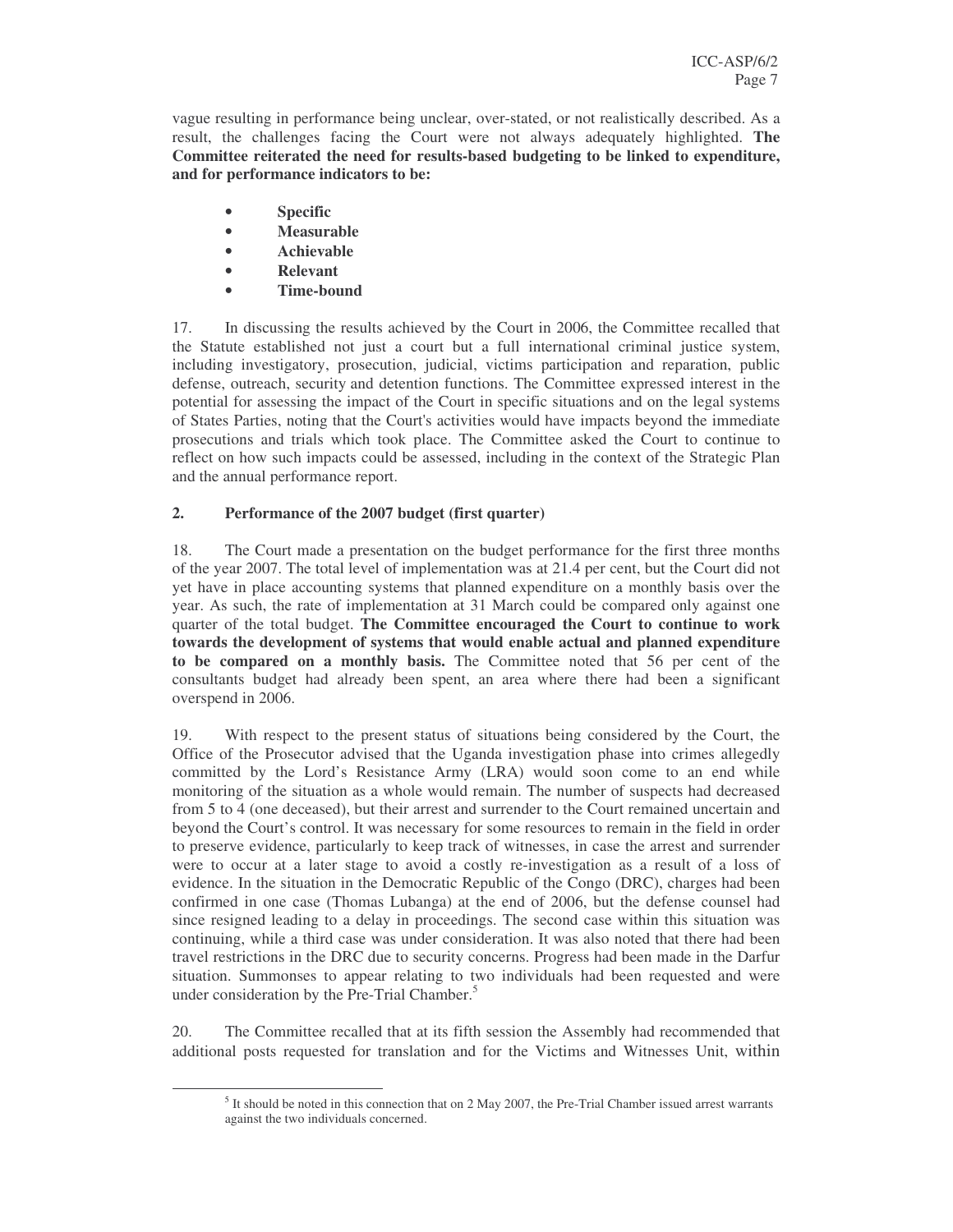vague resulting in performance being unclear, over-stated, or not realistically described. As a result, the challenges facing the Court were not always adequately highlighted. **The Committee reiterated the need for results-based budgeting to be linked to expenditure, and for performance indicators to be:**

- **Specific**
- **Measurable**
- **Achievable**
- **Relevant**
- **Time-bound**

17. In discussing the results achieved by the Court in 2006, the Committee recalled that the Statute established not just a court but a full international criminal justice system, including investigatory, prosecution, judicial, victims participation and reparation, public defense, outreach, security and detention functions. The Committee expressed interest in the potential for assessing the impact of the Court in specific situations and on the legal systems of States Parties, noting that the Court's activities would have impacts beyond the immediate prosecutions and trials which took place. The Committee asked the Court to continue to reflect on how such impacts could be assessed, including in the context of the Strategic Plan and the annual performance report.

### 2. Performance of the 2007 budget (first quarter)

18. The Court made a presentation on the budget performance for the first three months of the year 2007. The total level of implementation was at 21.4 per cent, but the Court did not yet have in place accounting systems that planned expenditure on a monthly basis over the year. As such, the rate of implementation at 31 March could be compared only against one quarter of the total budget. **The Committee encouraged the Court to continue to work towards the development of systems that would enable actual and planned expenditure to be compared on a monthly basis.** The Committee noted that 56 per cent of the consultants budget had already been spent, an area where there had been a significant overspend in 2006.

19. With respect to the present status of situations being considered by the Court, the Office of the Prosecutor advised that the Uganda investigation phase into crimes allegedly committed by the Lord's Resistance Army (LRA) would soon come to an end while monitoring of the situation as a whole would remain. The number of suspects had decreased from 5 to 4 (one deceased), but their arrest and surrender to the Court remained uncertain and beyond the Court's control. It was necessary for some resources to remain in the field in order to preserve evidence, particularly to keep track of witnesses, in case the arrest and surrender were to occur at a later stage to avoid a costly re-investigation as a result of a loss of evidence. In the situation in the Democratic Republic of the Congo (DRC), charges had been confirmed in one case (Thomas Lubanga) at the end of 2006, but the defense counsel had since resigned leading to a delay in proceedings. The second case within this situation was continuing, while a third case was under consideration. It was also noted that there had been travel restrictions in the DRC due to security concerns. Progress had been made in the Darfur situation. Summonses to appear relating to two individuals had been requested and were under consideration by the Pre-Trial Chamber.[5]

20. The Committee recalled that at its fifth session the Assembly had recommended that additional posts requested for translation and for the Victims and Witnesses Unit, within

[5] It should be noted in this connection that on 2 May 2007, the Pre-Trial Chamber issued arrest warrants against the two individuals concerned.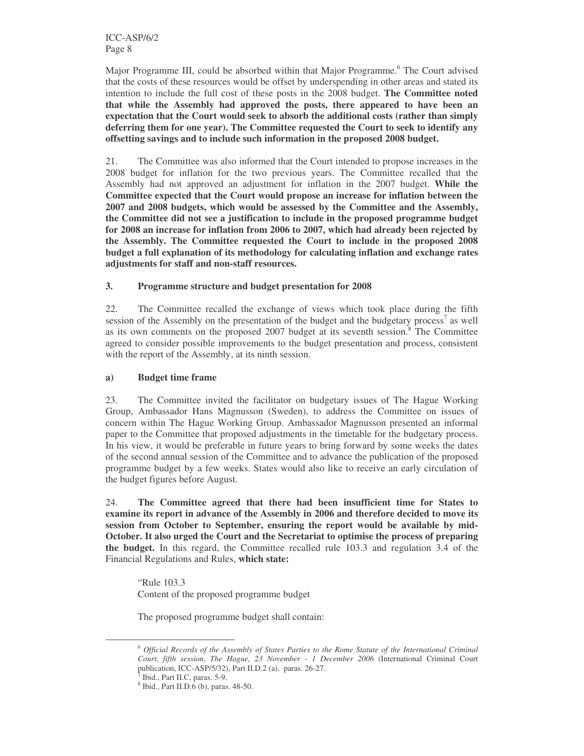Major Programme III, could be absorbed within that Major Programme.[6] The Court advised that the costs of these resources would be offset by underspending in other areas and stated its intention to include the full cost of these posts in the 2008 budget. **The Committee noted that while the Assembly had approved the posts, there appeared to have been an expectation that the Court would seek to absorb the additional costs (rather than simply deferring them for one year). The Committee requested the Court to seek to identify any offsetting savings and to include such information in the proposed 2008 budget.**

21. The Committee was also informed that the Court intended to propose increases in the 2008 budget for inflation for the two previous years. The Committee recalled that the Assembly had not approved an adjustment for inflation in the 2007 budget. **While the Committee expected that the Court would propose an increase for inflation between the 2007 and 2008 budgets, which would be assessed by the Committee and the Assembly, the Committee did not see a justification to include in the proposed programme budget for 2008 an increase for inflation from 2006 to 2007, which had already been rejected by the Assembly. The Committee requested the Court to include in the proposed 2008 budget a full explanation of its methodology for calculating inflation and exchange rates adjustments for staff and non-staff resources.**

### 3. Programme structure and budget presentation for 2008

22. The Committee recalled the exchange of views which took place during the fifth session of the Assembly on the presentation of the budget and the budgetary process[7] as well as its own comments on the proposed 2007 budget at its seventh session.[8] The Committee agreed to consider possible improvements to the budget presentation and process, consistent with the report of the Assembly, at its ninth session.

#### a) Budget time frame

23. The Committee invited the facilitator on budgetary issues of The Hague Working Group, Ambassador Hans Magnusson (Sweden), to address the Committee on issues of concern within The Hague Working Group. Ambassador Magnusson presented an informal paper to the Committee that proposed adjustments in the timetable for the budgetary process. In his view, it would be preferable in future years to bring forward by some weeks the dates of the second annual session of the Committee and to advance the publication of the proposed programme budget by a few weeks. States would also like to receive an early circulation of the budget figures before August.

24. **The Committee agreed that there had been insufficient time for States to examine its report in advance of the Assembly in 2006 and therefore decided to move its session from October to September, ensuring the report would be available by mid-October. It also urged the Court and the Secretariat to optimise the process of preparing the budget.** In this regard, the Committee recalled rule 103.3 and regulation 3.4 of the Financial Regulations and Rules, **which state:**

> "Rule 103.3
> Content of the proposed programme budget
>
> The proposed programme budget shall contain:

---

[6] *Official Records of the Assembly of States Parties to the Rome Statute of the International Criminal Court, fifth session, The Hague, 23 November - 1 December 2006* (International Criminal Court publication, ICC-ASP/5/32), Part II.D.2 (a), paras. 26-27.

[7] Ibid., Part II.C, paras. 5-9.

[8] Ibid., Part II.D.6 (b), paras. 48-50.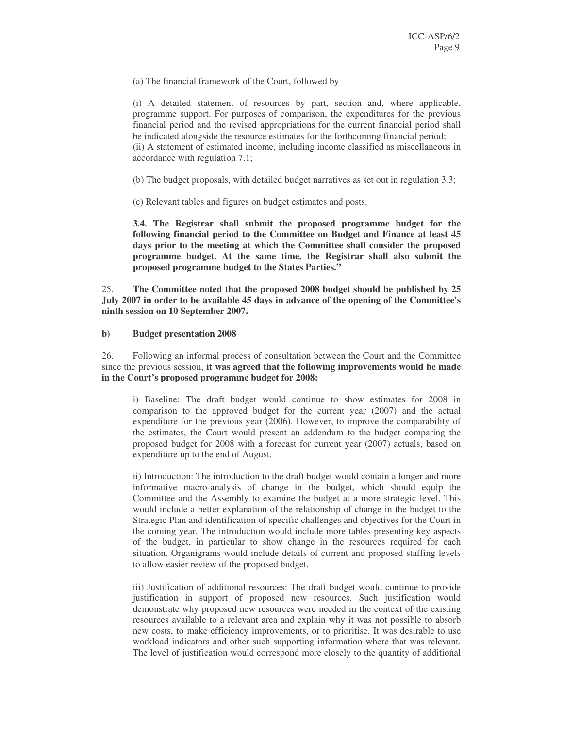(a) The financial framework of the Court, followed by

(i) A detailed statement of resources by part, section and, where applicable, programme support. For purposes of comparison, the expenditures for the previous financial period and the revised appropriations for the current financial period shall be indicated alongside the resource estimates for the forthcoming financial period;
(ii) A statement of estimated income, including income classified as miscellaneous in accordance with regulation 7.1;

(b) The budget proposals, with detailed budget narratives as set out in regulation 3.3;

(c) Relevant tables and figures on budget estimates and posts.

**3.4. The Registrar shall submit the proposed programme budget for the following financial period to the Committee on Budget and Finance at least 45 days prior to the meeting at which the Committee shall consider the proposed programme budget. At the same time, the Registrar shall also submit the proposed programme budget to the States Parties."**

25. **The Committee noted that the proposed 2008 budget should be published by 25 July 2007 in order to be available 45 days in advance of the opening of the Committee's ninth session on 10 September 2007.**

**b) Budget presentation 2008**

26. Following an informal process of consultation between the Court and the Committee since the previous session, **it was agreed that the following improvements would be made in the Court's proposed programme budget for 2008:**

i) Baseline: The draft budget would continue to show estimates for 2008 in comparison to the approved budget for the current year (2007) and the actual expenditure for the previous year (2006). However, to improve the comparability of the estimates, the Court would present an addendum to the budget comparing the proposed budget for 2008 with a forecast for current year (2007) actuals, based on expenditure up to the end of August.

ii) Introduction: The introduction to the draft budget would contain a longer and more informative macro-analysis of change in the budget, which should equip the Committee and the Assembly to examine the budget at a more strategic level. This would include a better explanation of the relationship of change in the budget to the Strategic Plan and identification of specific challenges and objectives for the Court in the coming year. The introduction would include more tables presenting key aspects of the budget, in particular to show change in the resources required for each situation. Organigrams would include details of current and proposed staffing levels to allow easier review of the proposed budget.

iii) Justification of additional resources: The draft budget would continue to provide justification in support of proposed new resources. Such justification would demonstrate why proposed new resources were needed in the context of the existing resources available to a relevant area and explain why it was not possible to absorb new costs, to make efficiency improvements, or to prioritise. It was desirable to use workload indicators and other such supporting information where that was relevant. The level of justification would correspond more closely to the quantity of additional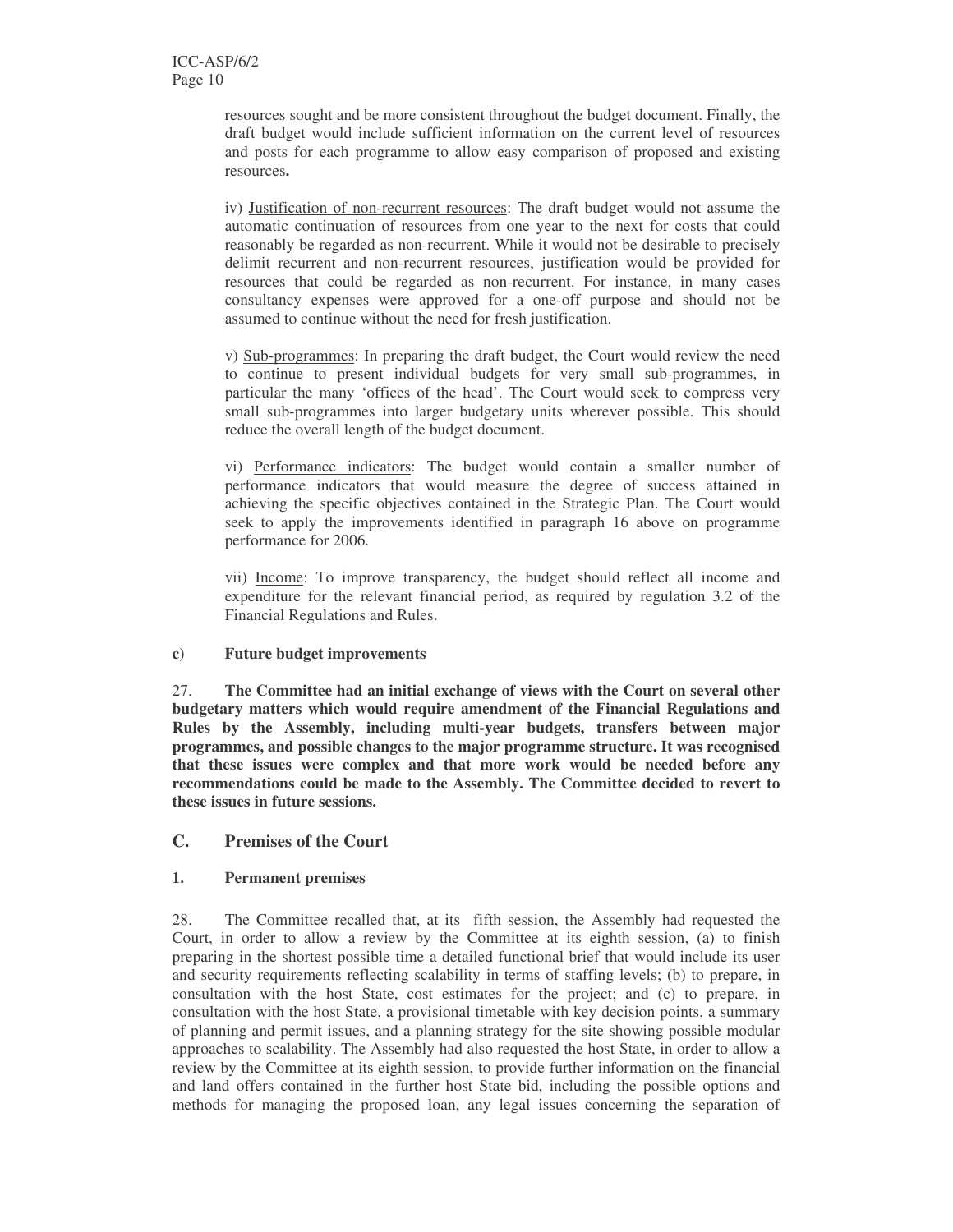resources sought and be more consistent throughout the budget document. Finally, the draft budget would include sufficient information on the current level of resources and posts for each programme to allow easy comparison of proposed and existing resources**.**

iv) Justification of non-recurrent resources: The draft budget would not assume the automatic continuation of resources from one year to the next for costs that could reasonably be regarded as non-recurrent. While it would not be desirable to precisely delimit recurrent and non-recurrent resources, justification would be provided for resources that could be regarded as non-recurrent. For instance, in many cases consultancy expenses were approved for a one-off purpose and should not be assumed to continue without the need for fresh justification.

v) Sub-programmes: In preparing the draft budget, the Court would review the need to continue to present individual budgets for very small sub-programmes, in particular the many 'offices of the head'. The Court would seek to compress very small sub-programmes into larger budgetary units wherever possible. This should reduce the overall length of the budget document.

vi) Performance indicators: The budget would contain a smaller number of performance indicators that would measure the degree of success attained in achieving the specific objectives contained in the Strategic Plan. The Court would seek to apply the improvements identified in paragraph 16 above on programme performance for 2006.

vii) Income: To improve transparency, the budget should reflect all income and expenditure for the relevant financial period, as required by regulation 3.2 of the Financial Regulations and Rules.

### c) Future budget improvements

27. **The Committee had an initial exchange of views with the Court on several other budgetary matters which would require amendment of the Financial Regulations and Rules by the Assembly, including multi-year budgets, transfers between major programmes, and possible changes to the major programme structure. It was recognised that these issues were complex and that more work would be needed before any recommendations could be made to the Assembly. The Committee decided to revert to these issues in future sessions.**

## C. Premises of the Court

### 1. Permanent premises

28. The Committee recalled that, at its fifth session, the Assembly had requested the Court, in order to allow a review by the Committee at its eighth session, (a) to finish preparing in the shortest possible time a detailed functional brief that would include its user and security requirements reflecting scalability in terms of staffing levels; (b) to prepare, in consultation with the host State, cost estimates for the project; and (c) to prepare, in consultation with the host State, a provisional timetable with key decision points, a summary of planning and permit issues, and a planning strategy for the site showing possible modular approaches to scalability. The Assembly had also requested the host State, in order to allow a review by the Committee at its eighth session, to provide further information on the financial and land offers contained in the further host State bid, including the possible options and methods for managing the proposed loan, any legal issues concerning the separation of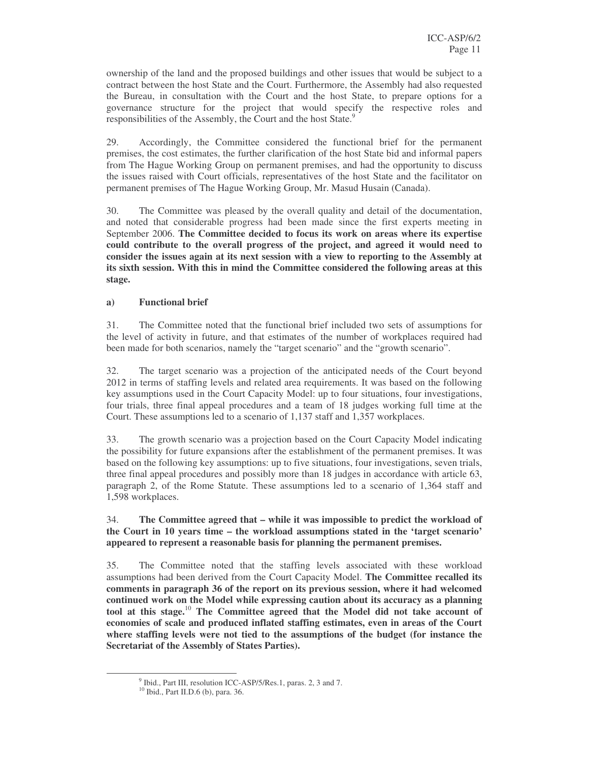ownership of the land and the proposed buildings and other issues that would be subject to a contract between the host State and the Court. Furthermore, the Assembly had also requested the Bureau, in consultation with the Court and the host State, to prepare options for a governance structure for the project that would specify the respective roles and responsibilities of the Assembly, the Court and the host State.[9]

29. Accordingly, the Committee considered the functional brief for the permanent premises, the cost estimates, the further clarification of the host State bid and informal papers from The Hague Working Group on permanent premises, and had the opportunity to discuss the issues raised with Court officials, representatives of the host State and the facilitator on permanent premises of The Hague Working Group, Mr. Masud Husain (Canada).

30. The Committee was pleased by the overall quality and detail of the documentation, and noted that considerable progress had been made since the first experts meeting in September 2006. **The Committee decided to focus its work on areas where its expertise could contribute to the overall progress of the project, and agreed it would need to consider the issues again at its next session with a view to reporting to the Assembly at its sixth session. With this in mind the Committee considered the following areas at this stage.**

### a) Functional brief

31. The Committee noted that the functional brief included two sets of assumptions for the level of activity in future, and that estimates of the number of workplaces required had been made for both scenarios, namely the "target scenario" and the "growth scenario".

32. The target scenario was a projection of the anticipated needs of the Court beyond 2012 in terms of staffing levels and related area requirements. It was based on the following key assumptions used in the Court Capacity Model: up to four situations, four investigations, four trials, three final appeal procedures and a team of 18 judges working full time at the Court. These assumptions led to a scenario of 1,137 staff and 1,357 workplaces.

33. The growth scenario was a projection based on the Court Capacity Model indicating the possibility for future expansions after the establishment of the permanent premises. It was based on the following key assumptions: up to five situations, four investigations, seven trials, three final appeal procedures and possibly more than 18 judges in accordance with article 63, paragraph 2, of the Rome Statute. These assumptions led to a scenario of 1,364 staff and 1,598 workplaces.

34. **The Committee agreed that – while it was impossible to predict the workload of the Court in 10 years time – the workload assumptions stated in the 'target scenario' appeared to represent a reasonable basis for planning the permanent premises.**

35. The Committee noted that the staffing levels associated with these workload assumptions had been derived from the Court Capacity Model. **The Committee recalled its comments in paragraph 36 of the report on its previous session, where it had welcomed continued work on the Model while expressing caution about its accuracy as a planning tool at this stage.**[10] **The Committee agreed that the Model did not take account of economies of scale and produced inflated staffing estimates, even in areas of the Court where staffing levels were not tied to the assumptions of the budget (for instance the Secretariat of the Assembly of States Parties).**

---

[9] Ibid., Part III, resolution ICC-ASP/5/Res.1, paras. 2, 3 and 7.

[10] Ibid., Part II.D.6 (b), para. 36.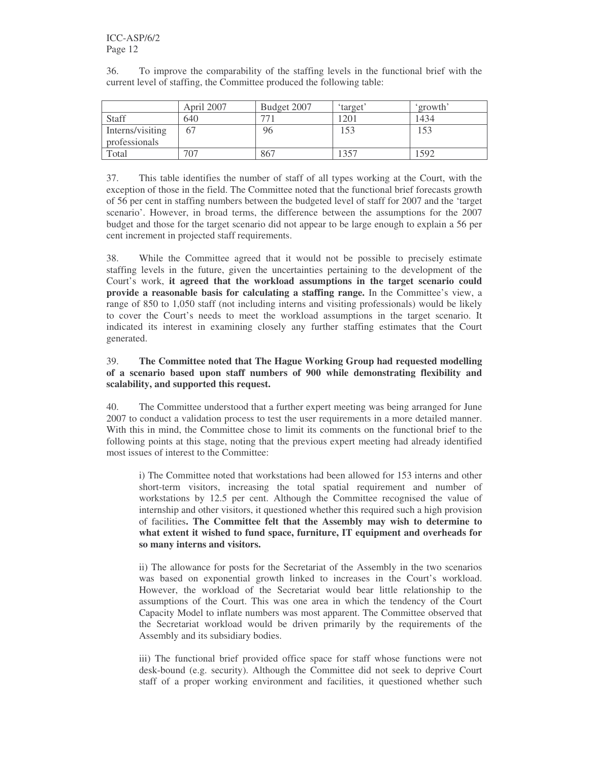36. To improve the comparability of the staffing levels in the functional brief with the current level of staffing, the Committee produced the following table:

| | April 2007 | Budget 2007 | 'target' | 'growth' |
|---|---|---|---|---|
| Staff | 640 | 771 | 1201 | 1434 |
| Interns/visiting professionals | 67 | 96 | 153 | 153 |
| Total | 707 | 867 | 1357 | 1592 |

37. This table identifies the number of staff of all types working at the Court, with the exception of those in the field. The Committee noted that the functional brief forecasts growth of 56 per cent in staffing numbers between the budgeted level of staff for 2007 and the 'target scenario'. However, in broad terms, the difference between the assumptions for the 2007 budget and those for the target scenario did not appear to be large enough to explain a 56 per cent increment in projected staff requirements.

38. While the Committee agreed that it would not be possible to precisely estimate staffing levels in the future, given the uncertainties pertaining to the development of the Court's work, **it agreed that the workload assumptions in the target scenario could provide a reasonable basis for calculating a staffing range.** In the Committee's view, a range of 850 to 1,050 staff (not including interns and visiting professionals) would be likely to cover the Court's needs to meet the workload assumptions in the target scenario. It indicated its interest in examining closely any further staffing estimates that the Court generated.

39. **The Committee noted that The Hague Working Group had requested modelling of a scenario based upon staff numbers of 900 while demonstrating flexibility and scalability, and supported this request.**

40. The Committee understood that a further expert meeting was being arranged for June 2007 to conduct a validation process to test the user requirements in a more detailed manner. With this in mind, the Committee chose to limit its comments on the functional brief to the following points at this stage, noting that the previous expert meeting had already identified most issues of interest to the Committee:

i) The Committee noted that workstations had been allowed for 153 interns and other short-term visitors, increasing the total spatial requirement and number of workstations by 12.5 per cent. Although the Committee recognised the value of internship and other visitors, it questioned whether this required such a high provision of facilities**. The Committee felt that the Assembly may wish to determine to what extent it wished to fund space, furniture, IT equipment and overheads for so many interns and visitors.**

ii) The allowance for posts for the Secretariat of the Assembly in the two scenarios was based on exponential growth linked to increases in the Court's workload. However, the workload of the Secretariat would bear little relationship to the assumptions of the Court. This was one area in which the tendency of the Court Capacity Model to inflate numbers was most apparent. The Committee observed that the Secretariat workload would be driven primarily by the requirements of the Assembly and its subsidiary bodies.

iii) The functional brief provided office space for staff whose functions were not desk-bound (e.g. security). Although the Committee did not seek to deprive Court staff of a proper working environment and facilities, it questioned whether such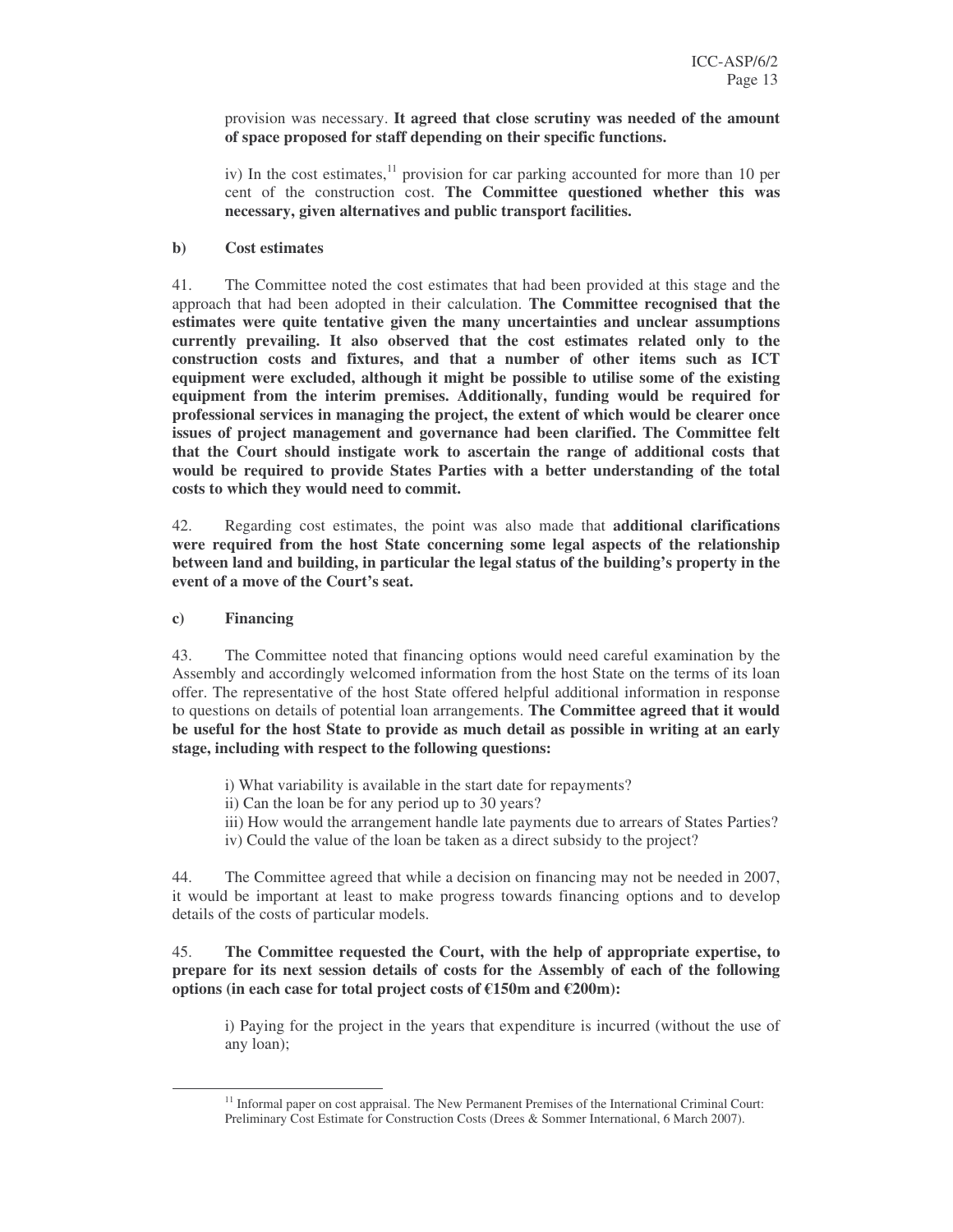provision was necessary. **It agreed that close scrutiny was needed of the amount of space proposed for staff depending on their specific functions.**

iv) In the cost estimates,[11] provision for car parking accounted for more than 10 per cent of the construction cost. **The Committee questioned whether this was necessary, given alternatives and public transport facilities.**

**b) Cost estimates**

41. The Committee noted the cost estimates that had been provided at this stage and the approach that had been adopted in their calculation. **The Committee recognised that the estimates were quite tentative given the many uncertainties and unclear assumptions currently prevailing. It also observed that the cost estimates related only to the construction costs and fixtures, and that a number of other items such as ICT equipment were excluded, although it might be possible to utilise some of the existing equipment from the interim premises. Additionally, funding would be required for professional services in managing the project, the extent of which would be clearer once issues of project management and governance had been clarified. The Committee felt that the Court should instigate work to ascertain the range of additional costs that would be required to provide States Parties with a better understanding of the total costs to which they would need to commit.**

42. Regarding cost estimates, the point was also made that **additional clarifications were required from the host State concerning some legal aspects of the relationship between land and building, in particular the legal status of the building's property in the event of a move of the Court's seat.**

**c) Financing**

43. The Committee noted that financing options would need careful examination by the Assembly and accordingly welcomed information from the host State on the terms of its loan offer. The representative of the host State offered helpful additional information in response to questions on details of potential loan arrangements. **The Committee agreed that it would be useful for the host State to provide as much detail as possible in writing at an early stage, including with respect to the following questions:**

i) What variability is available in the start date for repayments?
ii) Can the loan be for any period up to 30 years?
iii) How would the arrangement handle late payments due to arrears of States Parties?
iv) Could the value of the loan be taken as a direct subsidy to the project?

44. The Committee agreed that while a decision on financing may not be needed in 2007, it would be important at least to make progress towards financing options and to develop details of the costs of particular models.

45. **The Committee requested the Court, with the help of appropriate expertise, to prepare for its next session details of costs for the Assembly of each of the following options (in each case for total project costs of €150m and €200m):**

i) Paying for the project in the years that expenditure is incurred (without the use of any loan);

[11] Informal paper on cost appraisal. The New Permanent Premises of the International Criminal Court: Preliminary Cost Estimate for Construction Costs (Drees & Sommer International, 6 March 2007).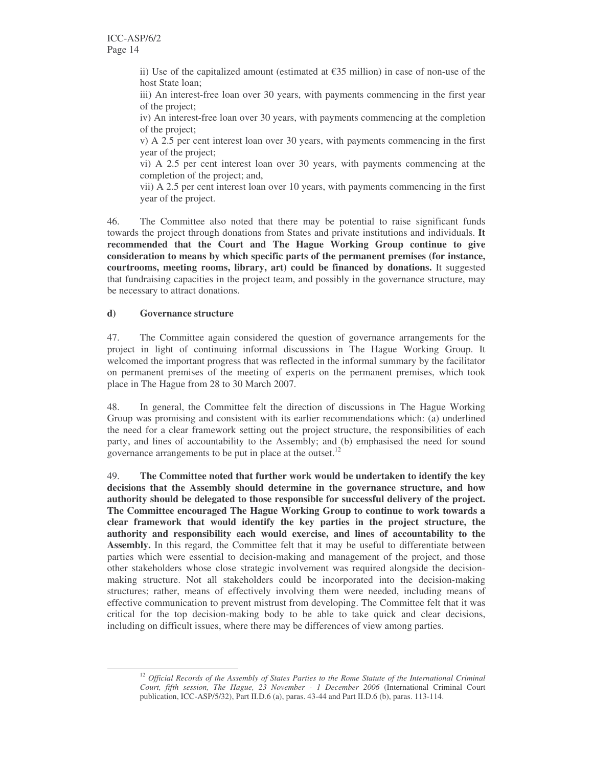ii) Use of the capitalized amount (estimated at €35 million) in case of non-use of the host State loan;

iii) An interest-free loan over 30 years, with payments commencing in the first year of the project;

iv) An interest-free loan over 30 years, with payments commencing at the completion of the project;

v) A 2.5 per cent interest loan over 30 years, with payments commencing in the first year of the project;

vi) A 2.5 per cent interest loan over 30 years, with payments commencing at the completion of the project; and,

vii) A 2.5 per cent interest loan over 10 years, with payments commencing in the first year of the project.

46. The Committee also noted that there may be potential to raise significant funds towards the project through donations from States and private institutions and individuals. **It recommended that the Court and The Hague Working Group continue to give consideration to means by which specific parts of the permanent premises (for instance, courtrooms, meeting rooms, library, art) could be financed by donations.** It suggested that fundraising capacities in the project team, and possibly in the governance structure, may be necessary to attract donations.

### d) Governance structure

47. The Committee again considered the question of governance arrangements for the project in light of continuing informal discussions in The Hague Working Group. It welcomed the important progress that was reflected in the informal summary by the facilitator on permanent premises of the meeting of experts on the permanent premises, which took place in The Hague from 28 to 30 March 2007.

48. In general, the Committee felt the direction of discussions in The Hague Working Group was promising and consistent with its earlier recommendations which: (a) underlined the need for a clear framework setting out the project structure, the responsibilities of each party, and lines of accountability to the Assembly; and (b) emphasised the need for sound governance arrangements to be put in place at the outset.[12]

49. **The Committee noted that further work would be undertaken to identify the key decisions that the Assembly should determine in the governance structure, and how authority should be delegated to those responsible for successful delivery of the project. The Committee encouraged The Hague Working Group to continue to work towards a clear framework that would identify the key parties in the project structure, the authority and responsibility each would exercise, and lines of accountability to the Assembly.** In this regard, the Committee felt that it may be useful to differentiate between parties which were essential to decision-making and management of the project, and those other stakeholders whose close strategic involvement was required alongside the decision-making structure. Not all stakeholders could be incorporated into the decision-making structures; rather, means of effectively involving them were needed, including means of effective communication to prevent mistrust from developing. The Committee felt that it was critical for the top decision-making body to be able to take quick and clear decisions, including on difficult issues, where there may be differences of view among parties.

---

[12] *Official Records of the Assembly of States Parties to the Rome Statute of the International Criminal Court, fifth session, The Hague, 23 November - 1 December 2006* (International Criminal Court publication, ICC-ASP/5/32), Part II.D.6 (a), paras. 43-44 and Part II.D.6 (b), paras. 113-114.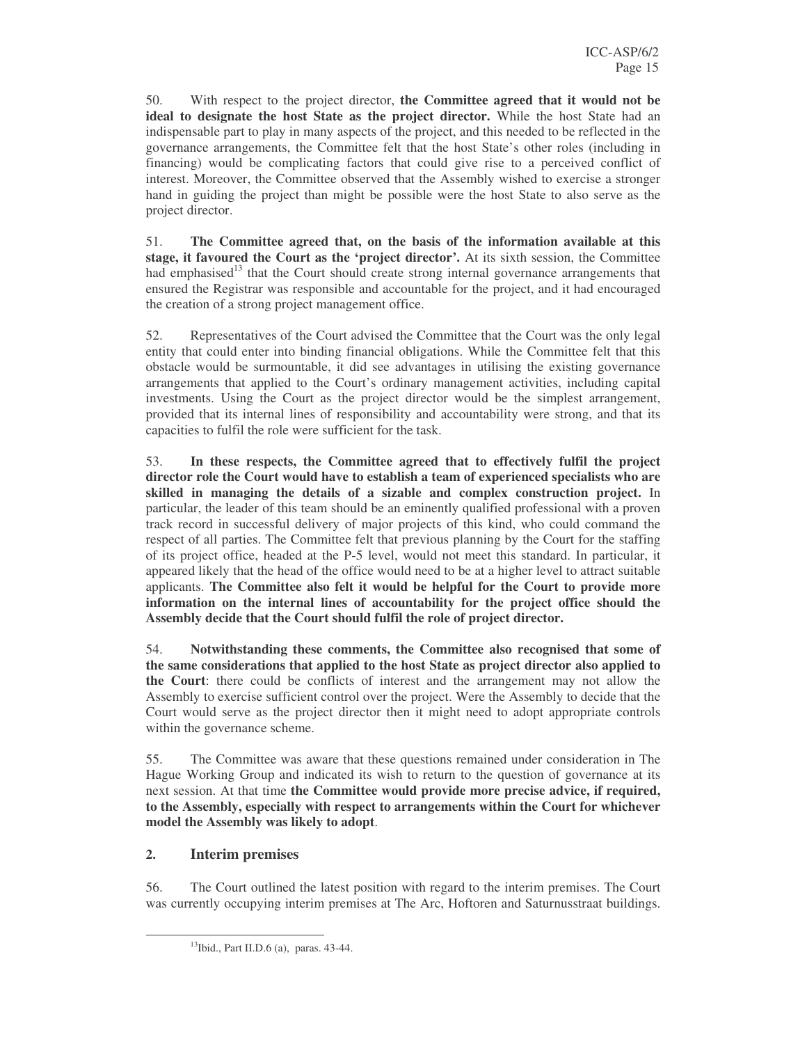50. With respect to the project director, **the Committee agreed that it would not be ideal to designate the host State as the project director.** While the host State had an indispensable part to play in many aspects of the project, and this needed to be reflected in the governance arrangements, the Committee felt that the host State's other roles (including in financing) would be complicating factors that could give rise to a perceived conflict of interest. Moreover, the Committee observed that the Assembly wished to exercise a stronger hand in guiding the project than might be possible were the host State to also serve as the project director.

51. **The Committee agreed that, on the basis of the information available at this stage, it favoured the Court as the 'project director'.** At its sixth session, the Committee had emphasised[13] that the Court should create strong internal governance arrangements that ensured the Registrar was responsible and accountable for the project, and it had encouraged the creation of a strong project management office.

52. Representatives of the Court advised the Committee that the Court was the only legal entity that could enter into binding financial obligations. While the Committee felt that this obstacle would be surmountable, it did see advantages in utilising the existing governance arrangements that applied to the Court's ordinary management activities, including capital investments. Using the Court as the project director would be the simplest arrangement, provided that its internal lines of responsibility and accountability were strong, and that its capacities to fulfil the role were sufficient for the task.

53. **In these respects, the Committee agreed that to effectively fulfil the project director role the Court would have to establish a team of experienced specialists who are skilled in managing the details of a sizable and complex construction project.** In particular, the leader of this team should be an eminently qualified professional with a proven track record in successful delivery of major projects of this kind, who could command the respect of all parties. The Committee felt that previous planning by the Court for the staffing of its project office, headed at the P-5 level, would not meet this standard. In particular, it appeared likely that the head of the office would need to be at a higher level to attract suitable applicants. **The Committee also felt it would be helpful for the Court to provide more information on the internal lines of accountability for the project office should the Assembly decide that the Court should fulfil the role of project director.**

54. **Notwithstanding these comments, the Committee also recognised that some of the same considerations that applied to the host State as project director also applied to the Court**: there could be conflicts of interest and the arrangement may not allow the Assembly to exercise sufficient control over the project. Were the Assembly to decide that the Court would serve as the project director then it might need to adopt appropriate controls within the governance scheme.

55. The Committee was aware that these questions remained under consideration in The Hague Working Group and indicated its wish to return to the question of governance at its next session. At that time **the Committee would provide more precise advice, if required, to the Assembly, especially with respect to arrangements within the Court for whichever model the Assembly was likely to adopt**.

## 2. Interim premises

56. The Court outlined the latest position with regard to the interim premises. The Court was currently occupying interim premises at The Arc, Hoftoren and Saturnusstraat buildings.

[13] Ibid., Part II.D.6 (a), paras. 43-44.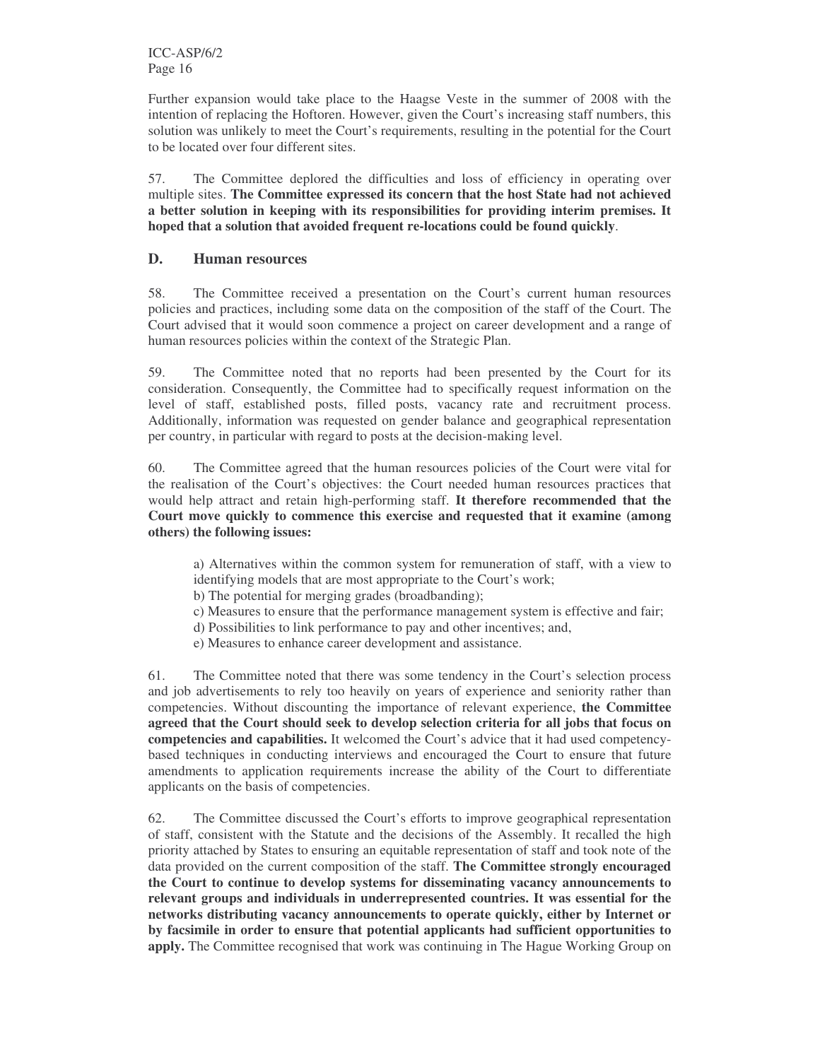Further expansion would take place to the Haagse Veste in the summer of 2008 with the intention of replacing the Hoftoren. However, given the Court's increasing staff numbers, this solution was unlikely to meet the Court's requirements, resulting in the potential for the Court to be located over four different sites.

57. The Committee deplored the difficulties and loss of efficiency in operating over multiple sites. **The Committee expressed its concern that the host State had not achieved a better solution in keeping with its responsibilities for providing interim premises. It hoped that a solution that avoided frequent re-locations could be found quickly**.

## D. Human resources

58. The Committee received a presentation on the Court's current human resources policies and practices, including some data on the composition of the staff of the Court. The Court advised that it would soon commence a project on career development and a range of human resources policies within the context of the Strategic Plan.

59. The Committee noted that no reports had been presented by the Court for its consideration. Consequently, the Committee had to specifically request information on the level of staff, established posts, filled posts, vacancy rate and recruitment process. Additionally, information was requested on gender balance and geographical representation per country, in particular with regard to posts at the decision-making level.

60. The Committee agreed that the human resources policies of the Court were vital for the realisation of the Court's objectives: the Court needed human resources practices that would help attract and retain high-performing staff. **It therefore recommended that the Court move quickly to commence this exercise and requested that it examine (among others) the following issues:**

a) Alternatives within the common system for remuneration of staff, with a view to identifying models that are most appropriate to the Court's work;
b) The potential for merging grades (broadbanding);
c) Measures to ensure that the performance management system is effective and fair;
d) Possibilities to link performance to pay and other incentives; and,
e) Measures to enhance career development and assistance.

61. The Committee noted that there was some tendency in the Court's selection process and job advertisements to rely too heavily on years of experience and seniority rather than competencies. Without discounting the importance of relevant experience, **the Committee agreed that the Court should seek to develop selection criteria for all jobs that focus on competencies and capabilities.** It welcomed the Court's advice that it had used competency-based techniques in conducting interviews and encouraged the Court to ensure that future amendments to application requirements increase the ability of the Court to differentiate applicants on the basis of competencies.

62. The Committee discussed the Court's efforts to improve geographical representation of staff, consistent with the Statute and the decisions of the Assembly. It recalled the high priority attached by States to ensuring an equitable representation of staff and took note of the data provided on the current composition of the staff. **The Committee strongly encouraged the Court to continue to develop systems for disseminating vacancy announcements to relevant groups and individuals in underrepresented countries. It was essential for the networks distributing vacancy announcements to operate quickly, either by Internet or by facsimile in order to ensure that potential applicants had sufficient opportunities to apply.** The Committee recognised that work was continuing in The Hague Working Group on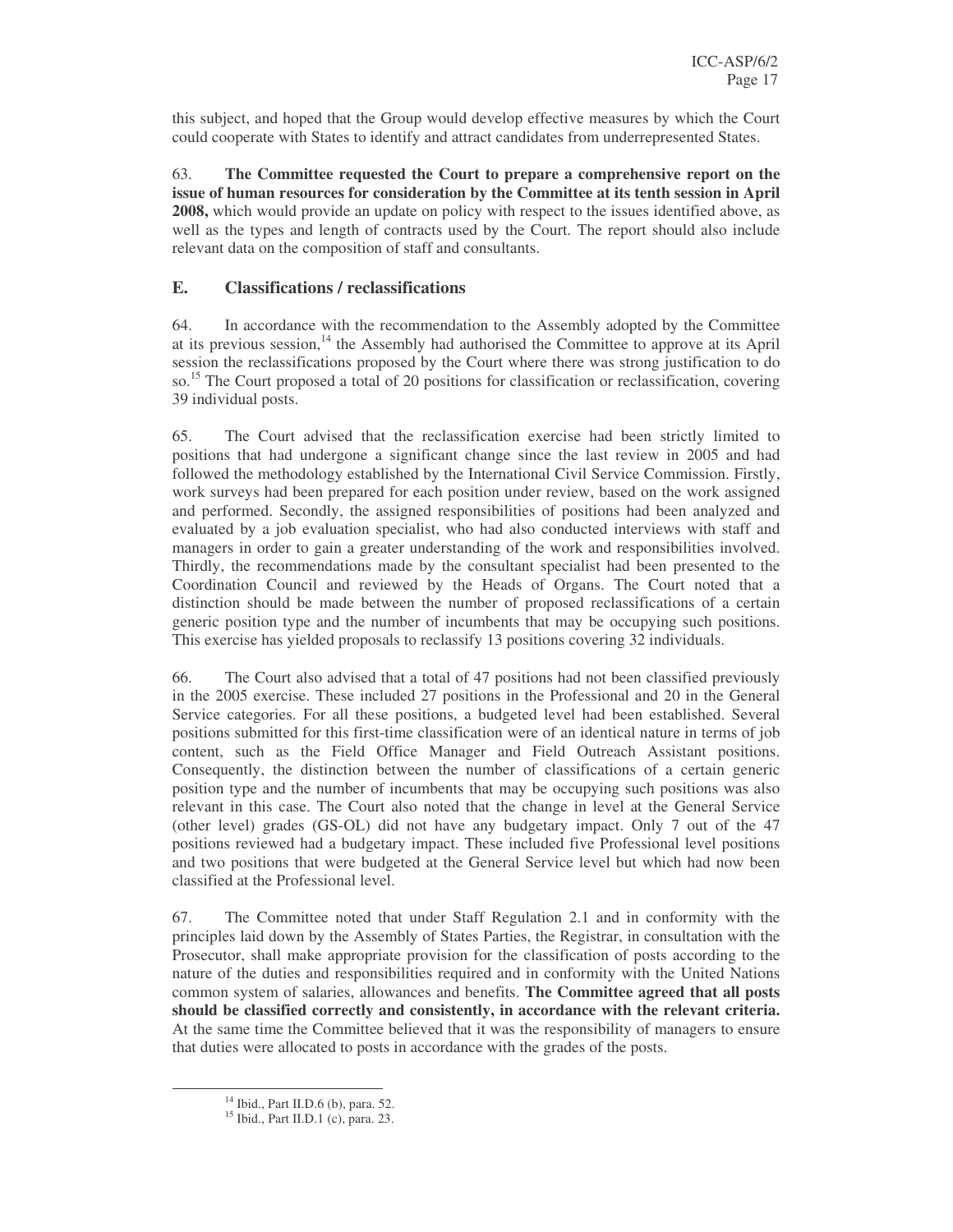this subject, and hoped that the Group would develop effective measures by which the Court could cooperate with States to identify and attract candidates from underrepresented States.

63. **The Committee requested the Court to prepare a comprehensive report on the issue of human resources for consideration by the Committee at its tenth session in April 2008,** which would provide an update on policy with respect to the issues identified above, as well as the types and length of contracts used by the Court. The report should also include relevant data on the composition of staff and consultants.

## E. Classifications / reclassifications

64. In accordance with the recommendation to the Assembly adopted by the Committee at its previous session,[14] the Assembly had authorised the Committee to approve at its April session the reclassifications proposed by the Court where there was strong justification to do so.[15] The Court proposed a total of 20 positions for classification or reclassification, covering 39 individual posts.

65. The Court advised that the reclassification exercise had been strictly limited to positions that had undergone a significant change since the last review in 2005 and had followed the methodology established by the International Civil Service Commission. Firstly, work surveys had been prepared for each position under review, based on the work assigned and performed. Secondly, the assigned responsibilities of positions had been analyzed and evaluated by a job evaluation specialist, who had also conducted interviews with staff and managers in order to gain a greater understanding of the work and responsibilities involved. Thirdly, the recommendations made by the consultant specialist had been presented to the Coordination Council and reviewed by the Heads of Organs. The Court noted that a distinction should be made between the number of proposed reclassifications of a certain generic position type and the number of incumbents that may be occupying such positions. This exercise has yielded proposals to reclassify 13 positions covering 32 individuals.

66. The Court also advised that a total of 47 positions had not been classified previously in the 2005 exercise. These included 27 positions in the Professional and 20 in the General Service categories. For all these positions, a budgeted level had been established. Several positions submitted for this first-time classification were of an identical nature in terms of job content, such as the Field Office Manager and Field Outreach Assistant positions. Consequently, the distinction between the number of classifications of a certain generic position type and the number of incumbents that may be occupying such positions was also relevant in this case. The Court also noted that the change in level at the General Service (other level) grades (GS-OL) did not have any budgetary impact. Only 7 out of the 47 positions reviewed had a budgetary impact. These included five Professional level positions and two positions that were budgeted at the General Service level but which had now been classified at the Professional level.

67. The Committee noted that under Staff Regulation 2.1 and in conformity with the principles laid down by the Assembly of States Parties, the Registrar, in consultation with the Prosecutor, shall make appropriate provision for the classification of posts according to the nature of the duties and responsibilities required and in conformity with the United Nations common system of salaries, allowances and benefits. **The Committee agreed that all posts should be classified correctly and consistently, in accordance with the relevant criteria.** At the same time the Committee believed that it was the responsibility of managers to ensure that duties were allocated to posts in accordance with the grades of the posts.

[14] Ibid., Part II.D.6 (b), para. 52.
[15] Ibid., Part II.D.1 (c), para. 23.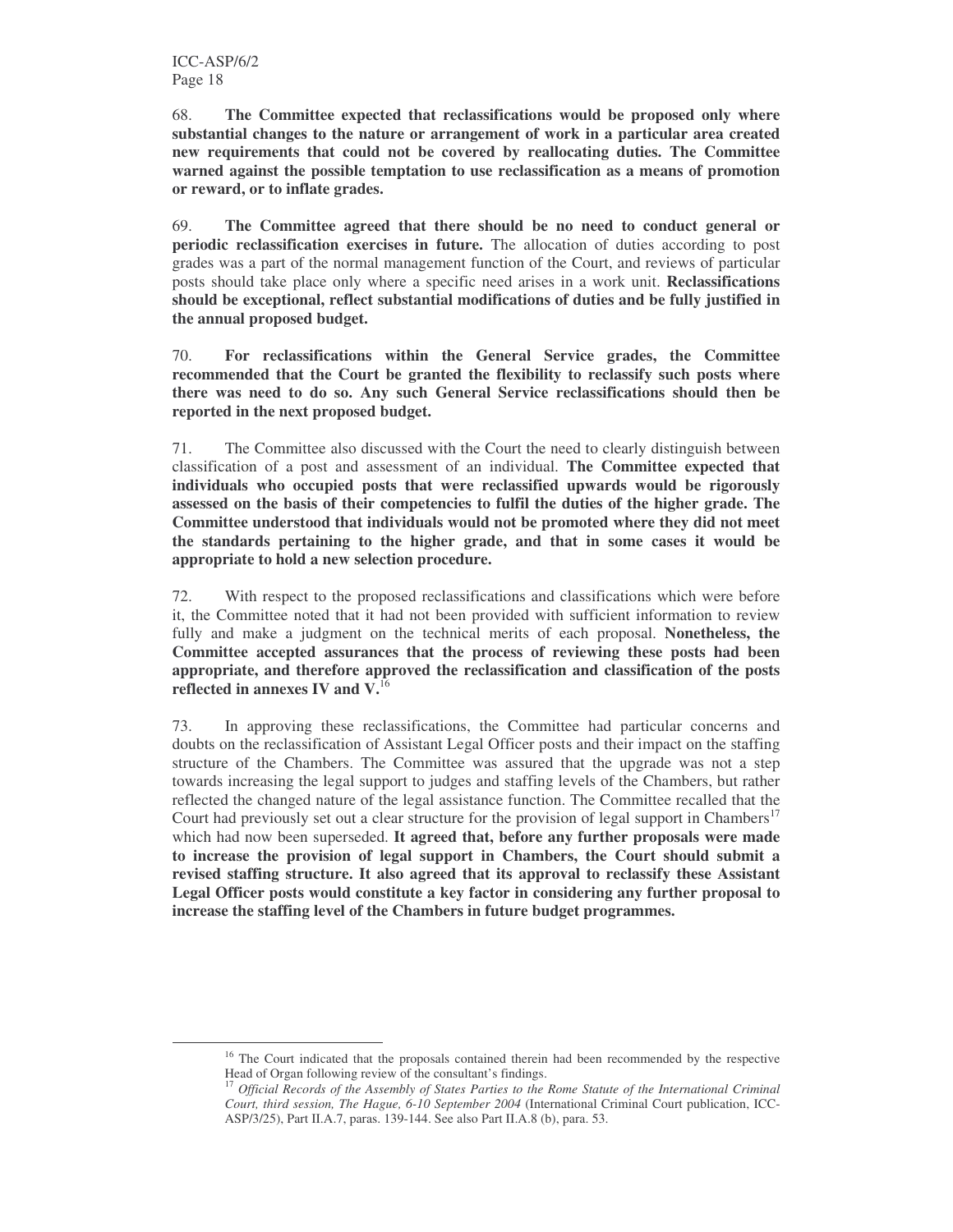68. **The Committee expected that reclassifications would be proposed only where substantial changes to the nature or arrangement of work in a particular area created new requirements that could not be covered by reallocating duties. The Committee warned against the possible temptation to use reclassification as a means of promotion or reward, or to inflate grades.**

69. **The Committee agreed that there should be no need to conduct general or periodic reclassification exercises in future.** The allocation of duties according to post grades was a part of the normal management function of the Court, and reviews of particular posts should take place only where a specific need arises in a work unit. **Reclassifications should be exceptional, reflect substantial modifications of duties and be fully justified in the annual proposed budget.**

70. **For reclassifications within the General Service grades, the Committee recommended that the Court be granted the flexibility to reclassify such posts where there was need to do so. Any such General Service reclassifications should then be reported in the next proposed budget.**

71. The Committee also discussed with the Court the need to clearly distinguish between classification of a post and assessment of an individual. **The Committee expected that individuals who occupied posts that were reclassified upwards would be rigorously assessed on the basis of their competencies to fulfil the duties of the higher grade. The Committee understood that individuals would not be promoted where they did not meet the standards pertaining to the higher grade, and that in some cases it would be appropriate to hold a new selection procedure.**

72. With respect to the proposed reclassifications and classifications which were before it, the Committee noted that it had not been provided with sufficient information to review fully and make a judgment on the technical merits of each proposal. **Nonetheless, the Committee accepted assurances that the process of reviewing these posts had been appropriate, and therefore approved the reclassification and classification of the posts reflected in annexes IV and V.**[16]

73. In approving these reclassifications, the Committee had particular concerns and doubts on the reclassification of Assistant Legal Officer posts and their impact on the staffing structure of the Chambers. The Committee was assured that the upgrade was not a step towards increasing the legal support to judges and staffing levels of the Chambers, but rather reflected the changed nature of the legal assistance function. The Committee recalled that the Court had previously set out a clear structure for the provision of legal support in Chambers[17] which had now been superseded. **It agreed that, before any further proposals were made to increase the provision of legal support in Chambers, the Court should submit a revised staffing structure. It also agreed that its approval to reclassify these Assistant Legal Officer posts would constitute a key factor in considering any further proposal to increase the staffing level of the Chambers in future budget programmes.**

---

[16] The Court indicated that the proposals contained therein had been recommended by the respective Head of Organ following review of the consultant's findings.

[17] *Official Records of the Assembly of States Parties to the Rome Statute of the International Criminal Court, third session, The Hague, 6-10 September 2004* (International Criminal Court publication, ICC-ASP/3/25), Part II.A.7, paras. 139-144. See also Part II.A.8 (b), para. 53.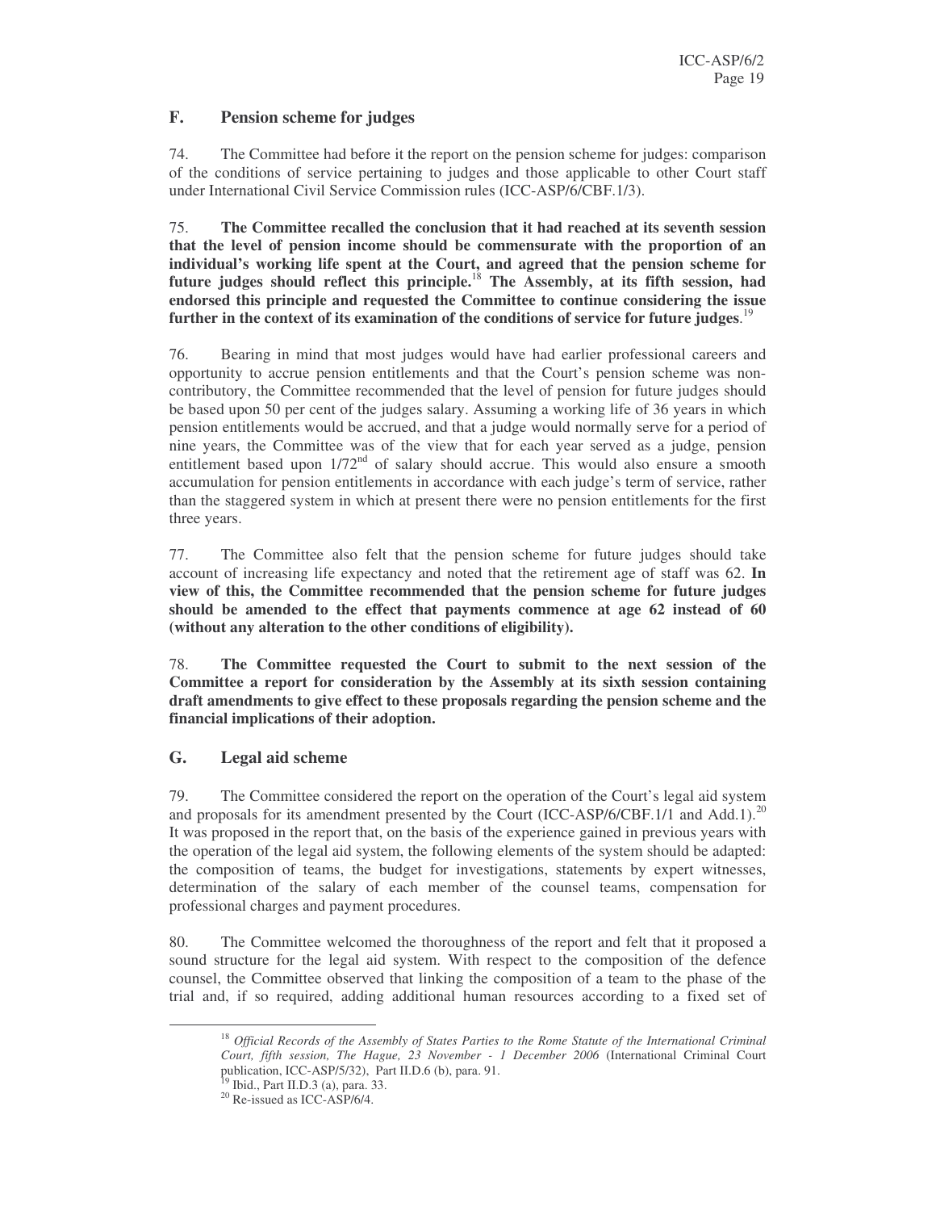## F. Pension scheme for judges

74. The Committee had before it the report on the pension scheme for judges: comparison of the conditions of service pertaining to judges and those applicable to other Court staff under International Civil Service Commission rules (ICC-ASP/6/CBF.1/3).

75. **The Committee recalled the conclusion that it had reached at its seventh session that the level of pension income should be commensurate with the proportion of an individual's working life spent at the Court, and agreed that the pension scheme for future judges should reflect this principle.**[18] **The Assembly, at its fifth session, had endorsed this principle and requested the Committee to continue considering the issue further in the context of its examination of the conditions of service for future judges**.[19]

76. Bearing in mind that most judges would have had earlier professional careers and opportunity to accrue pension entitlements and that the Court's pension scheme was non-contributory, the Committee recommended that the level of pension for future judges should be based upon 50 per cent of the judges salary. Assuming a working life of 36 years in which pension entitlements would be accrued, and that a judge would normally serve for a period of nine years, the Committee was of the view that for each year served as a judge, pension entitlement based upon 1/72nd of salary should accrue. This would also ensure a smooth accumulation for pension entitlements in accordance with each judge's term of service, rather than the staggered system in which at present there were no pension entitlements for the first three years.

77. The Committee also felt that the pension scheme for future judges should take account of increasing life expectancy and noted that the retirement age of staff was 62. **In view of this, the Committee recommended that the pension scheme for future judges should be amended to the effect that payments commence at age 62 instead of 60 (without any alteration to the other conditions of eligibility).**

78. **The Committee requested the Court to submit to the next session of the Committee a report for consideration by the Assembly at its sixth session containing draft amendments to give effect to these proposals regarding the pension scheme and the financial implications of their adoption.**

## G. Legal aid scheme

79. The Committee considered the report on the operation of the Court's legal aid system and proposals for its amendment presented by the Court (ICC-ASP/6/CBF.1/1 and Add.1).[20] It was proposed in the report that, on the basis of the experience gained in previous years with the operation of the legal aid system, the following elements of the system should be adapted: the composition of teams, the budget for investigations, statements by expert witnesses, determination of the salary of each member of the counsel teams, compensation for professional charges and payment procedures.

80. The Committee welcomed the thoroughness of the report and felt that it proposed a sound structure for the legal aid system. With respect to the composition of the defence counsel, the Committee observed that linking the composition of a team to the phase of the trial and, if so required, adding additional human resources according to a fixed set of

---

[18] *Official Records of the Assembly of States Parties to the Rome Statute of the International Criminal Court, fifth session, The Hague, 23 November - 1 December 2006* (International Criminal Court publication, ICC-ASP/5/32), Part II.D.6 (b), para. 91.

[19] Ibid., Part II.D.3 (a), para. 33.

[20] Re-issued as ICC-ASP/6/4.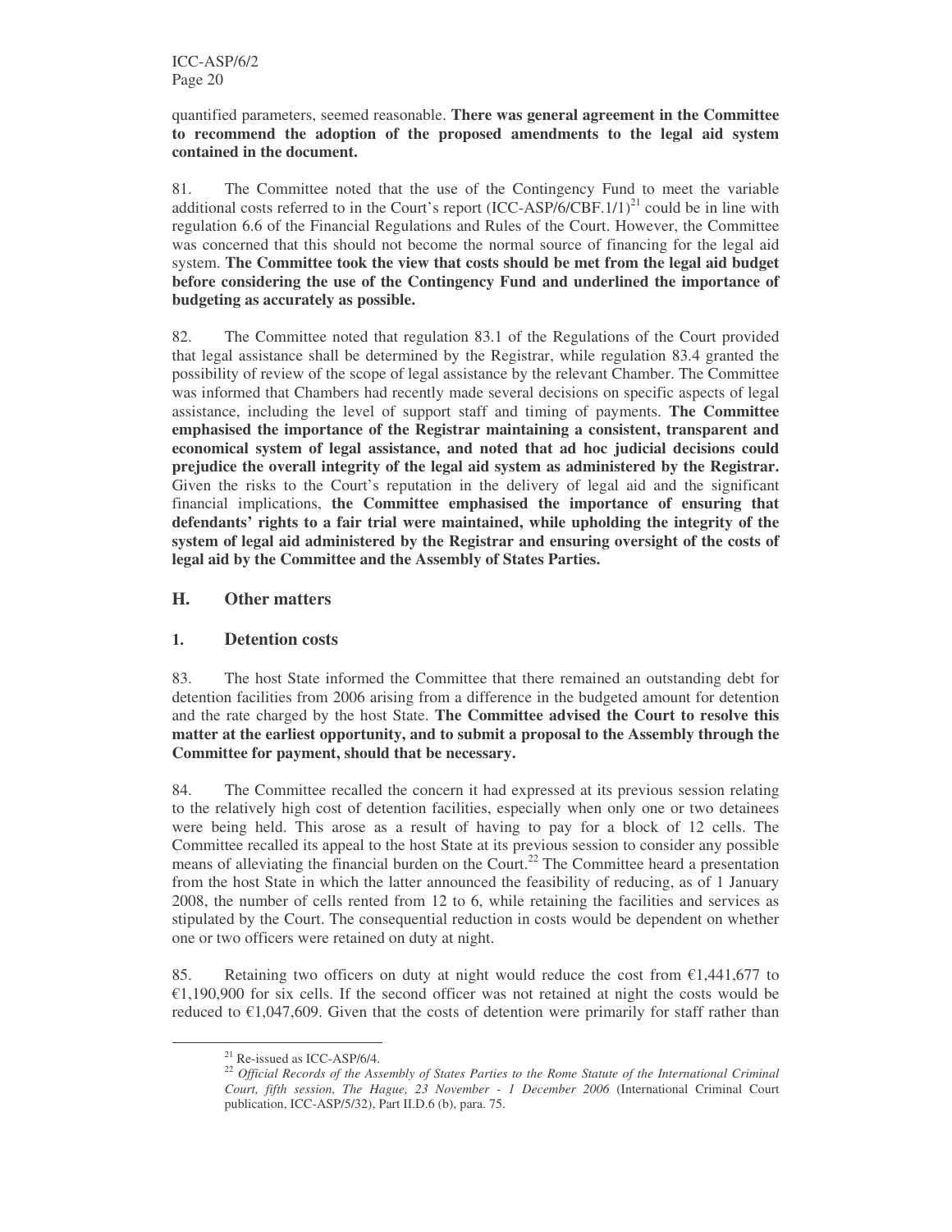quantified parameters, seemed reasonable. **There was general agreement in the Committee to recommend the adoption of the proposed amendments to the legal aid system contained in the document.**

81. The Committee noted that the use of the Contingency Fund to meet the variable additional costs referred to in the Court's report (ICC-ASP/6/CBF.1/1)[21] could be in line with regulation 6.6 of the Financial Regulations and Rules of the Court. However, the Committee was concerned that this should not become the normal source of financing for the legal aid system. **The Committee took the view that costs should be met from the legal aid budget before considering the use of the Contingency Fund and underlined the importance of budgeting as accurately as possible.**

82. The Committee noted that regulation 83.1 of the Regulations of the Court provided that legal assistance shall be determined by the Registrar, while regulation 83.4 granted the possibility of review of the scope of legal assistance by the relevant Chamber. The Committee was informed that Chambers had recently made several decisions on specific aspects of legal assistance, including the level of support staff and timing of payments. **The Committee emphasised the importance of the Registrar maintaining a consistent, transparent and economical system of legal assistance, and noted that ad hoc judicial decisions could prejudice the overall integrity of the legal aid system as administered by the Registrar.** Given the risks to the Court's reputation in the delivery of legal aid and the significant financial implications, **the Committee emphasised the importance of ensuring that defendants' rights to a fair trial were maintained, while upholding the integrity of the system of legal aid administered by the Registrar and ensuring oversight of the costs of legal aid by the Committee and the Assembly of States Parties.**

## H. Other matters

### 1. Detention costs

83. The host State informed the Committee that there remained an outstanding debt for detention facilities from 2006 arising from a difference in the budgeted amount for detention and the rate charged by the host State. **The Committee advised the Court to resolve this matter at the earliest opportunity, and to submit a proposal to the Assembly through the Committee for payment, should that be necessary.**

84. The Committee recalled the concern it had expressed at its previous session relating to the relatively high cost of detention facilities, especially when only one or two detainees were being held. This arose as a result of having to pay for a block of 12 cells. The Committee recalled its appeal to the host State at its previous session to consider any possible means of alleviating the financial burden on the Court.[22] The Committee heard a presentation from the host State in which the latter announced the feasibility of reducing, as of 1 January 2008, the number of cells rented from 12 to 6, while retaining the facilities and services as stipulated by the Court. The consequential reduction in costs would be dependent on whether one or two officers were retained on duty at night.

85. Retaining two officers on duty at night would reduce the cost from €1,441,677 to €1,190,900 for six cells. If the second officer was not retained at night the costs would be reduced to €1,047,609. Given that the costs of detention were primarily for staff rather than

---

[21] Re-issued as ICC-ASP/6/4.

[22] *Official Records of the Assembly of States Parties to the Rome Statute of the International Criminal Court, fifth session, The Hague, 23 November - 1 December 2006* (International Criminal Court publication, ICC-ASP/5/32), Part II.D.6 (b), para. 75.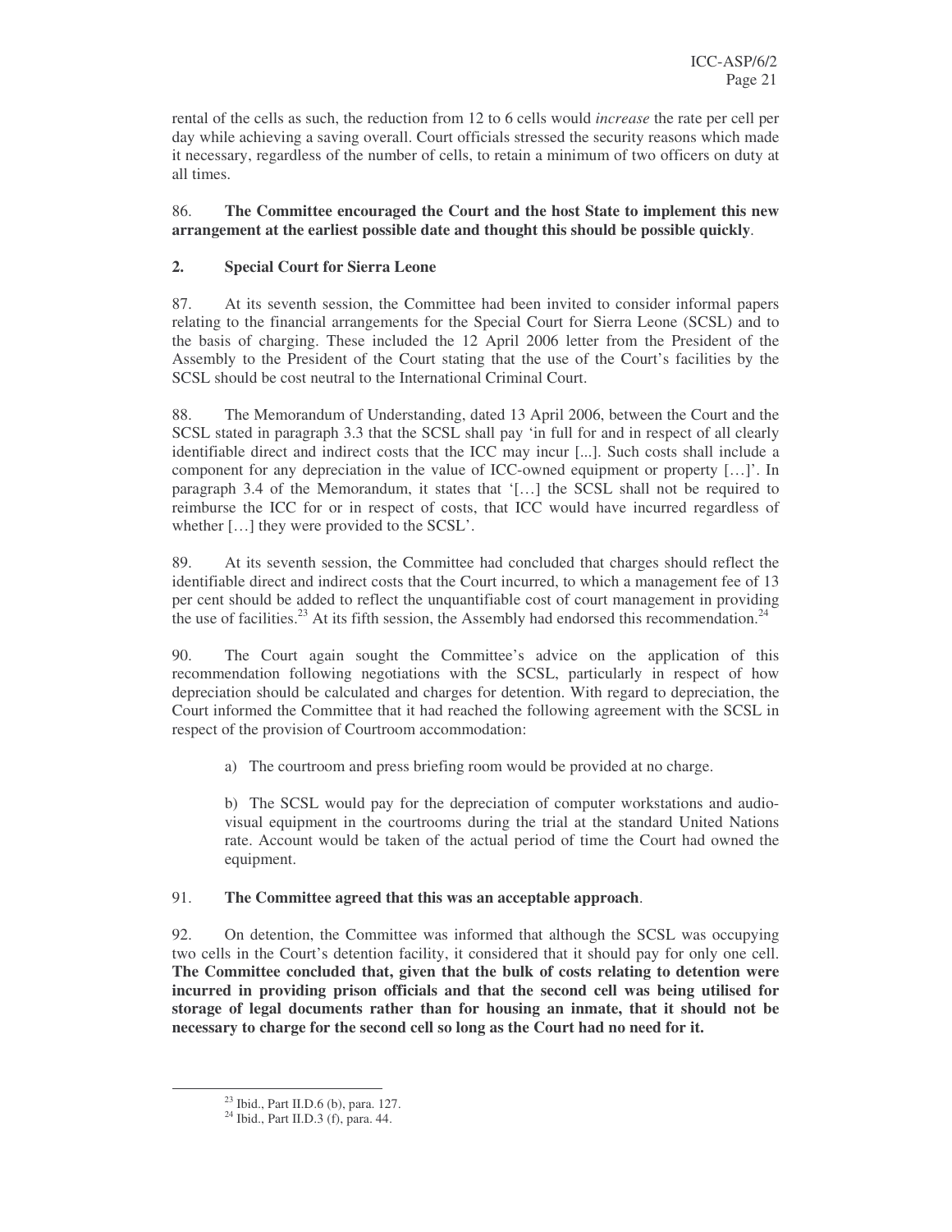rental of the cells as such, the reduction from 12 to 6 cells would *increase* the rate per cell per day while achieving a saving overall. Court officials stressed the security reasons which made it necessary, regardless of the number of cells, to retain a minimum of two officers on duty at all times.

86. **The Committee encouraged the Court and the host State to implement this new arrangement at the earliest possible date and thought this should be possible quickly**.

### 2. Special Court for Sierra Leone

87. At its seventh session, the Committee had been invited to consider informal papers relating to the financial arrangements for the Special Court for Sierra Leone (SCSL) and to the basis of charging. These included the 12 April 2006 letter from the President of the Assembly to the President of the Court stating that the use of the Court's facilities by the SCSL should be cost neutral to the International Criminal Court.

88. The Memorandum of Understanding, dated 13 April 2006, between the Court and the SCSL stated in paragraph 3.3 that the SCSL shall pay 'in full for and in respect of all clearly identifiable direct and indirect costs that the ICC may incur [...]. Such costs shall include a component for any depreciation in the value of ICC-owned equipment or property […]'. In paragraph 3.4 of the Memorandum, it states that '[…] the SCSL shall not be required to reimburse the ICC for or in respect of costs, that ICC would have incurred regardless of whether […] they were provided to the SCSL'.

89. At its seventh session, the Committee had concluded that charges should reflect the identifiable direct and indirect costs that the Court incurred, to which a management fee of 13 per cent should be added to reflect the unquantifiable cost of court management in providing the use of facilities.[23] At its fifth session, the Assembly had endorsed this recommendation.[24]

90. The Court again sought the Committee's advice on the application of this recommendation following negotiations with the SCSL, particularly in respect of how depreciation should be calculated and charges for detention. With regard to depreciation, the Court informed the Committee that it had reached the following agreement with the SCSL in respect of the provision of Courtroom accommodation:

a) The courtroom and press briefing room would be provided at no charge.

b) The SCSL would pay for the depreciation of computer workstations and audio-visual equipment in the courtrooms during the trial at the standard United Nations rate. Account would be taken of the actual period of time the Court had owned the equipment.

91. **The Committee agreed that this was an acceptable approach**.

92. On detention, the Committee was informed that although the SCSL was occupying two cells in the Court's detention facility, it considered that it should pay for only one cell. **The Committee concluded that, given that the bulk of costs relating to detention were incurred in providing prison officials and that the second cell was being utilised for storage of legal documents rather than for housing an inmate, that it should not be necessary to charge for the second cell so long as the Court had no need for it.**

[23] Ibid., Part II.D.6 (b), para. 127.

[24] Ibid., Part II.D.3 (f), para. 44.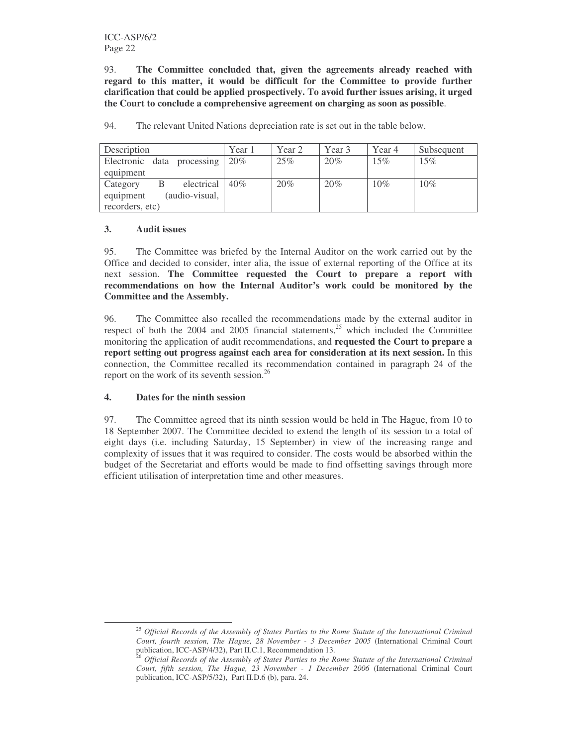93. **The Committee concluded that, given the agreements already reached with regard to this matter, it would be difficult for the Committee to provide further clarification that could be applied prospectively. To avoid further issues arising, it urged the Court to conclude a comprehensive agreement on charging as soon as possible**.

94. The relevant United Nations depreciation rate is set out in the table below.

| Description | Year 1 | Year 2 | Year 3 | Year 4 | Subsequent |
|---|---|---|---|---|---|
| Electronic data processing equipment | 20% | 25% | 20% | 15% | 15% |
| Category B electrical equipment (audio-visual, recorders, etc) | 40% | 20% | 20% | 10% | 10% |

### 3. Audit issues

95. The Committee was briefed by the Internal Auditor on the work carried out by the Office and decided to consider, inter alia, the issue of external reporting of the Office at its next session. **The Committee requested the Court to prepare a report with recommendations on how the Internal Auditor's work could be monitored by the Committee and the Assembly.**

96. The Committee also recalled the recommendations made by the external auditor in respect of both the 2004 and 2005 financial statements,[25] which included the Committee monitoring the application of audit recommendations, and **requested the Court to prepare a report setting out progress against each area for consideration at its next session.** In this connection, the Committee recalled its recommendation contained in paragraph 24 of the report on the work of its seventh session.[26]

### 4. Dates for the ninth session

97. The Committee agreed that its ninth session would be held in The Hague, from 10 to 18 September 2007. The Committee decided to extend the length of its session to a total of eight days (i.e. including Saturday, 15 September) in view of the increasing range and complexity of issues that it was required to consider. The costs would be absorbed within the budget of the Secretariat and efforts would be made to find offsetting savings through more efficient utilisation of interpretation time and other measures.

---

[25] *Official Records of the Assembly of States Parties to the Rome Statute of the International Criminal Court, fourth session, The Hague, 28 November - 3 December 2005* (International Criminal Court publication, ICC-ASP/4/32), Part II.C.1, Recommendation 13.

[26] *Official Records of the Assembly of States Parties to the Rome Statute of the International Criminal Court, fifth session, The Hague, 23 November - 1 December 2006* (International Criminal Court publication, ICC-ASP/5/32), Part II.D.6 (b), para. 24.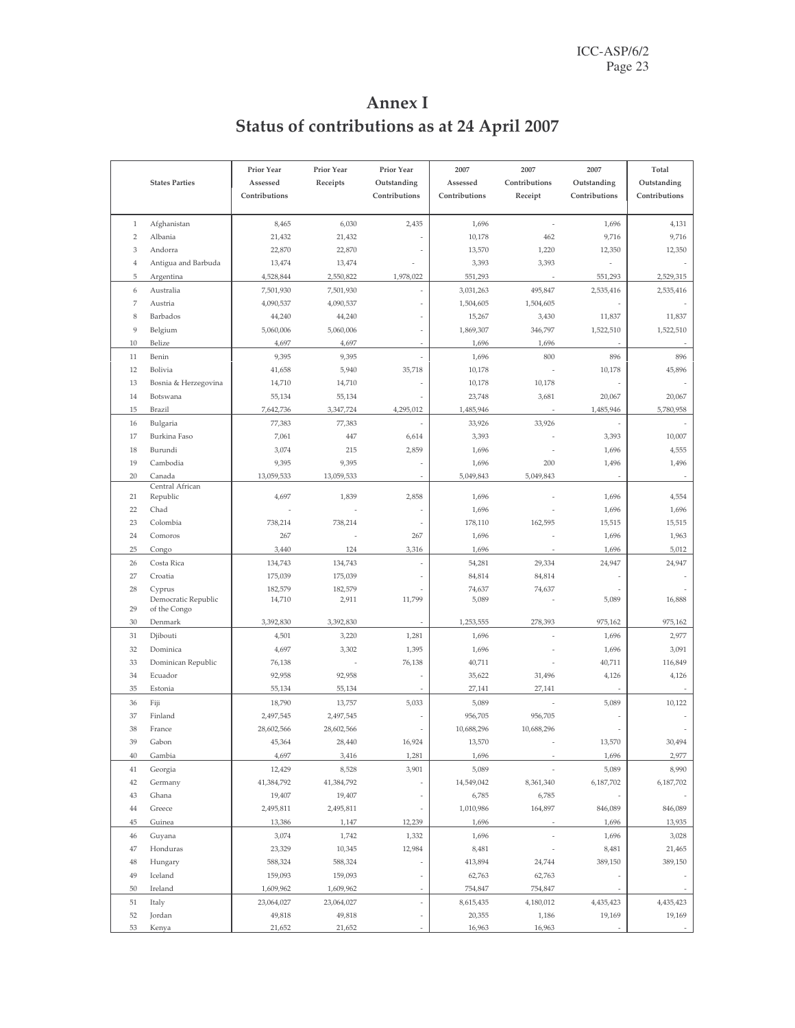# Annex I

# Status of contributions as at 24 April 2007

| | States Parties | Prior Year Assessed Contributions | Prior Year Receipts | Prior Year Outstanding Contributions | 2007 Assessed Contributions | 2007 Contributions Receipt | 2007 Outstanding Contributions | Total Outstanding Contributions |
|---|---|---|---|---|---|---|---|---|
| 1 | Afghanistan | 8,465 | 6,030 | 2,435 | 1,696 | - | 1,696 | 4,131 |
| 2 | Albania | 21,432 | 21,432 | - | 10,178 | 462 | 9,716 | 9,716 |
| 3 | Andorra | 22,870 | 22,870 | - | 13,570 | 1,220 | 12,350 | 12,350 |
| 4 | Antigua and Barbuda | 13,474 | 13,474 | - | 3,393 | 3,393 | - | - |
| 5 | Argentina | 4,528,844 | 2,550,822 | 1,978,022 | 551,293 | - | 551,293 | 2,529,315 |
| 6 | Australia | 7,501,930 | 7,501,930 | - | 3,031,263 | 495,847 | 2,535,416 | 2,535,416 |
| 7 | Austria | 4,090,537 | 4,090,537 | - | 1,504,605 | 1,504,605 | - | - |
| 8 | Barbados | 44,240 | 44,240 | - | 15,267 | 3,430 | 11,837 | 11,837 |
| 9 | Belgium | 5,060,006 | 5,060,006 | - | 1,869,307 | 346,797 | 1,522,510 | 1,522,510 |
| 10 | Belize | 4,697 | 4,697 | - | 1,696 | 1,696 | - | - |
| 11 | Benin | 9,395 | 9,395 | - | 1,696 | 800 | 896 | 896 |
| 12 | Bolivia | 41,658 | 5,940 | 35,718 | 10,178 | - | 10,178 | 45,896 |
| 13 | Bosnia & Herzegovina | 14,710 | 14,710 | - | 10,178 | 10,178 | - | - |
| 14 | Botswana | 55,134 | 55,134 | - | 23,748 | 3,681 | 20,067 | 20,067 |
| 15 | Brazil | 7,642,736 | 3,347,724 | 4,295,012 | 1,485,946 | - | 1,485,946 | 5,780,958 |
| 16 | Bulgaria | 77,383 | 77,383 | - | 33,926 | 33,926 | - | - |
| 17 | Burkina Faso | 7,061 | 447 | 6,614 | 3,393 | - | 3,393 | 10,007 |
| 18 | Burundi | 3,074 | 215 | 2,859 | 1,696 | - | 1,696 | 4,555 |
| 19 | Cambodia | 9,395 | 9,395 | - | 1,696 | 200 | 1,496 | 1,496 |
| 20 | Canada | 13,059,533 | 13,059,533 | - | 5,049,843 | 5,049,843 | - | - |
| 21 | Central African Republic | 4,697 | 1,839 | 2,858 | 1,696 | - | 1,696 | 4,554 |
| 22 | Chad | - | - | - | 1,696 | - | 1,696 | 1,696 |
| 23 | Colombia | 738,214 | 738,214 | - | 178,110 | 162,595 | 15,515 | 15,515 |
| 24 | Comoros | 267 | - | 267 | 1,696 | - | 1,696 | 1,963 |
| 25 | Congo | 3,440 | 124 | 3,316 | 1,696 | - | 1,696 | 5,012 |
| 26 | Costa Rica | 134,743 | 134,743 | - | 54,281 | 29,334 | 24,947 | 24,947 |
| 27 | Croatia | 175,039 | 175,039 | - | 84,814 | 84,814 | - | - |
| 28 | Cyprus | 182,579 | 182,579 | - | 74,637 | 74,637 | - | - |
| 29 | Democratic Republic of the Congo | 14,710 | 2,911 | 11,799 | 5,089 | - | 5,089 | 16,888 |
| 30 | Denmark | 3,392,830 | 3,392,830 | - | 1,253,555 | 278,393 | 975,162 | 975,162 |
| 31 | Djibouti | 4,501 | 3,220 | 1,281 | 1,696 | - | 1,696 | 2,977 |
| 32 | Dominica | 4,697 | 3,302 | 1,395 | 1,696 | - | 1,696 | 3,091 |
| 33 | Dominican Republic | 76,138 | - | 76,138 | 40,711 | - | 40,711 | 116,849 |
| 34 | Ecuador | 92,958 | 92,958 | - | 35,622 | 31,496 | 4,126 | 4,126 |
| 35 | Estonia | 55,134 | 55,134 | - | 27,141 | 27,141 | - | - |
| 36 | Fiji | 18,790 | 13,757 | 5,033 | 5,089 | - | 5,089 | 10,122 |
| 37 | Finland | 2,497,545 | 2,497,545 | - | 956,705 | 956,705 | - | - |
| 38 | France | 28,602,566 | 28,602,566 | - | 10,688,296 | 10,688,296 | - | - |
| 39 | Gabon | 45,364 | 28,440 | 16,924 | 13,570 | - | 13,570 | 30,494 |
| 40 | Gambia | 4,697 | 3,416 | 1,281 | 1,696 | - | 1,696 | 2,977 |
| 41 | Georgia | 12,429 | 8,528 | 3,901 | 5,089 | - | 5,089 | 8,990 |
| 42 | Germany | 41,384,792 | 41,384,792 | - | 14,549,042 | 8,361,340 | 6,187,702 | 6,187,702 |
| 43 | Ghana | 19,407 | 19,407 | - | 6,785 | 6,785 | - | - |
| 44 | Greece | 2,495,811 | 2,495,811 | - | 1,010,986 | 164,897 | 846,089 | 846,089 |
| 45 | Guinea | 13,386 | 1,147 | 12,239 | 1,696 | - | 1,696 | 13,935 |
| 46 | Guyana | 3,074 | 1,742 | 1,332 | 1,696 | - | 1,696 | 3,028 |
| 47 | Honduras | 23,329 | 10,345 | 12,984 | 8,481 | - | 8,481 | 21,465 |
| 48 | Hungary | 588,324 | 588,324 | - | 413,894 | 24,744 | 389,150 | 389,150 |
| 49 | Iceland | 159,093 | 159,093 | - | 62,763 | 62,763 | - | - |
| 50 | Ireland | 1,609,962 | 1,609,962 | - | 754,847 | 754,847 | - | - |
| 51 | Italy | 23,064,027 | 23,064,027 | - | 8,615,435 | 4,180,012 | 4,435,423 | 4,435,423 |
| 52 | Jordan | 49,818 | 49,818 | - | 20,355 | 1,186 | 19,169 | 19,169 |
| 53 | Kenya | 21,652 | 21,652 | - | 16,963 | 16,963 | - | - |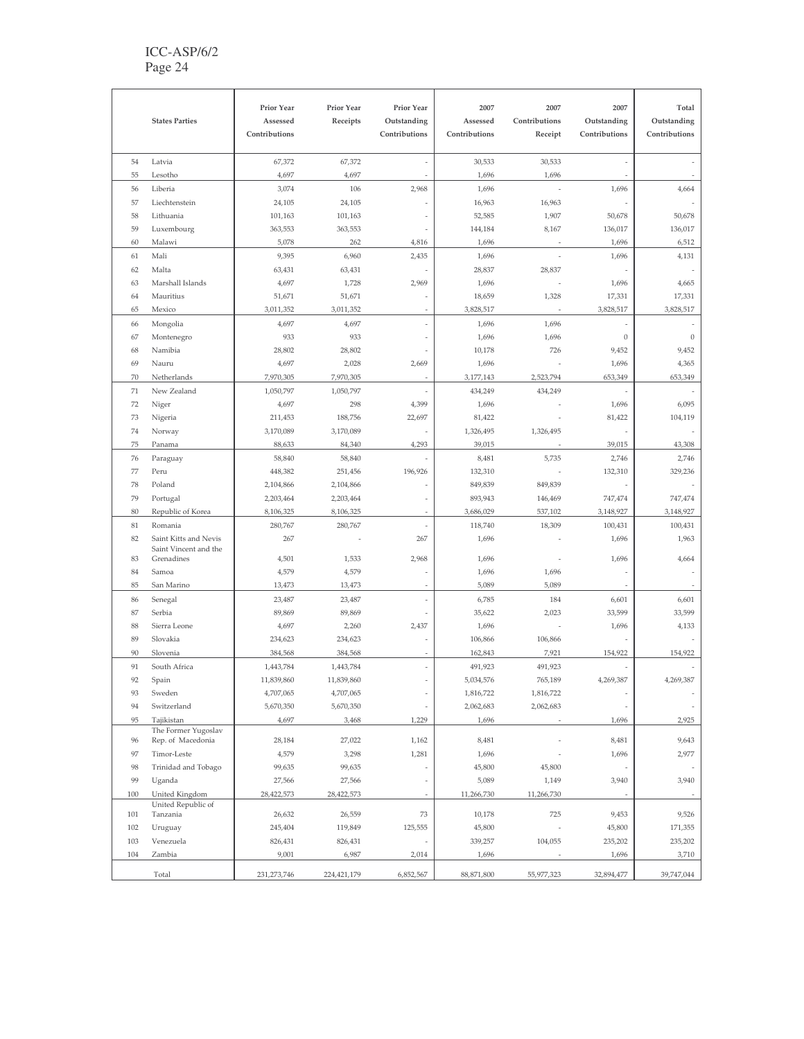| | States Parties | Prior Year Assessed Contributions | Prior Year Receipts | Prior Year Outstanding Contributions | 2007 Assessed Contributions | 2007 Contributions Receipt | 2007 Outstanding Contributions | Total Outstanding Contributions |
|---|---|---|---|---|---|---|---|---|
| 54 | Latvia | 67,372 | 67,372 | - | 30,533 | 30,533 | - | - |
| 55 | Lesotho | 4,697 | 4,697 | - | 1,696 | 1,696 | - | - |
| 56 | Liberia | 3,074 | 106 | 2,968 | 1,696 | - | 1,696 | 4,664 |
| 57 | Liechtenstein | 24,105 | 24,105 | - | 16,963 | 16,963 | - | - |
| 58 | Lithuania | 101,163 | 101,163 | - | 52,585 | 1,907 | 50,678 | 50,678 |
| 59 | Luxembourg | 363,553 | 363,553 | - | 144,184 | 8,167 | 136,017 | 136,017 |
| 60 | Malawi | 5,078 | 262 | 4,816 | 1,696 | - | 1,696 | 6,512 |
| 61 | Mali | 9,395 | 6,960 | 2,435 | 1,696 | - | 1,696 | 4,131 |
| 62 | Malta | 63,431 | 63,431 | - | 28,837 | 28,837 | - | - |
| 63 | Marshall Islands | 4,697 | 1,728 | 2,969 | 1,696 | - | 1,696 | 4,665 |
| 64 | Mauritius | 51,671 | 51,671 | - | 18,659 | 1,328 | 17,331 | 17,331 |
| 65 | Mexico | 3,011,352 | 3,011,352 | - | 3,828,517 | - | 3,828,517 | 3,828,517 |
| 66 | Mongolia | 4,697 | 4,697 | - | 1,696 | 1,696 | - | - |
| 67 | Montenegro | 933 | 933 | - | 1,696 | 1,696 | 0 | 0 |
| 68 | Namibia | 28,802 | 28,802 | - | 10,178 | 726 | 9,452 | 9,452 |
| 69 | Nauru | 4,697 | 2,028 | 2,669 | 1,696 | - | 1,696 | 4,365 |
| 70 | Netherlands | 7,970,305 | 7,970,305 | - | 3,177,143 | 2,523,794 | 653,349 | 653,349 |
| 71 | New Zealand | 1,050,797 | 1,050,797 | - | 434,249 | 434,249 | - | - |
| 72 | Niger | 4,697 | 298 | 4,399 | 1,696 | - | 1,696 | 6,095 |
| 73 | Nigeria | 211,453 | 188,756 | 22,697 | 81,422 | - | 81,422 | 104,119 |
| 74 | Norway | 3,170,089 | 3,170,089 | - | 1,326,495 | 1,326,495 | - | - |
| 75 | Panama | 88,633 | 84,340 | 4,293 | 39,015 | - | 39,015 | 43,308 |
| 76 | Paraguay | 58,840 | 58,840 | - | 8,481 | 5,735 | 2,746 | 2,746 |
| 77 | Peru | 448,382 | 251,456 | 196,926 | 132,310 | - | 132,310 | 329,236 |
| 78 | Poland | 2,104,866 | 2,104,866 | - | 849,839 | 849,839 | - | - |
| 79 | Portugal | 2,203,464 | 2,203,464 | - | 893,943 | 146,469 | 747,474 | 747,474 |
| 80 | Republic of Korea | 8,106,325 | 8,106,325 | - | 3,686,029 | 537,102 | 3,148,927 | 3,148,927 |
| 81 | Romania | 280,767 | 280,767 | - | 118,740 | 18,309 | 100,431 | 100,431 |
| 82 | Saint Kitts and Nevis | 267 | - | 267 | 1,696 | - | 1,696 | 1,963 |
| 83 | Saint Vincent and the Grenadines | 4,501 | 1,533 | 2,968 | 1,696 | - | 1,696 | 4,664 |
| 84 | Samoa | 4,579 | 4,579 | - | 1,696 | 1,696 | - | - |
| 85 | San Marino | 13,473 | 13,473 | - | 5,089 | 5,089 | - | - |
| 86 | Senegal | 23,487 | 23,487 | - | 6,785 | 184 | 6,601 | 6,601 |
| 87 | Serbia | 89,869 | 89,869 | - | 35,622 | 2,023 | 33,599 | 33,599 |
| 88 | Sierra Leone | 4,697 | 2,260 | 2,437 | 1,696 | - | 1,696 | 4,133 |
| 89 | Slovakia | 234,623 | 234,623 | - | 106,866 | 106,866 | - | - |
| 90 | Slovenia | 384,568 | 384,568 | - | 162,843 | 7,921 | 154,922 | 154,922 |
| 91 | South Africa | 1,443,784 | 1,443,784 | - | 491,923 | 491,923 | - | - |
| 92 | Spain | 11,839,860 | 11,839,860 | - | 5,034,576 | 765,189 | 4,269,387 | 4,269,387 |
| 93 | Sweden | 4,707,065 | 4,707,065 | - | 1,816,722 | 1,816,722 | - | - |
| 94 | Switzerland | 5,670,350 | 5,670,350 | - | 2,062,683 | 2,062,683 | - | - |
| 95 | Tajikistan | 4,697 | 3,468 | 1,229 | 1,696 | - | 1,696 | 2,925 |
| 96 | The Former Yugoslav Rep. of Macedonia | 28,184 | 27,022 | 1,162 | 8,481 | - | 8,481 | 9,643 |
| 97 | Timor-Leste | 4,579 | 3,298 | 1,281 | 1,696 | - | 1,696 | 2,977 |
| 98 | Trinidad and Tobago | 99,635 | 99,635 | - | 45,800 | 45,800 | - | - |
| 99 | Uganda | 27,566 | 27,566 | - | 5,089 | 1,149 | 3,940 | 3,940 |
| 100 | United Kingdom | 28,422,573 | 28,422,573 | - | 11,266,730 | 11,266,730 | - | - |
| 101 | United Republic of Tanzania | 26,632 | 26,559 | 73 | 10,178 | 725 | 9,453 | 9,526 |
| 102 | Uruguay | 245,404 | 119,849 | 125,555 | 45,800 | - | 45,800 | 171,355 |
| 103 | Venezuela | 826,431 | 826,431 | - | 339,257 | 104,055 | 235,202 | 235,202 |
| 104 | Zambia | 9,001 | 6,987 | 2,014 | 1,696 | - | 1,696 | 3,710 |
| | Total | 231,273,746 | 224,421,179 | 6,852,567 | 88,871,800 | 55,977,323 | 32,894,477 | 39,747,044 |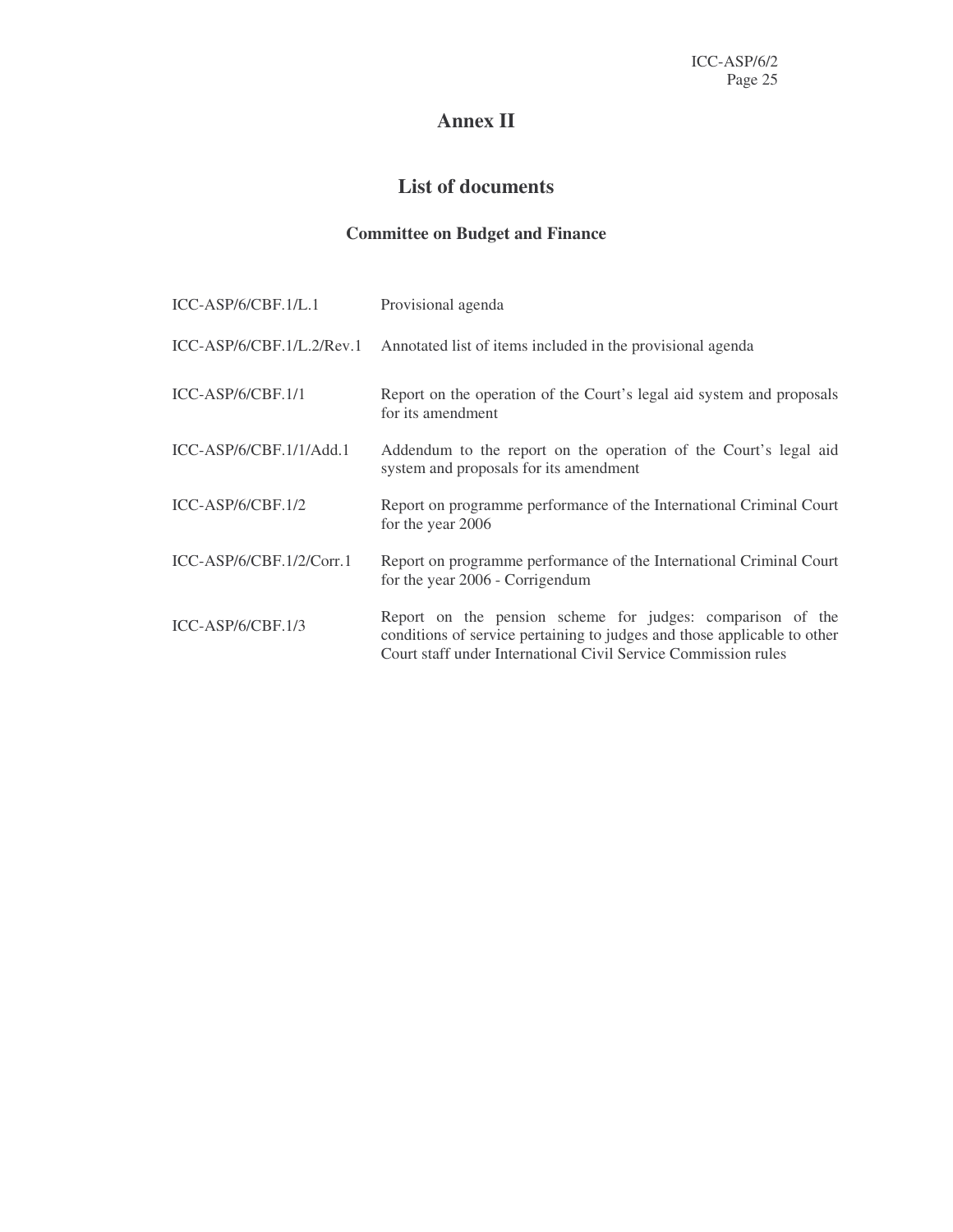# Annex II

## List of documents

### Committee on Budget and Finance

| | |
|---|---|
| ICC-ASP/6/CBF.1/L.1 | Provisional agenda |
| ICC-ASP/6/CBF.1/L.2/Rev.1 | Annotated list of items included in the provisional agenda |
| ICC-ASP/6/CBF.1/1 | Report on the operation of the Court's legal aid system and proposals for its amendment |
| ICC-ASP/6/CBF.1/1/Add.1 | Addendum to the report on the operation of the Court's legal aid system and proposals for its amendment |
| ICC-ASP/6/CBF.1/2 | Report on programme performance of the International Criminal Court for the year 2006 |
| ICC-ASP/6/CBF.1/2/Corr.1 | Report on programme performance of the International Criminal Court for the year 2006 - Corrigendum |
| ICC-ASP/6/CBF.1/3 | Report on the pension scheme for judges: comparison of the conditions of service pertaining to judges and those applicable to other Court staff under International Civil Service Commission rules |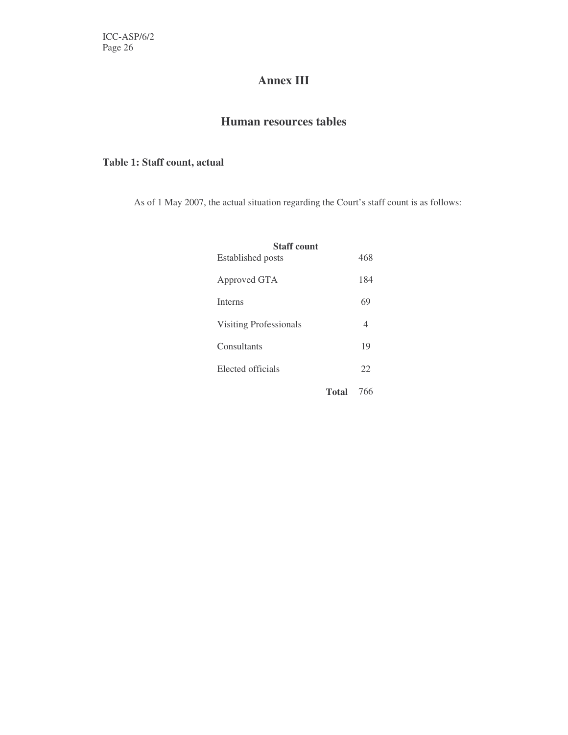# Annex III

## Human resources tables

### Table 1: Staff count, actual

As of 1 May 2007, the actual situation regarding the Court's staff count is as follows:

| Staff count | |
|---|---|
| Established posts | 468 |
| Approved GTA | 184 |
| Interns | 69 |
| Visiting Professionals | 4 |
| Consultants | 19 |
| Elected officials | 22 |
| **Total** | 766 |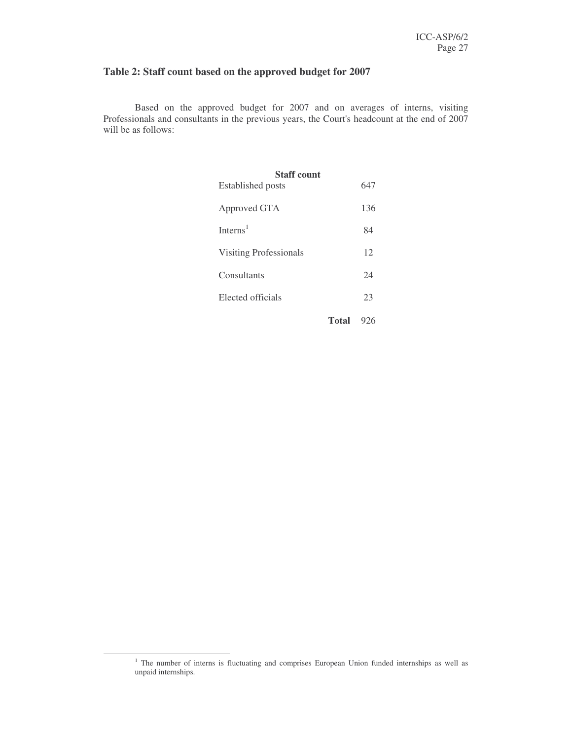## Table 2: Staff count based on the approved budget for 2007

Based on the approved budget for 2007 and on averages of interns, visiting Professionals and consultants in the previous years, the Court's headcount at the end of 2007 will be as follows:

| Staff count | |
|---|---|
| Established posts | 647 |
| Approved GTA | 136 |
| Interns[1] | 84 |
| Visiting Professionals | 12 |
| Consultants | 24 |
| Elected officials | 23 |
| **Total** | 926 |

[1] The number of interns is fluctuating and comprises European Union funded internships as well as unpaid internships.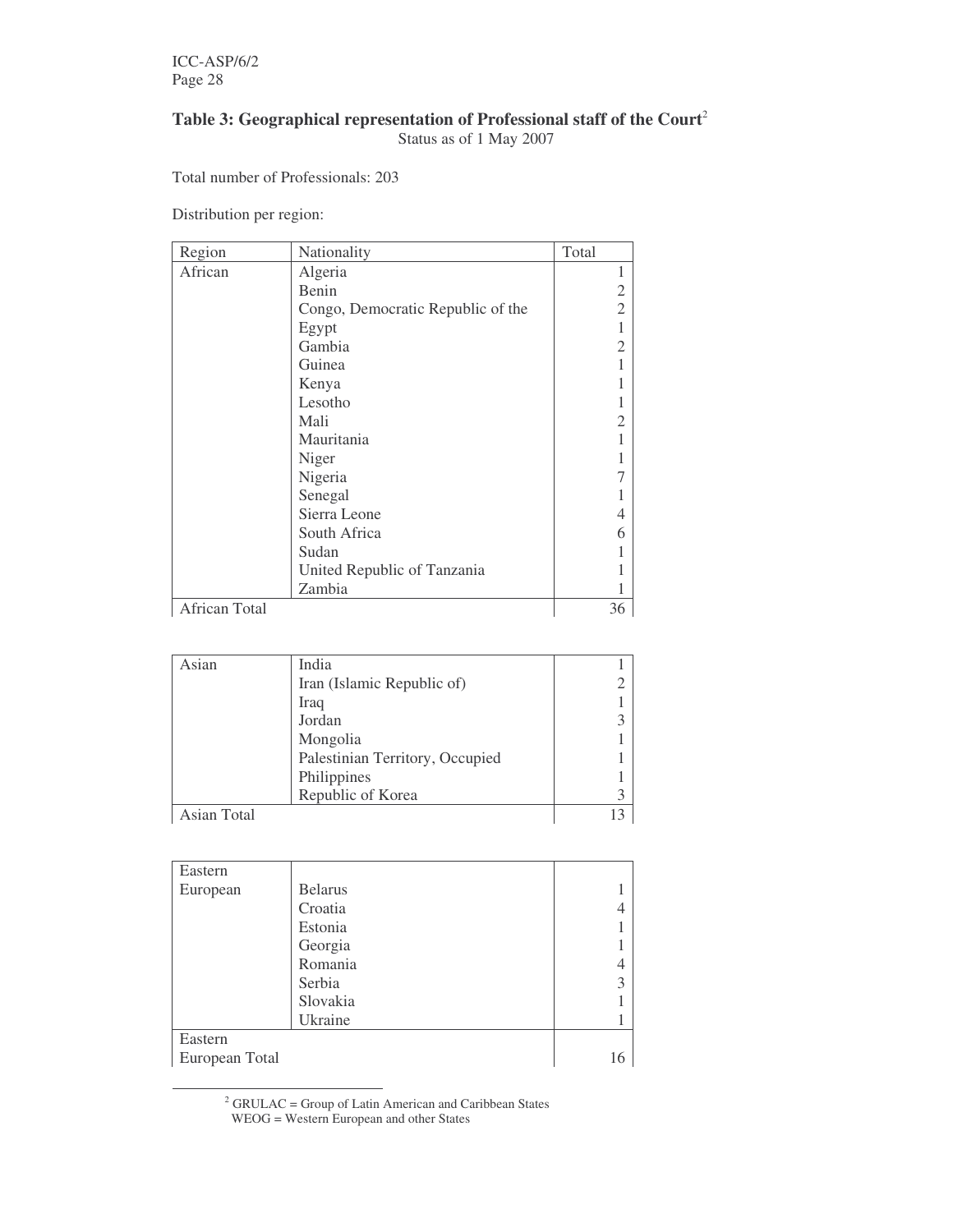### Table 3: Geographical representation of Professional staff of the Court[2]

Status as of 1 May 2007

Total number of Professionals: 203

Distribution per region:

| Region | Nationality | Total |
| --- | --- | --- |
| African | Algeria | 1 |
| | Benin | 2 |
| | Congo, Democratic Republic of the | 2 |
| | Egypt | 1 |
| | Gambia | 2 |
| | Guinea | 1 |
| | Kenya | 1 |
| | Lesotho | 1 |
| | Mali | 2 |
| | Mauritania | 1 |
| | Niger | 1 |
| | Nigeria | 7 |
| | Senegal | 1 |
| | Sierra Leone | 4 |
| | South Africa | 6 |
| | Sudan | 1 |
| | United Republic of Tanzania | 1 |
| | Zambia | 1 |
| African Total | | 36 |

| Region | Nationality | Total |
| --- | --- | --- |
| Asian | India | 1 |
| | Iran (Islamic Republic of) | 2 |
| | Iraq | 1 |
| | Jordan | 3 |
| | Mongolia | 1 |
| | Palestinian Territory, Occupied | 1 |
| | Philippines | 1 |
| | Republic of Korea | 3 |
| Asian Total | | 13 |

| Region | Nationality | Total |
| --- | --- | --- |
| Eastern European | Belarus | 1 |
| | Croatia | 4 |
| | Estonia | 1 |
| | Georgia | 1 |
| | Romania | 4 |
| | Serbia | 3 |
| | Slovakia | 1 |
| | Ukraine | 1 |
| Eastern European Total | | 16 |

[2] GRULAC = Group of Latin American and Caribbean States
WEOG = Western European and other States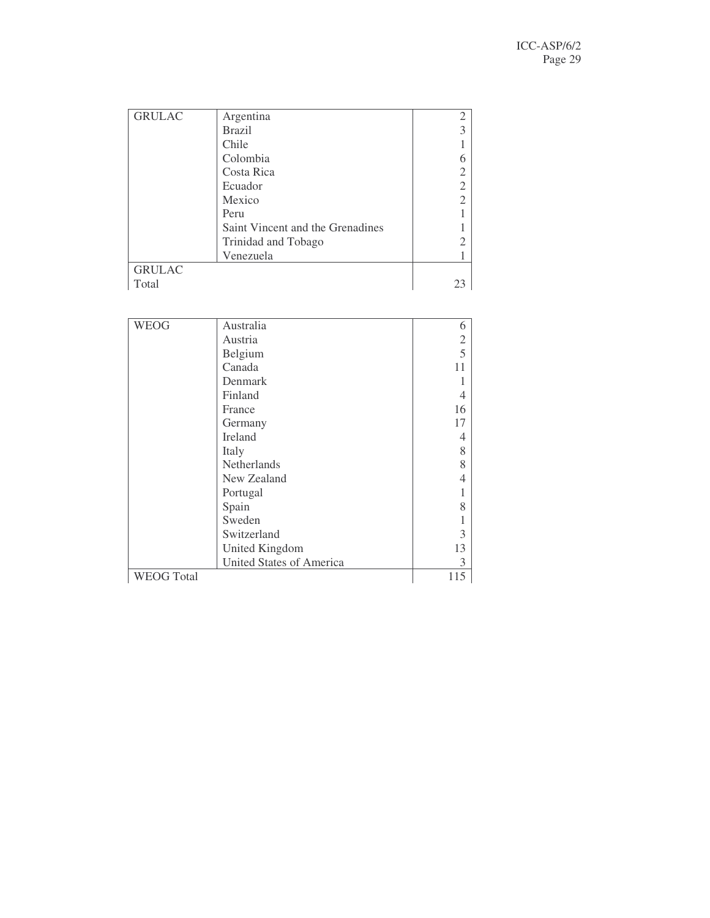| GRULAC | Argentina | 2 |
|---|---|---|
| | Brazil | 3 |
| | Chile | 1 |
| | Colombia | 6 |
| | Costa Rica | 2 |
| | Ecuador | 2 |
| | Mexico | 2 |
| | Peru | 1 |
| | Saint Vincent and the Grenadines | 1 |
| | Trinidad and Tobago | 2 |
| | Venezuela | 1 |
| GRULAC Total | | 23 |

| WEOG | Australia | 6 |
|---|---|---|
| | Austria | 2 |
| | Belgium | 5 |
| | Canada | 11 |
| | Denmark | 1 |
| | Finland | 4 |
| | France | 16 |
| | Germany | 17 |
| | Ireland | 4 |
| | Italy | 8 |
| | Netherlands | 8 |
| | New Zealand | 4 |
| | Portugal | 1 |
| | Spain | 8 |
| | Sweden | 1 |
| | Switzerland | 3 |
| | United Kingdom | 13 |
| | United States of America | 3 |
| WEOG Total | | 115 |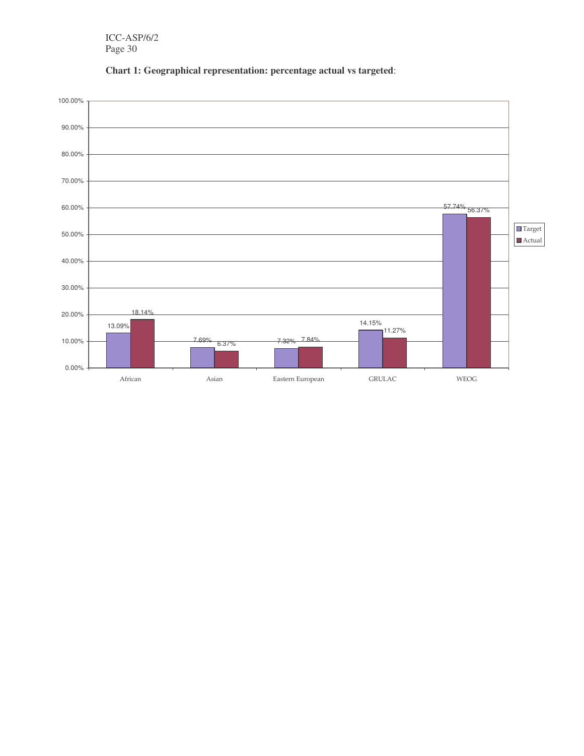**Chart 1: Geographical representation: percentage actual vs targeted**:

| | Target | Actual |
|---|---|---|
| African | 13.09% | 18.14% |
| Asian | 7.69% | 6.37% |
| Eastern European | 7.32% | 7.84% |
| GRULAC | 14.15% | 11.27% |
| WEOG | 57.74% | 56.37% |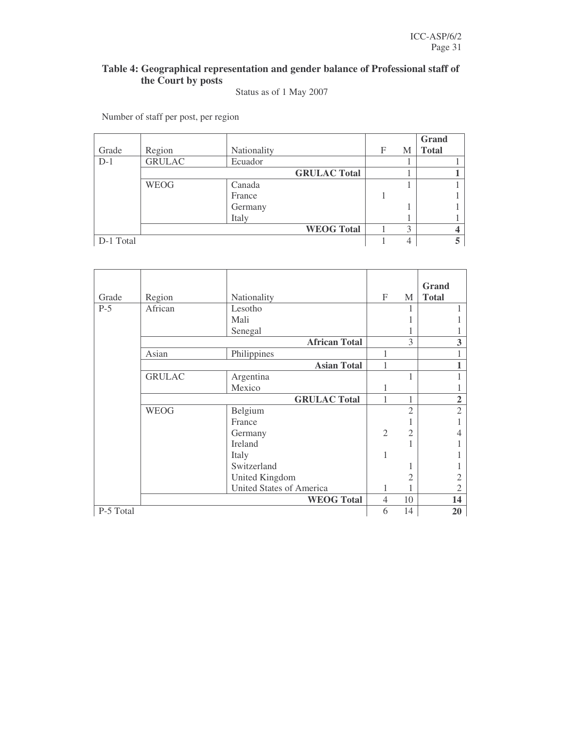**Table 4: Geographical representation and gender balance of Professional staff of the Court by posts**

Status as of 1 May 2007

Number of staff per post, per region

| Grade | Region | Nationality | F | M | Grand Total |
|---|---|---|---|---|---|
| D-1 | GRULAC | Ecuador | | 1 | 1 |
| | | **GRULAC Total** | | 1 | **1** |
| | WEOG | Canada | | 1 | 1 |
| | | France | 1 | | 1 |
| | | Germany | | 1 | 1 |
| | | Italy | | 1 | 1 |
| | | **WEOG Total** | 1 | 3 | **4** |
| D-1 Total | | | 1 | 4 | **5** |

| Grade | Region | Nationality | F | M | Grand Total |
|---|---|---|---|---|---|
| P-5 | African | Lesotho | | 1 | 1 |
| | | Mali | | 1 | 1 |
| | | Senegal | | 1 | 1 |
| | | **African Total** | | 3 | **3** |
| | Asian | Philippines | 1 | | 1 |
| | | **Asian Total** | 1 | | **1** |
| | GRULAC | Argentina | | 1 | 1 |
| | | Mexico | 1 | | 1 |
| | | **GRULAC Total** | 1 | 1 | **2** |
| | WEOG | Belgium | | 2 | 2 |
| | | France | | 1 | 1 |
| | | Germany | 2 | 2 | 4 |
| | | Ireland | | 1 | 1 |
| | | Italy | 1 | | 1 |
| | | Switzerland | | 1 | 1 |
| | | United Kingdom | | 2 | 2 |
| | | United States of America | 1 | 1 | 2 |
| | | **WEOG Total** | 4 | 10 | **14** |
| P-5 Total | | | 6 | 14 | **20** |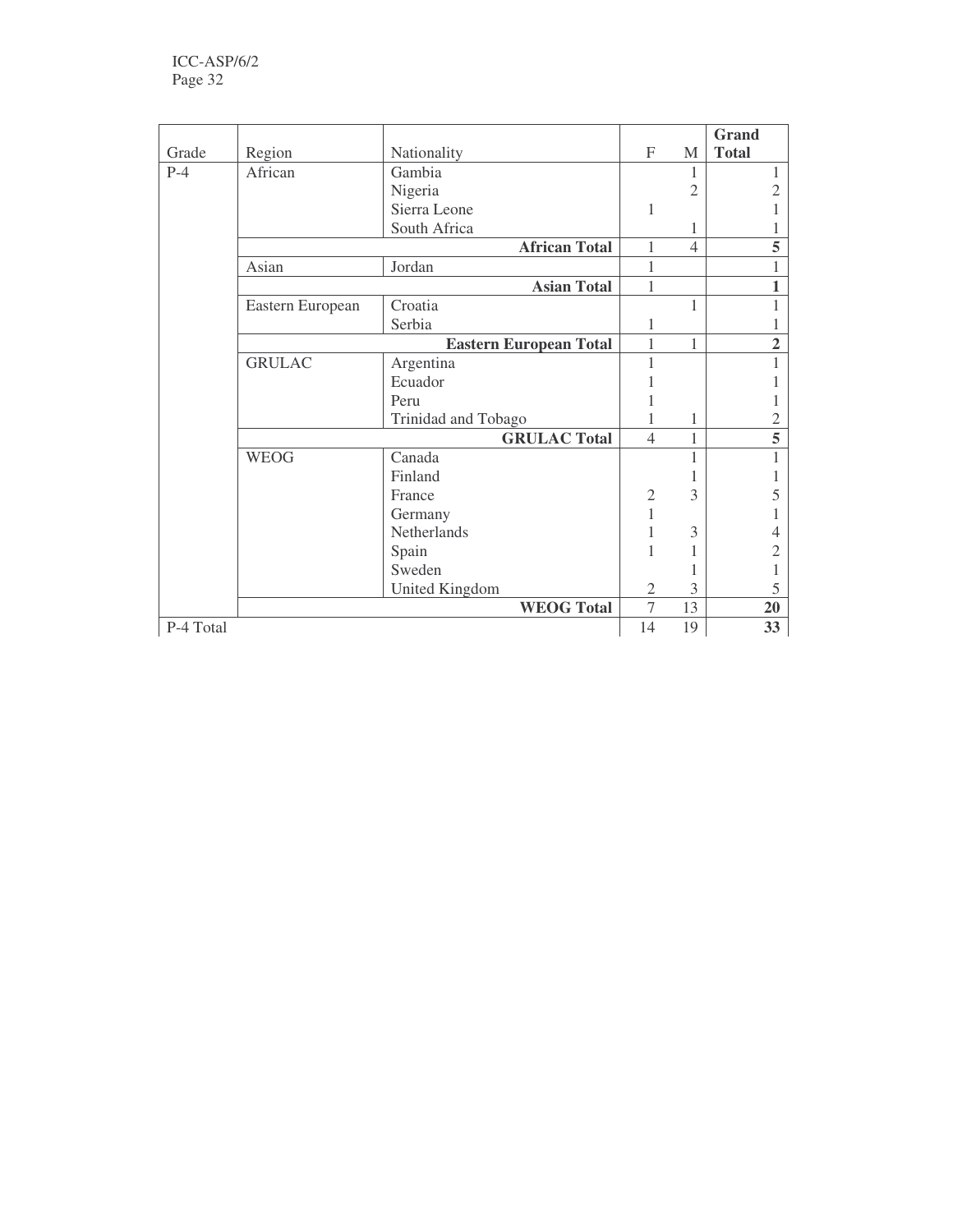| Grade | Region | Nationality | F | M | Grand Total |
|---|---|---|---|---|---|
| P-4 | African | Gambia | | 1 | 1 |
| | | Nigeria | | 2 | 2 |
| | | Sierra Leone | 1 | | 1 |
| | | South Africa | | 1 | 1 |
| | | **African Total** | 1 | 4 | **5** |
| | Asian | Jordan | 1 | | 1 |
| | | **Asian Total** | 1 | | **1** |
| | Eastern European | Croatia | | 1 | 1 |
| | | Serbia | 1 | | 1 |
| | | **Eastern European Total** | 1 | 1 | **2** |
| | GRULAC | Argentina | 1 | | 1 |
| | | Ecuador | 1 | | 1 |
| | | Peru | 1 | | 1 |
| | | Trinidad and Tobago | 1 | 1 | 2 |
| | | **GRULAC Total** | 4 | 1 | **5** |
| | WEOG | Canada | | 1 | 1 |
| | | Finland | | 1 | 1 |
| | | France | 2 | 3 | 5 |
| | | Germany | 1 | | 1 |
| | | Netherlands | 1 | 3 | 4 |
| | | Spain | 1 | 1 | 2 |
| | | Sweden | | 1 | 1 |
| | | United Kingdom | 2 | 3 | 5 |
| | | **WEOG Total** | 7 | 13 | **20** |
| P-4 Total | | | 14 | 19 | **33** |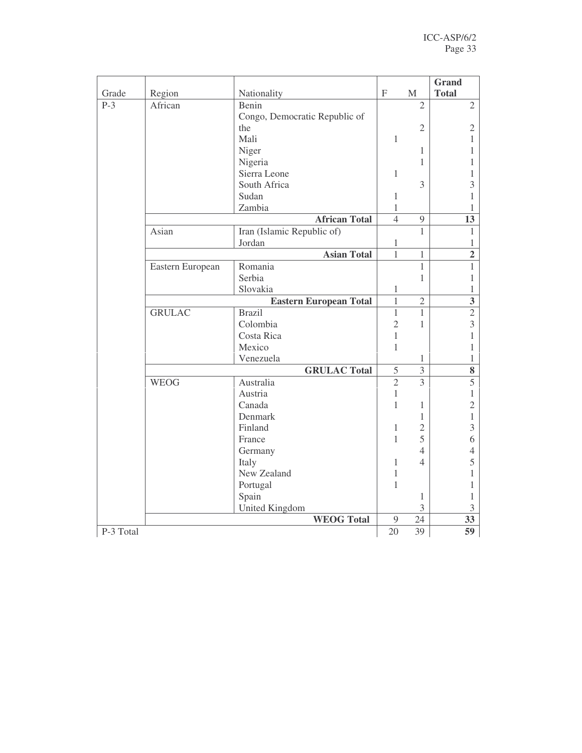| Grade | Region | Nationality | F | M | Grand Total |
|---|---|---|---|---|---|
| P-3 | African | Benin | | 2 | 2 |
| | | Congo, Democratic Republic of the | | 2 | 2 |
| | | Mali | 1 | | 1 |
| | | Niger | | 1 | 1 |
| | | Nigeria | | 1 | 1 |
| | | Sierra Leone | 1 | | 1 |
| | | South Africa | | 3 | 3 |
| | | Sudan | 1 | | 1 |
| | | Zambia | 1 | | 1 |
| | | **African Total** | 4 | 9 | **13** |
| | Asian | Iran (Islamic Republic of) | | 1 | 1 |
| | | Jordan | 1 | | 1 |
| | | **Asian Total** | 1 | 1 | **2** |
| | Eastern European | Romania | | 1 | 1 |
| | | Serbia | | 1 | 1 |
| | | Slovakia | 1 | | 1 |
| | | **Eastern European Total** | 1 | 2 | **3** |
| | GRULAC | Brazil | 1 | 1 | 2 |
| | | Colombia | 2 | 1 | 3 |
| | | Costa Rica | 1 | | 1 |
| | | Mexico | 1 | | 1 |
| | | Venezuela | | 1 | 1 |
| | | **GRULAC Total** | 5 | 3 | **8** |
| | WEOG | Australia | 2 | 3 | 5 |
| | | Austria | 1 | | 1 |
| | | Canada | 1 | 1 | 2 |
| | | Denmark | | 1 | 1 |
| | | Finland | 1 | 2 | 3 |
| | | France | 1 | 5 | 6 |
| | | Germany | | 4 | 4 |
| | | Italy | 1 | 4 | 5 |
| | | New Zealand | 1 | | 1 |
| | | Portugal | 1 | | 1 |
| | | Spain | | 1 | 1 |
| | | United Kingdom | | 3 | 3 |
| | | **WEOG Total** | 9 | 24 | **33** |
| P-3 Total | | | 20 | 39 | **59** |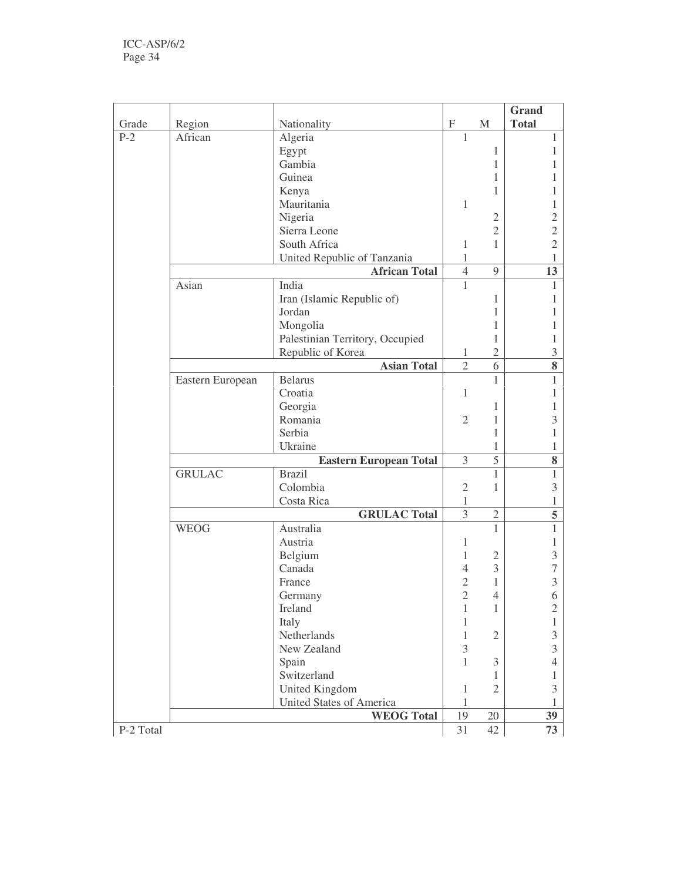| Grade | Region | Nationality | F | M | Grand Total |
|---|---|---|---|---|---|
| P-2 | African | Algeria | 1 | | 1 |
| | | Egypt | | 1 | 1 |
| | | Gambia | | 1 | 1 |
| | | Guinea | | 1 | 1 |
| | | Kenya | | 1 | 1 |
| | | Mauritania | 1 | | 1 |
| | | Nigeria | | 2 | 2 |
| | | Sierra Leone | | 2 | 2 |
| | | South Africa | 1 | 1 | 2 |
| | | United Republic of Tanzania | 1 | | 1 |
| | | **African Total** | 4 | 9 | **13** |
| | Asian | India | 1 | | 1 |
| | | Iran (Islamic Republic of) | | 1 | 1 |
| | | Jordan | | 1 | 1 |
| | | Mongolia | | 1 | 1 |
| | | Palestinian Territory, Occupied | | 1 | 1 |
| | | Republic of Korea | 1 | 2 | 3 |
| | | **Asian Total** | 2 | 6 | **8** |
| | Eastern European | Belarus | | 1 | 1 |
| | | Croatia | 1 | | 1 |
| | | Georgia | | 1 | 1 |
| | | Romania | 2 | 1 | 3 |
| | | Serbia | | 1 | 1 |
| | | Ukraine | | 1 | 1 |
| | | **Eastern European Total** | 3 | 5 | **8** |
| | GRULAC | Brazil | | 1 | 1 |
| | | Colombia | 2 | 1 | 3 |
| | | Costa Rica | 1 | | 1 |
| | | **GRULAC Total** | 3 | 2 | **5** |
| | WEOG | Australia | | 1 | 1 |
| | | Austria | 1 | | 1 |
| | | Belgium | 1 | 2 | 3 |
| | | Canada | 4 | 3 | 7 |
| | | France | 2 | 1 | 3 |
| | | Germany | 2 | 4 | 6 |
| | | Ireland | 1 | 1 | 2 |
| | | Italy | 1 | | 1 |
| | | Netherlands | 1 | 2 | 3 |
| | | New Zealand | 3 | | 3 |
| | | Spain | 1 | 3 | 4 |
| | | Switzerland | | 1 | 1 |
| | | United Kingdom | 1 | 2 | 3 |
| | | United States of America | 1 | | 1 |
| | | **WEOG Total** | 19 | 20 | **39** |
| P-2 Total | | | 31 | 42 | **73** |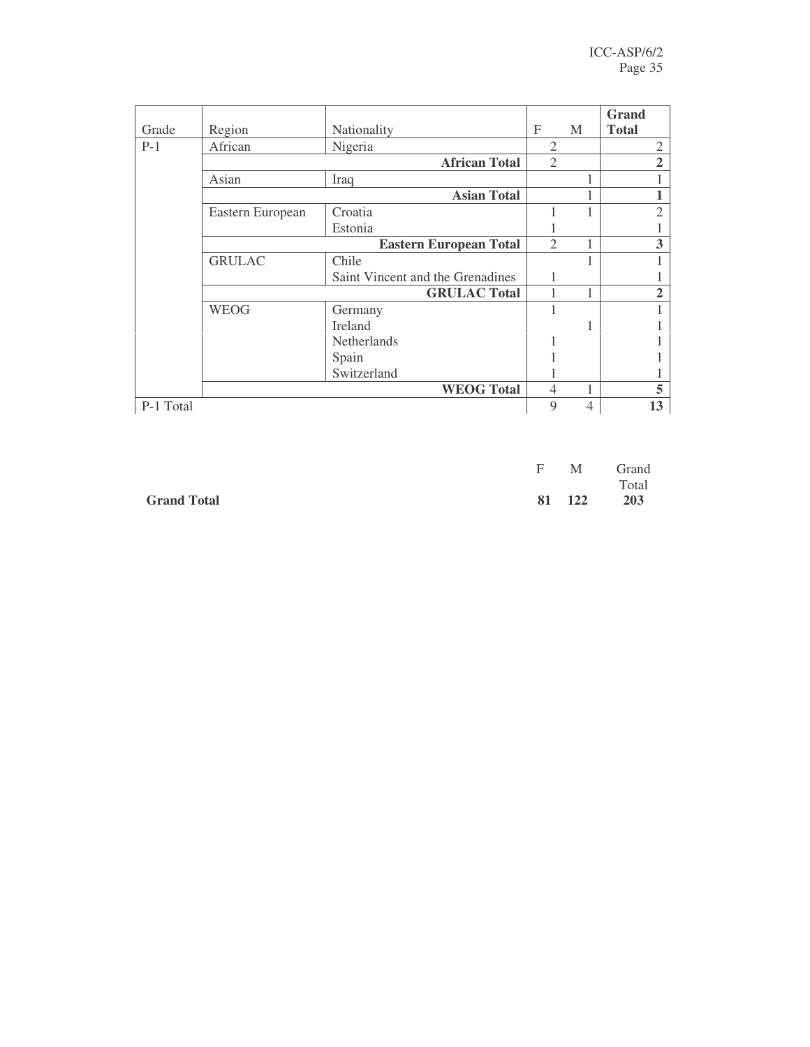| Grade | Region | Nationality | F | M | Grand Total |
|---|---|---|---|---|---|
| P-1 | African | Nigeria | 2 | | 2 |
| | | **African Total** | 2 | | **2** |
| | Asian | Iraq | | 1 | 1 |
| | | **Asian Total** | | 1 | **1** |
| | Eastern European | Croatia | 1 | 1 | 2 |
| | | Estonia | 1 | | 1 |
| | | **Eastern European Total** | 2 | 1 | **3** |
| | GRULAC | Chile | | 1 | 1 |
| | | Saint Vincent and the Grenadines | 1 | | 1 |
| | | **GRULAC Total** | 1 | 1 | **2** |
| | WEOG | Germany | 1 | | 1 |
| | | Ireland | | 1 | 1 |
| | | Netherlands | 1 | | 1 |
| | | Spain | 1 | | 1 |
| | | Switzerland | 1 | | 1 |
| | | **WEOG Total** | 4 | 1 | **5** |
| P-1 Total | | | 9 | 4 | **13** |

| | F | M | Grand Total |
|---|---|---|---|
| **Grand Total** | **81** | **122** | **203** |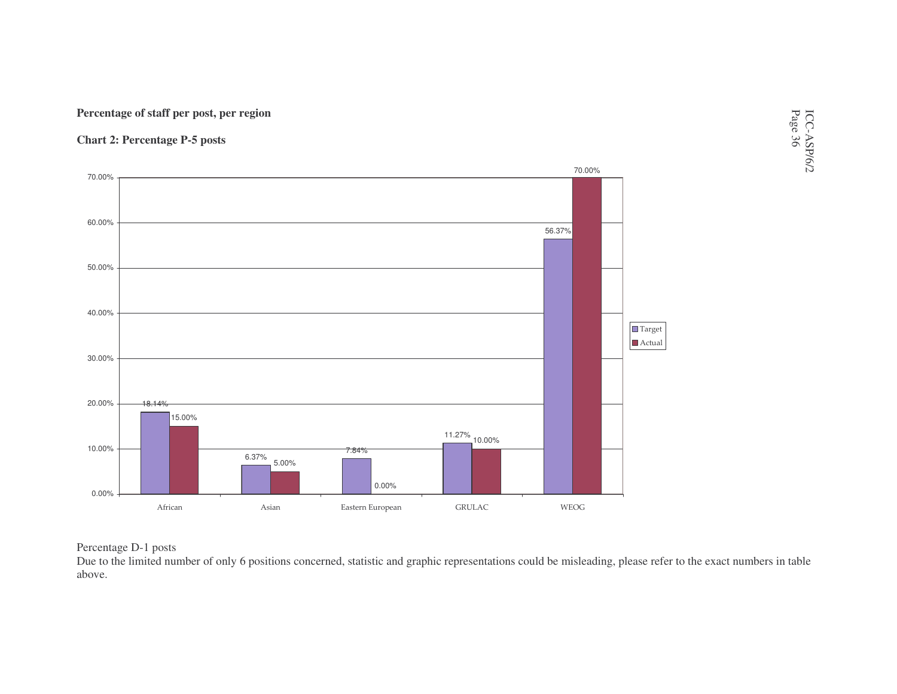**Percentage of staff per post, per region**

**Chart 2: Percentage P-5 posts**

| Region | Target | Actual |
|---|---|---|
| African | 18.14% | 15.00% |
| Asian | 6.37% | 5.00% |
| Eastern European | 7.84% | 0.00% |
| GRULAC | 11.27% | 10.00% |
| WEOG | 56.37% | 70.00% |

Percentage D-1 posts

Due to the limited number of only 6 positions concerned, statistic and graphic representations could be misleading, please refer to the exact numbers in table above.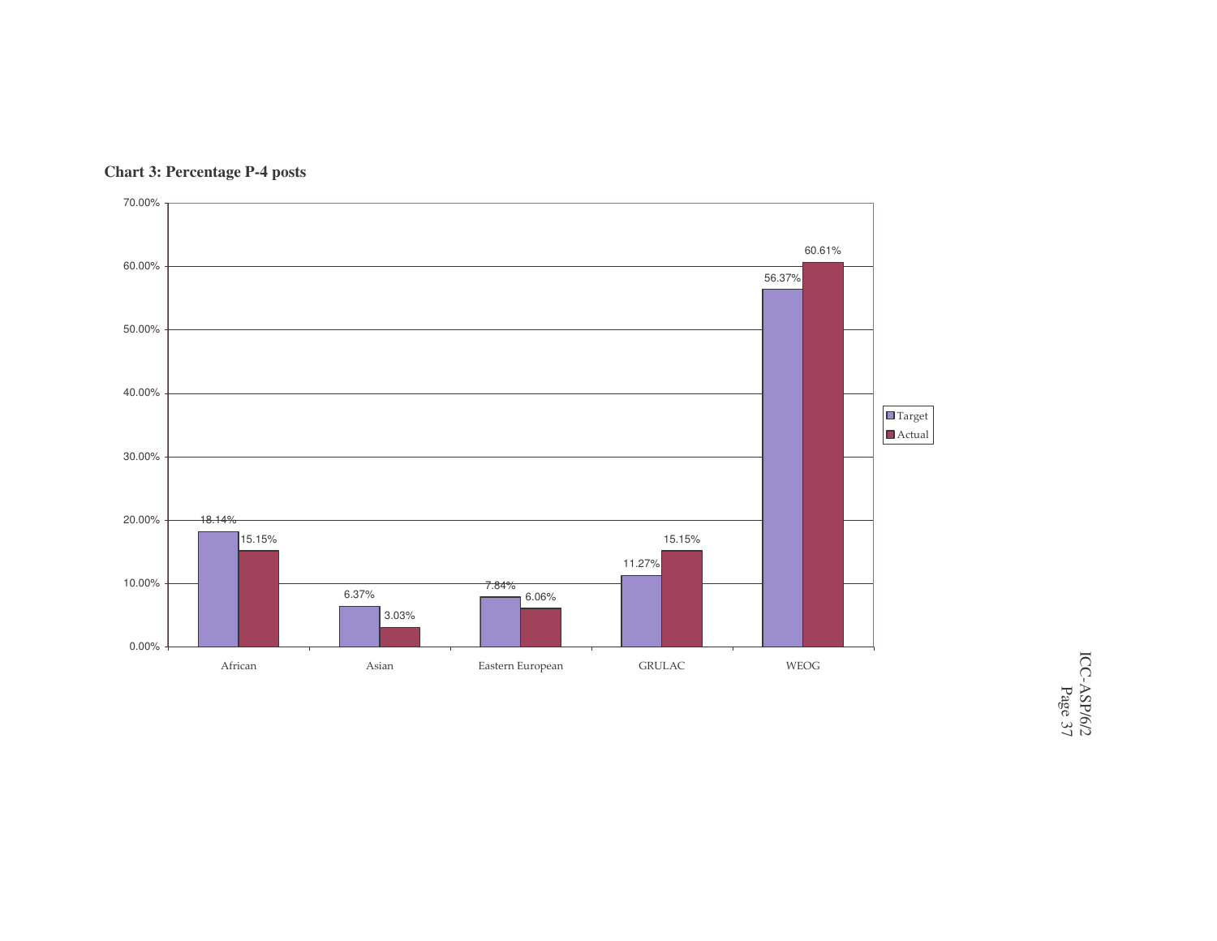**Chart 3: Percentage P-4 posts**

| | Target | Actual |
|---|---|---|
| African | 18.14% | 15.15% |
| Asian | 6.37% | 3.03% |
| Eastern European | 7.84% | 6.06% |
| GRULAC | 11.27% | 15.15% |
| WEOG | 56.37% | 60.61% |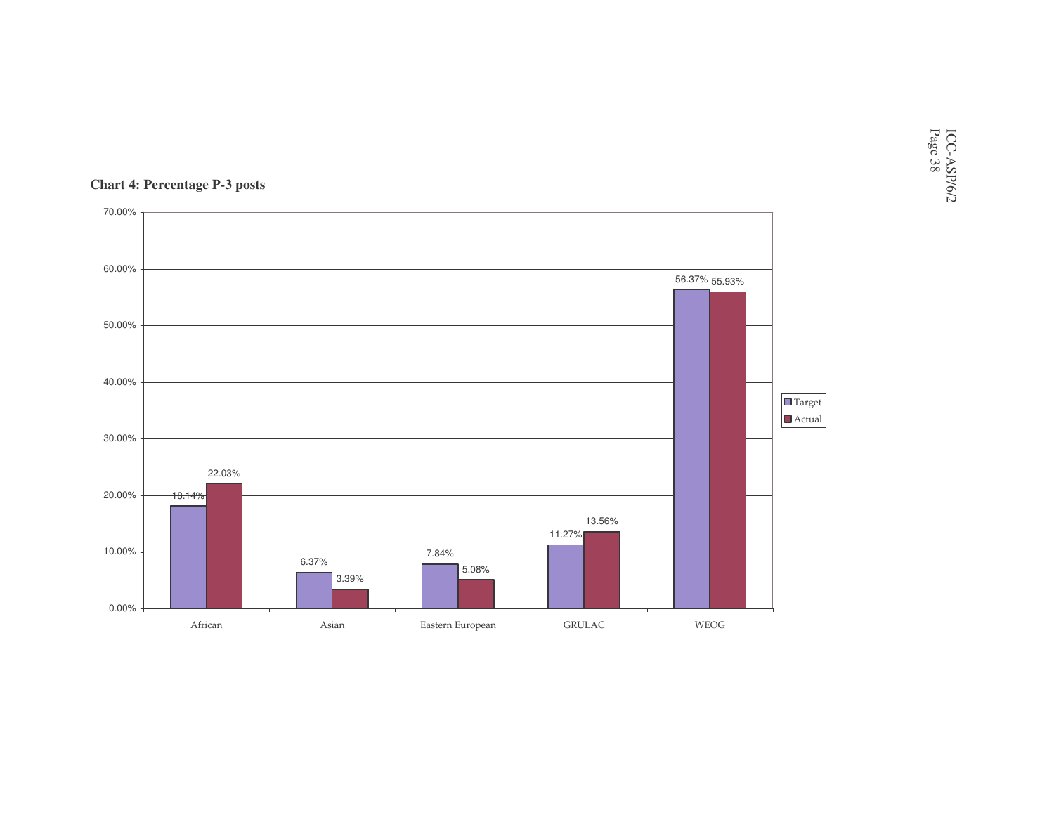**Chart 4: Percentage P-3 posts**

| | Target | Actual |
|---|---|---|
| African | 18.14% | 22.03% |
| Asian | 6.37% | 3.39% |
| Eastern European | 7.84% | 5.08% |
| GRULAC | 11.27% | 13.56% |
| WEOG | 56.37% | 55.93% |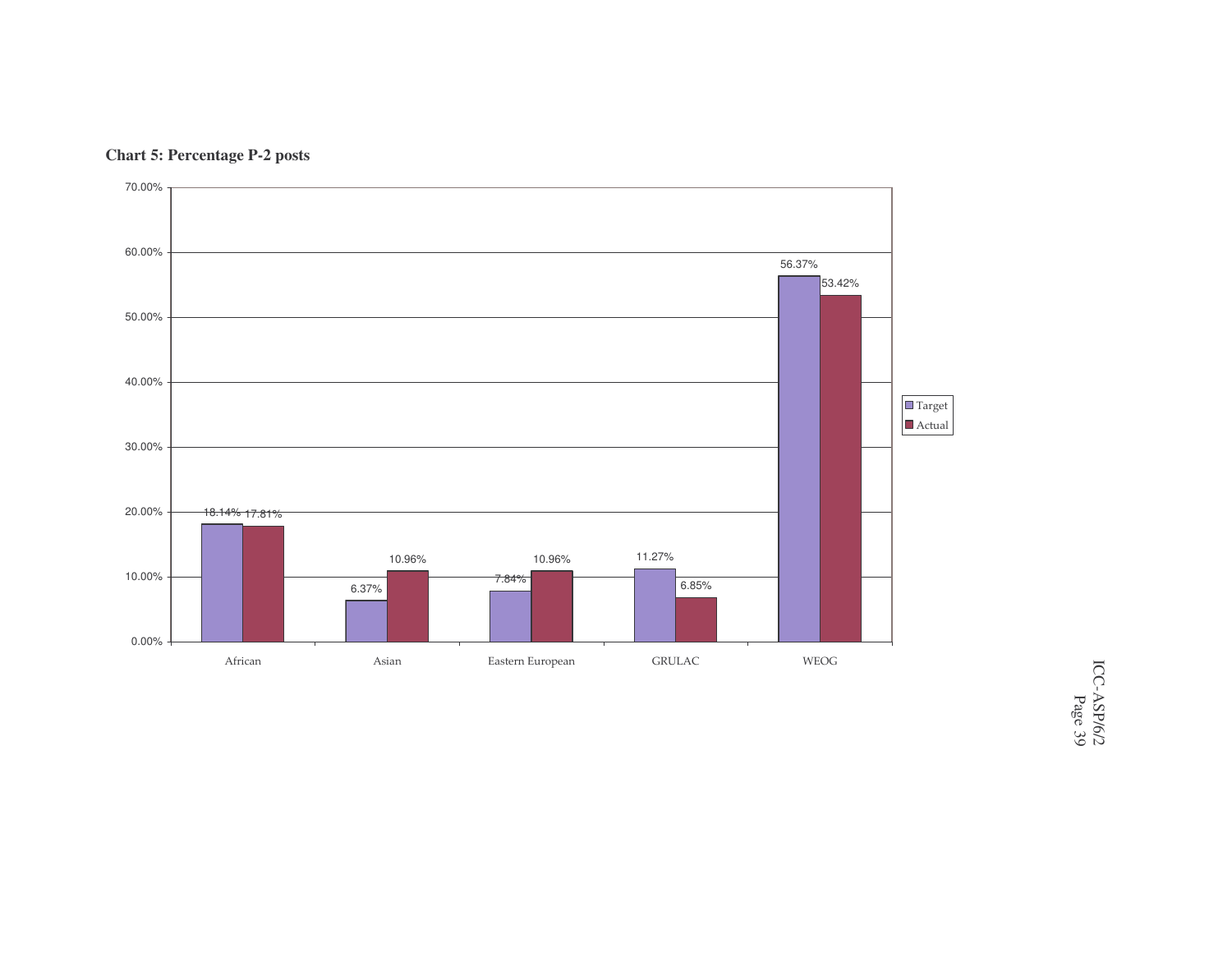**Chart 5: Percentage P-2 posts**

| | Target | Actual |
|---|---|---|
| African | 18.14% | 17.81% |
| Asian | 6.37% | 10.96% |
| Eastern European | 7.84% | 10.96% |
| GRULAC | 11.27% | 6.85% |
| WEOG | 56.37% | 53.42% |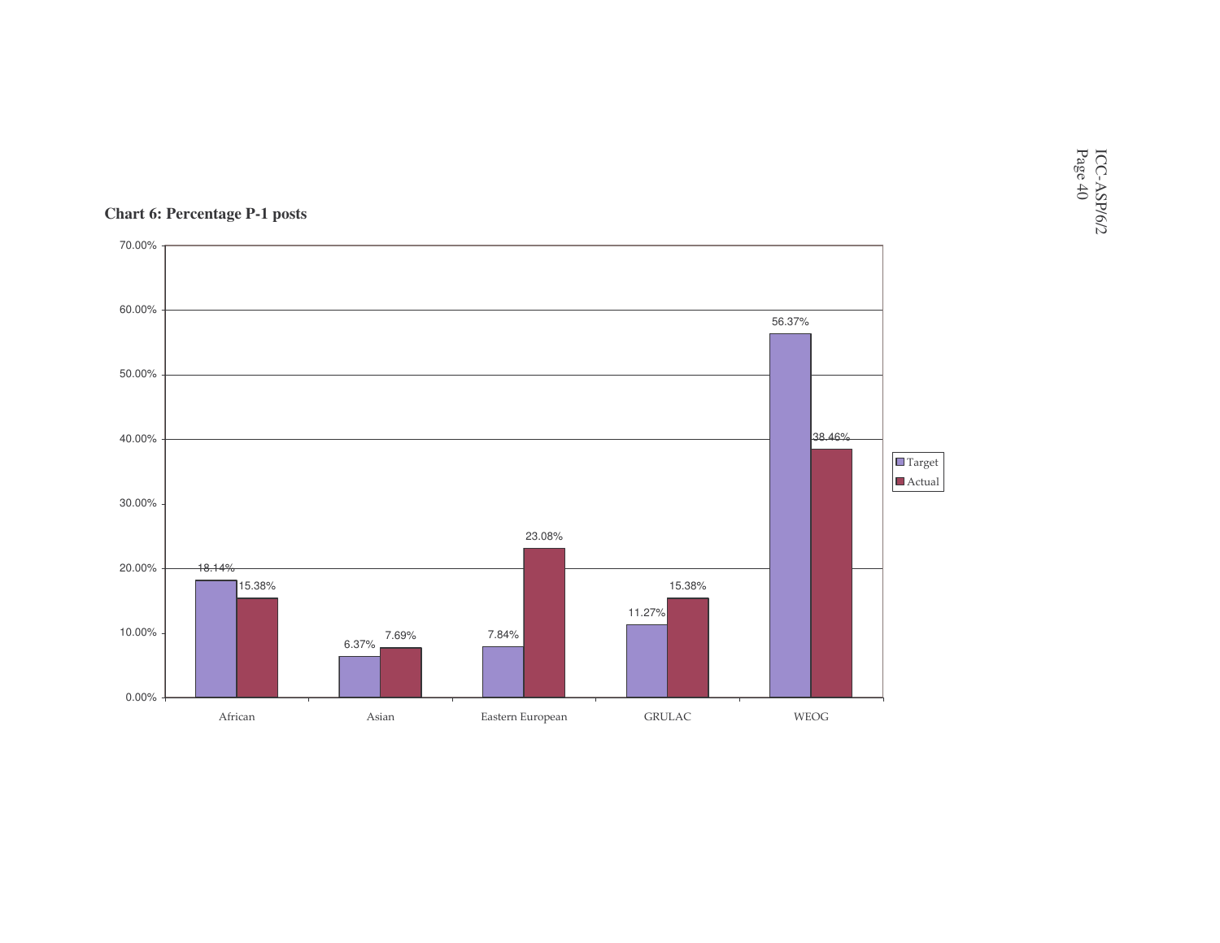**Chart 6: Percentage P-1 posts**

| | Target | Actual |
|---|---|---|
| African | 18.14% | 15.38% |
| Asian | 6.37% | 7.69% |
| Eastern European | 7.84% | 23.08% |
| GRULAC | 11.27% | 15.38% |
| WEOG | 56.37% | 38.46% |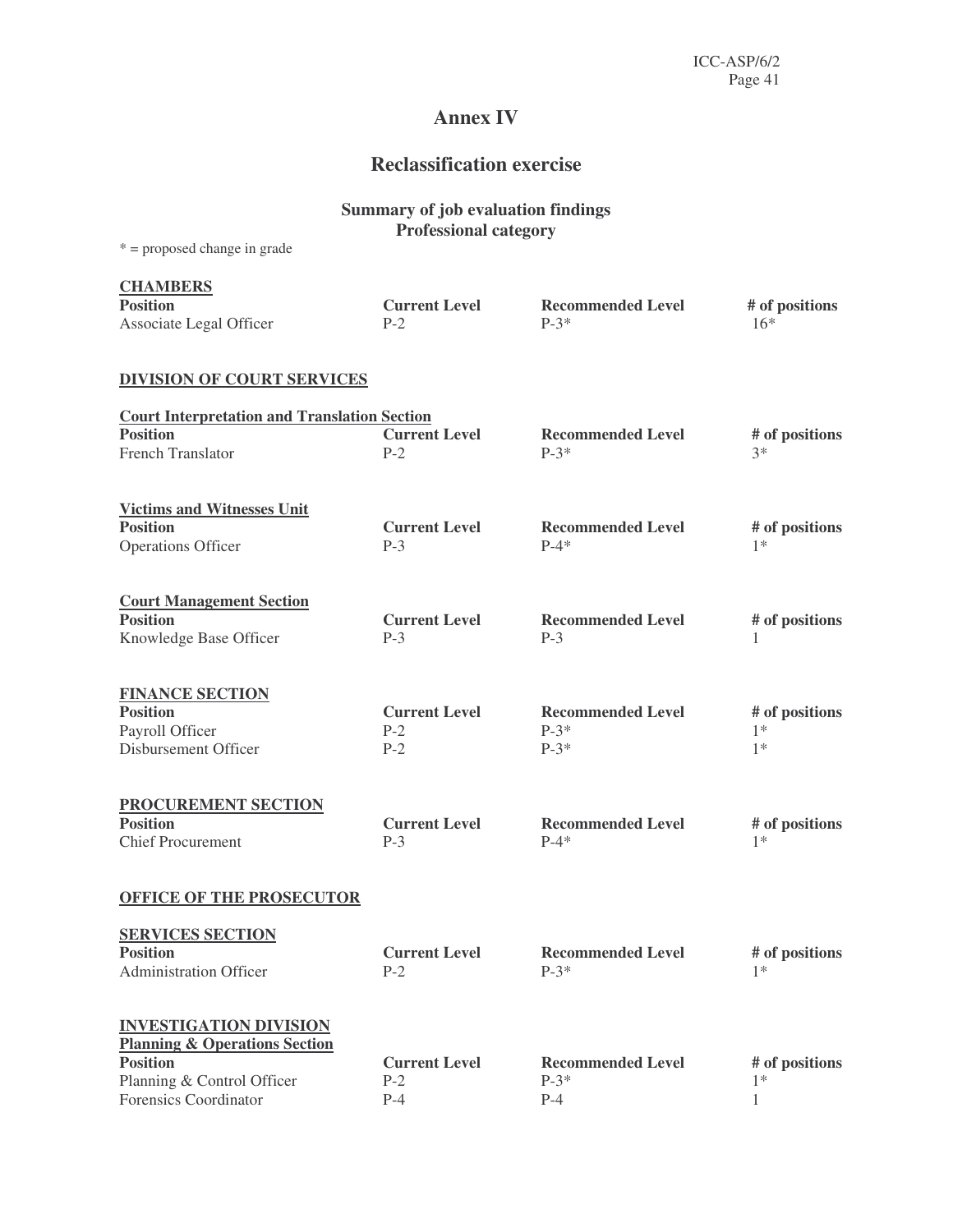# Annex IV

## Reclassification exercise

### Summary of job evaluation findings
### Professional category

* = proposed change in grade

**CHAMBERS**

| Position | Current Level | Recommended Level | # of positions |
|---|---|---|---|
| Associate Legal Officer | P-2 | P-3* | 16* |

**DIVISION OF COURT SERVICES**

**Court Interpretation and Translation Section**

| Position | Current Level | Recommended Level | # of positions |
|---|---|---|---|
| French Translator | P-2 | P-3* | 3* |

**Victims and Witnesses Unit**

| Position | Current Level | Recommended Level | # of positions |
|---|---|---|---|
| Operations Officer | P-3 | P-4* | 1* |

**Court Management Section**

| Position | Current Level | Recommended Level | # of positions |
|---|---|---|---|
| Knowledge Base Officer | P-3 | P-3 | 1 |

**FINANCE SECTION**

| Position | Current Level | Recommended Level | # of positions |
|---|---|---|---|
| Payroll Officer | P-2 | P-3* | 1* |
| Disbursement Officer | P-2 | P-3* | 1* |

**PROCUREMENT SECTION**

| Position | Current Level | Recommended Level | # of positions |
|---|---|---|---|
| Chief Procurement | P-3 | P-4* | 1* |

**OFFICE OF THE PROSECUTOR**

**SERVICES SECTION**

| Position | Current Level | Recommended Level | # of positions |
|---|---|---|---|
| Administration Officer | P-2 | P-3* | 1* |

**INVESTIGATION DIVISION**

**Planning & Operations Section**

| Position | Current Level | Recommended Level | # of positions |
|---|---|---|---|
| Planning & Control Officer | P-2 | P-3* | 1* |
| Forensics Coordinator | P-4 | P-4 | 1 |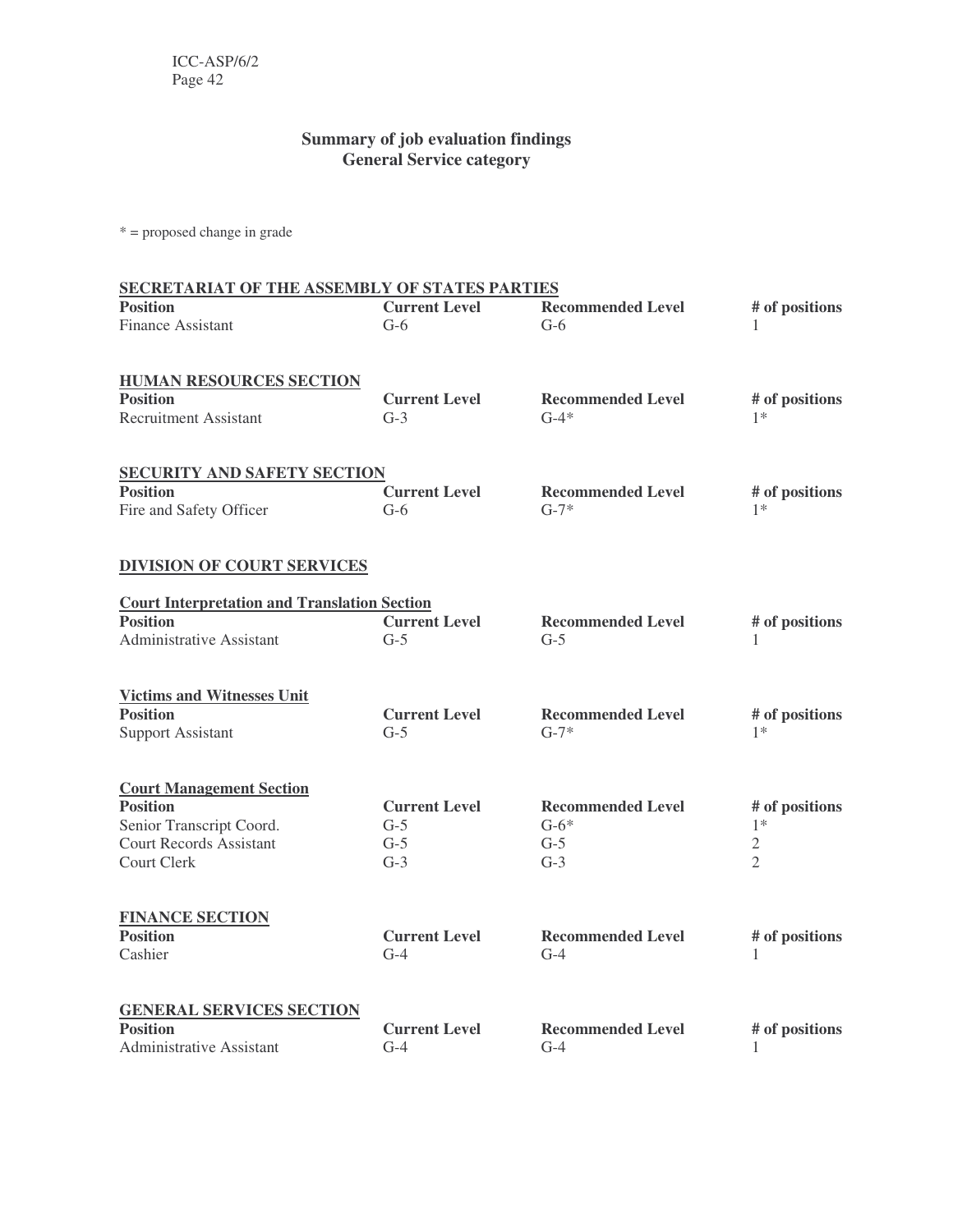## Summary of job evaluation findings
## General Service category

* = proposed change in grade

**SECRETARIAT OF THE ASSEMBLY OF STATES PARTIES**

| Position | Current Level | Recommended Level | # of positions |
|---|---|---|---|
| Finance Assistant | G-6 | G-6 | 1 |

**HUMAN RESOURCES SECTION**

| Position | Current Level | Recommended Level | # of positions |
|---|---|---|---|
| Recruitment Assistant | G-3 | G-4* | 1* |

**SECURITY AND SAFETY SECTION**

| Position | Current Level | Recommended Level | # of positions |
|---|---|---|---|
| Fire and Safety Officer | G-6 | G-7* | 1* |

**DIVISION OF COURT SERVICES**

**Court Interpretation and Translation Section**

| Position | Current Level | Recommended Level | # of positions |
|---|---|---|---|
| Administrative Assistant | G-5 | G-5 | 1 |

**Victims and Witnesses Unit**

| Position | Current Level | Recommended Level | # of positions |
|---|---|---|---|
| Support Assistant | G-5 | G-7* | 1* |

**Court Management Section**

| Position | Current Level | Recommended Level | # of positions |
|---|---|---|---|
| Senior Transcript Coord. | G-5 | G-6* | 1* |
| Court Records Assistant | G-5 | G-5 | 2 |
| Court Clerk | G-3 | G-3 | 2 |

**FINANCE SECTION**

| Position | Current Level | Recommended Level | # of positions |
|---|---|---|---|
| Cashier | G-4 | G-4 | 1 |

**GENERAL SERVICES SECTION**

| Position | Current Level | Recommended Level | # of positions |
|---|---|---|---|
| Administrative Assistant | G-4 | G-4 | 1 |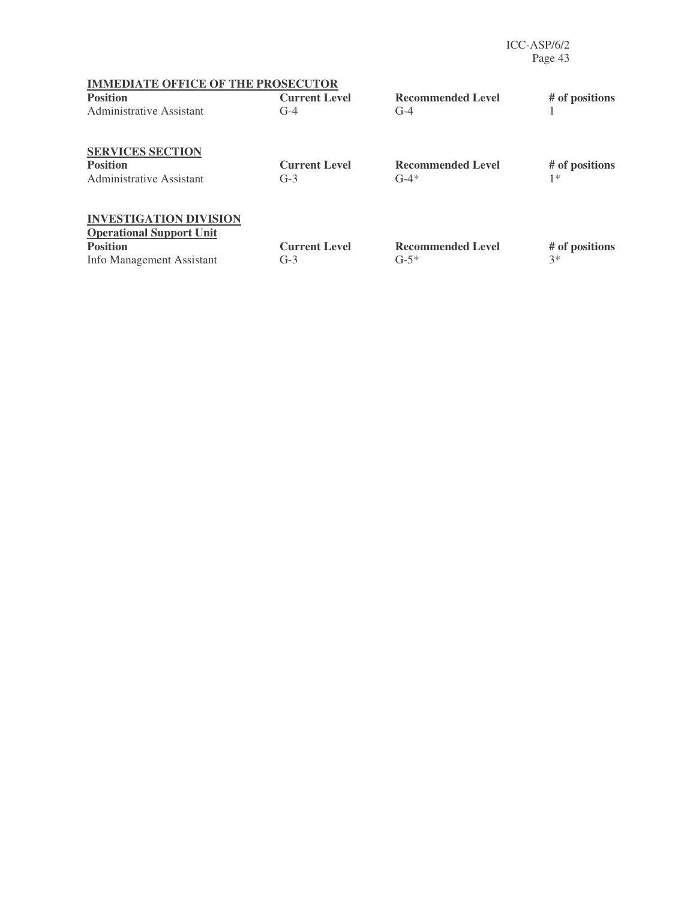**IMMEDIATE OFFICE OF THE PROSECUTOR**

| Position | Current Level | Recommended Level | # of positions |
|---|---|---|---|
| Administrative Assistant | G-4 | G-4 | 1 |

**SERVICES SECTION**

| Position | Current Level | Recommended Level | # of positions |
|---|---|---|---|
| Administrative Assistant | G-3 | G-4* | 1* |

**INVESTIGATION DIVISION**

**Operational Support Unit**

| Position | Current Level | Recommended Level | # of positions |
|---|---|---|---|
| Info Management Assistant | G-3 | G-5* | 3* |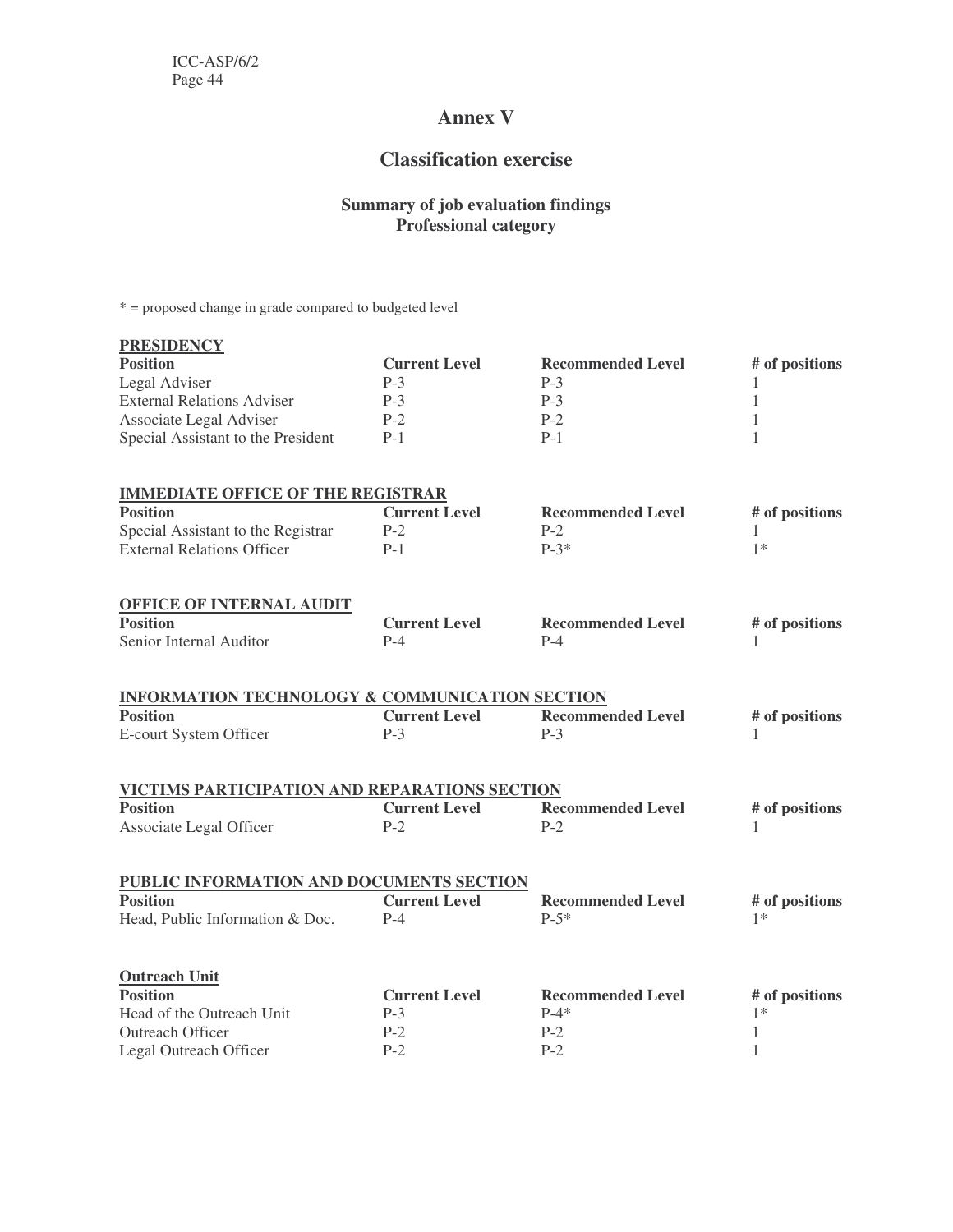# Annex V

## Classification exercise

### Summary of job evaluation findings
### Professional category

\* = proposed change in grade compared to budgeted level

**PRESIDENCY**

| Position | Current Level | Recommended Level | # of positions |
|---|---|---|---|
| Legal Adviser | P-3 | P-3 | 1 |
| External Relations Adviser | P-3 | P-3 | 1 |
| Associate Legal Adviser | P-2 | P-2 | 1 |
| Special Assistant to the President | P-1 | P-1 | 1 |

**IMMEDIATE OFFICE OF THE REGISTRAR**

| Position | Current Level | Recommended Level | # of positions |
|---|---|---|---|
| Special Assistant to the Registrar | P-2 | P-2 | 1 |
| External Relations Officer | P-1 | P-3* | 1* |

**OFFICE OF INTERNAL AUDIT**

| Position | Current Level | Recommended Level | # of positions |
|---|---|---|---|
| Senior Internal Auditor | P-4 | P-4 | 1 |

**INFORMATION TECHNOLOGY & COMMUNICATION SECTION**

| Position | Current Level | Recommended Level | # of positions |
|---|---|---|---|
| E-court System Officer | P-3 | P-3 | 1 |

**VICTIMS PARTICIPATION AND REPARATIONS SECTION**

| Position | Current Level | Recommended Level | # of positions |
|---|---|---|---|
| Associate Legal Officer | P-2 | P-2 | 1 |

**PUBLIC INFORMATION AND DOCUMENTS SECTION**

| Position | Current Level | Recommended Level | # of positions |
|---|---|---|---|
| Head, Public Information & Doc. | P-4 | P-5* | 1* |

**Outreach Unit**

| Position | Current Level | Recommended Level | # of positions |
|---|---|---|---|
| Head of the Outreach Unit | P-3 | P-4* | 1* |
| Outreach Officer | P-2 | P-2 | 1 |
| Legal Outreach Officer | P-2 | P-2 | 1 |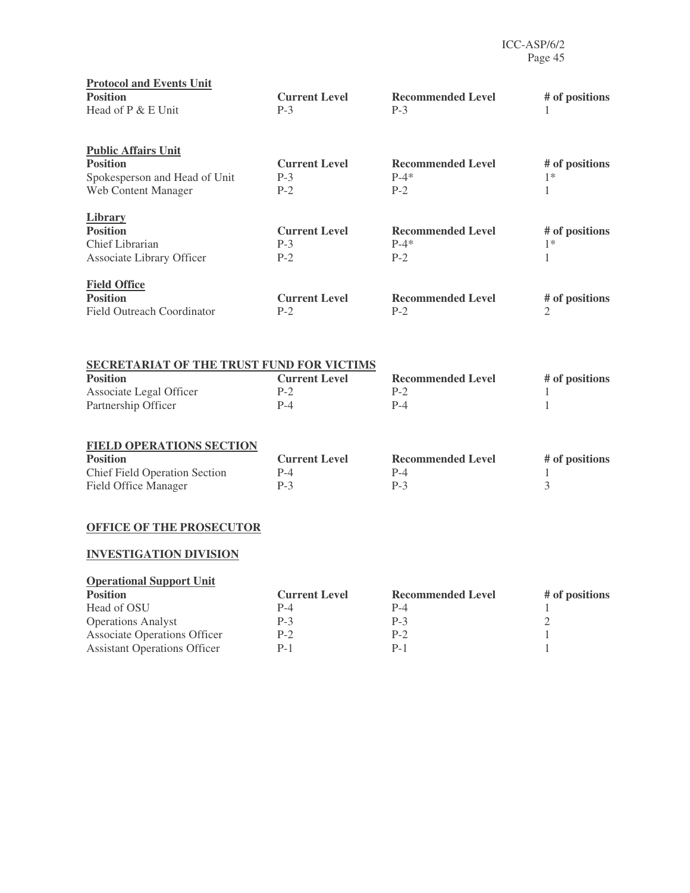**Protocol and Events Unit**

| Position | Current Level | Recommended Level | # of positions |
| --- | --- | --- | --- |
| Head of P & E Unit | P-3 | P-3 | 1 |

**Public Affairs Unit**

| Position | Current Level | Recommended Level | # of positions |
| --- | --- | --- | --- |
| Spokesperson and Head of Unit | P-3 | P-4* | 1* |
| Web Content Manager | P-2 | P-2 | 1 |

**Library**

| Position | Current Level | Recommended Level | # of positions |
| --- | --- | --- | --- |
| Chief Librarian | P-3 | P-4* | 1* |
| Associate Library Officer | P-2 | P-2 | 1 |

**Field Office**

| Position | Current Level | Recommended Level | # of positions |
| --- | --- | --- | --- |
| Field Outreach Coordinator | P-2 | P-2 | 2 |

**SECRETARIAT OF THE TRUST FUND FOR VICTIMS**

| Position | Current Level | Recommended Level | # of positions |
| --- | --- | --- | --- |
| Associate Legal Officer | P-2 | P-2 | 1 |
| Partnership Officer | P-4 | P-4 | 1 |

**FIELD OPERATIONS SECTION**

| Position | Current Level | Recommended Level | # of positions |
| --- | --- | --- | --- |
| Chief Field Operation Section | P-4 | P-4 | 1 |
| Field Office Manager | P-3 | P-3 | 3 |

**OFFICE OF THE PROSECUTOR**

**INVESTIGATION DIVISION**

**Operational Support Unit**

| Position | Current Level | Recommended Level | # of positions |
| --- | --- | --- | --- |
| Head of OSU | P-4 | P-4 | 1 |
| Operations Analyst | P-3 | P-3 | 2 |
| Associate Operations Officer | P-2 | P-2 | 1 |
| Assistant Operations Officer | P-1 | P-1 | 1 |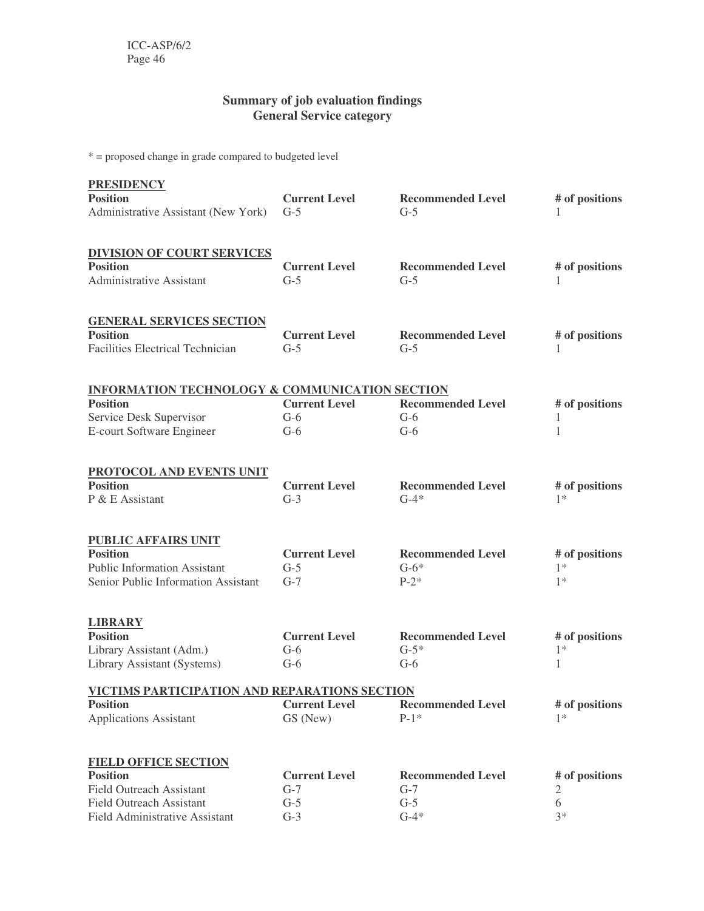## Summary of job evaluation findings
## General Service category

\* = proposed change in grade compared to budgeted level

### PRESIDENCY

| Position | Current Level | Recommended Level | # of positions |
|---|---|---|---|
| Administrative Assistant (New York) | G-5 | G-5 | 1 |

### DIVISION OF COURT SERVICES

| Position | Current Level | Recommended Level | # of positions |
|---|---|---|---|
| Administrative Assistant | G-5 | G-5 | 1 |

### GENERAL SERVICES SECTION

| Position | Current Level | Recommended Level | # of positions |
|---|---|---|---|
| Facilities Electrical Technician | G-5 | G-5 | 1 |

### INFORMATION TECHNOLOGY & COMMUNICATION SECTION

| Position | Current Level | Recommended Level | # of positions |
|---|---|---|---|
| Service Desk Supervisor | G-6 | G-6 | 1 |
| E-court Software Engineer | G-6 | G-6 | 1 |

### PROTOCOL AND EVENTS UNIT

| Position | Current Level | Recommended Level | # of positions |
|---|---|---|---|
| P & E Assistant | G-3 | G-4* | 1* |

### PUBLIC AFFAIRS UNIT

| Position | Current Level | Recommended Level | # of positions |
|---|---|---|---|
| Public Information Assistant | G-5 | G-6* | 1* |
| Senior Public Information Assistant | G-7 | P-2* | 1* |

### LIBRARY

| Position | Current Level | Recommended Level | # of positions |
|---|---|---|---|
| Library Assistant (Adm.) | G-6 | G-5* | 1* |
| Library Assistant (Systems) | G-6 | G-6 | 1 |

### VICTIMS PARTICIPATION AND REPARATIONS SECTION

| Position | Current Level | Recommended Level | # of positions |
|---|---|---|---|
| Applications Assistant | GS (New) | P-1* | 1* |

### FIELD OFFICE SECTION

| Position | Current Level | Recommended Level | # of positions |
|---|---|---|---|
| Field Outreach Assistant | G-7 | G-7 | 2 |
| Field Outreach Assistant | G-5 | G-5 | 6 |
| Field Administrative Assistant | G-3 | G-4* | 3* |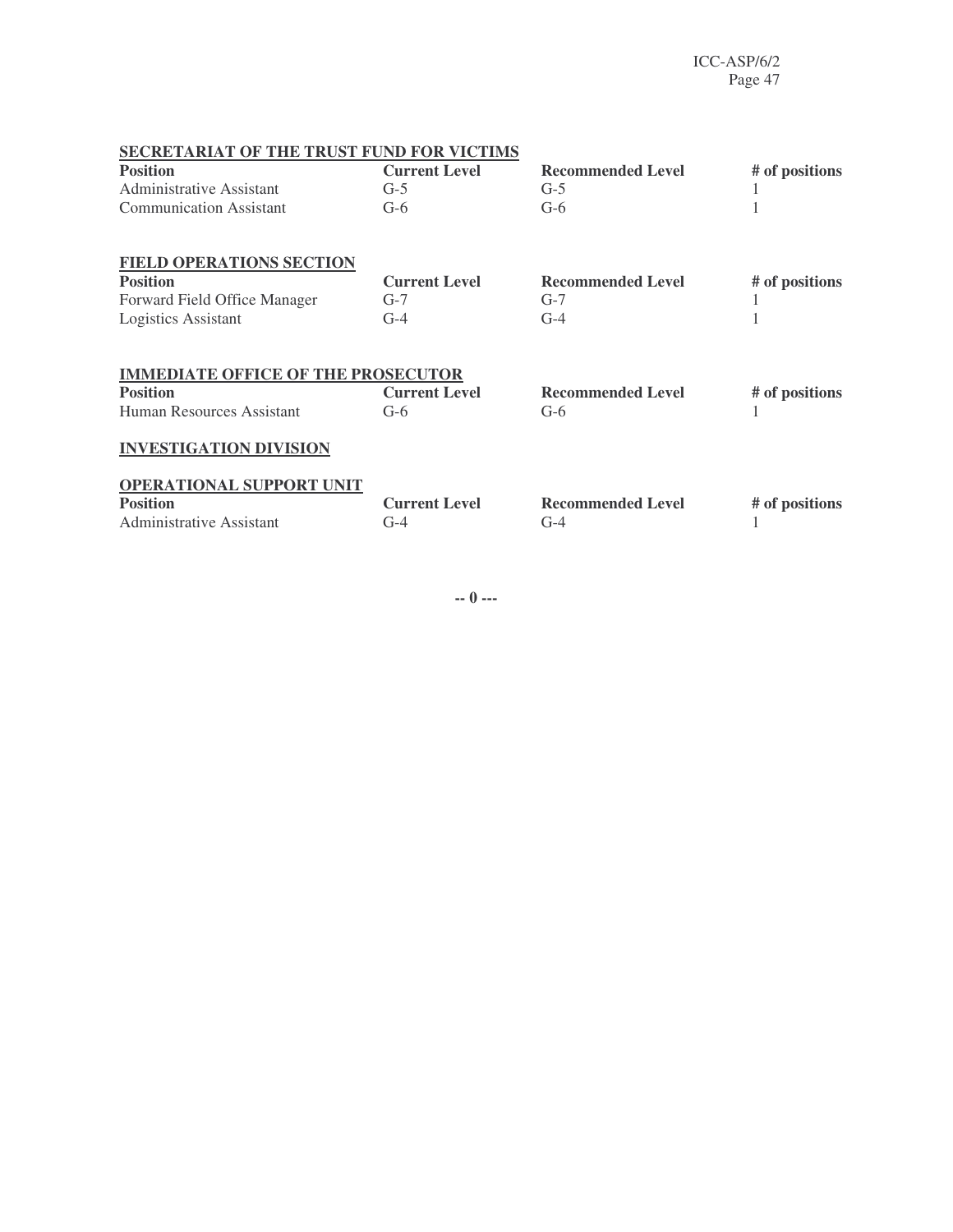**SECRETARIAT OF THE TRUST FUND FOR VICTIMS**

| Position | Current Level | Recommended Level | # of positions |
|---|---|---|---|
| Administrative Assistant | G-5 | G-5 | 1 |
| Communication Assistant | G-6 | G-6 | 1 |

**FIELD OPERATIONS SECTION**

| Position | Current Level | Recommended Level | # of positions |
|---|---|---|---|
| Forward Field Office Manager | G-7 | G-7 | 1 |
| Logistics Assistant | G-4 | G-4 | 1 |

**IMMEDIATE OFFICE OF THE PROSECUTOR**

| Position | Current Level | Recommended Level | # of positions |
|---|---|---|---|
| Human Resources Assistant | G-6 | G-6 | 1 |

**INVESTIGATION DIVISION**

**OPERATIONAL SUPPORT UNIT**

| Position | Current Level | Recommended Level | # of positions |
|---|---|---|---|
| Administrative Assistant | G-4 | G-4 | 1 |

-- 0 ---